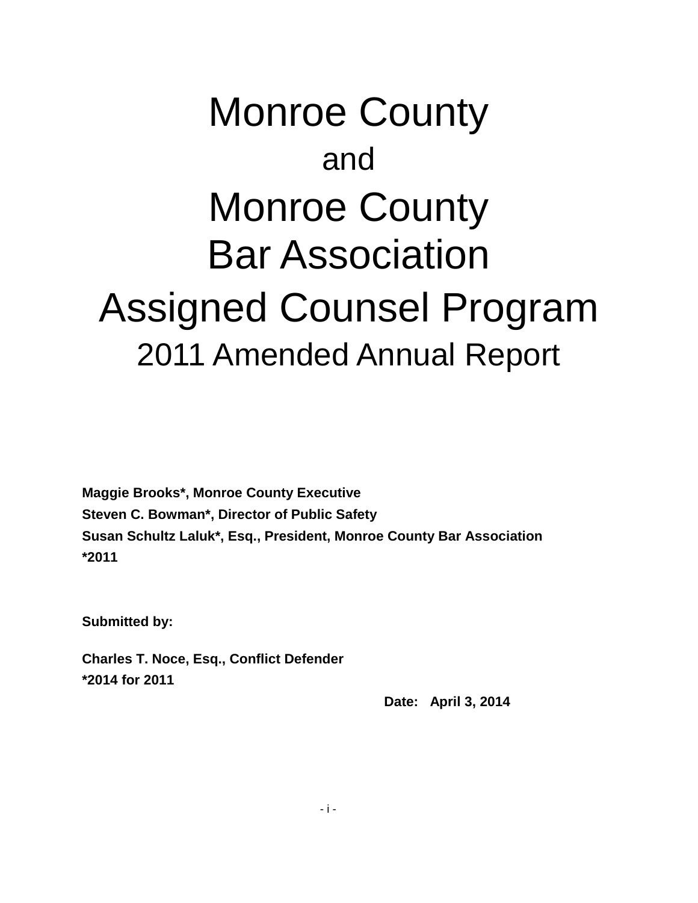# Monroe County

and

# Monroe County Bar Association

# Assigned Counsel Program

## 2011 Amended Annual Report

**Maggie Brooks*, Monroe County Executive**
**Steven C. Bowman*, Director of Public Safety**
**Susan Schultz Laluk*, Esq., President, Monroe County Bar Association**
***2011**

**Submitted by:**

**Charles T. Noce, Esq., Conflict Defender**
***2014 for 2011**

**Date: April 3, 2014**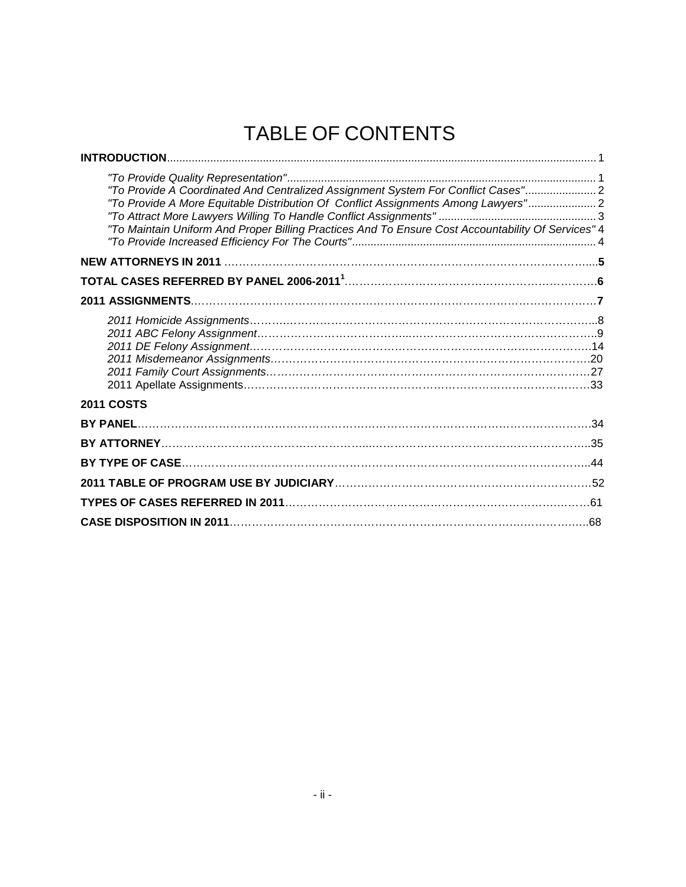# TABLE OF CONTENTS

**INTRODUCTION** ........................................................................................................................................ 1

*"To Provide Quality Representation"* .................................................................................................. 1
*"To Provide A Coordinated And Centralized Assignment System For Conflict Cases"* ...................... 2
*"To Provide A More Equitable Distribution Of Conflict Assignments Among Lawyers"* ..................... 2
*"To Attract More Lawyers Willing To Handle Conflict Assignments"* ................................................. 3
*"To Maintain Uniform And Proper Billing Practices And To Ensure Cost Accountability Of Services"* 4
*"To Provide Increased Efficiency For The Courts"* .............................................................................. 4

**NEW ATTORNEYS IN 2011** ……………………………………………………………………………………......**5**

**TOTAL CASES REFERRED BY PANEL 2006-2011[1]**…………………………………………………………….**6**

**2011 ASSIGNMENTS**……………………………………………………………………………………………….**7**

*2011 Homicide Assignments*……………………………………………………………………………………...8
*2011 ABC Felony Assignment*……………………………………...…………………………………………….9
*2011 DE Felony Assignment*…………………………………………………………………………………….14
*2011 Misdemeanor Assignments*………………………………………………………………………………….20
*2011 Family Court Assignments*…………………………………………………………………………………27
2011 Apellate Assignments……………………………………………………………………………………33

**2011 COSTS**

**BY PANEL**……………………………………………………………………………………………………….34

**BY ATTORNEY**………………………………………………...………………………………………………..35

**BY TYPE OF CASE**……………………………………………………………………………………………...44

**2011 TABLE OF PROGRAM USE BY JUDICIARY**……………………………………………………………52

**TYPES OF CASES REFERRED IN 2011**………………………………………………………………………61

**CASE DISPOSITION IN 2011**…………………………………………………………………………………..68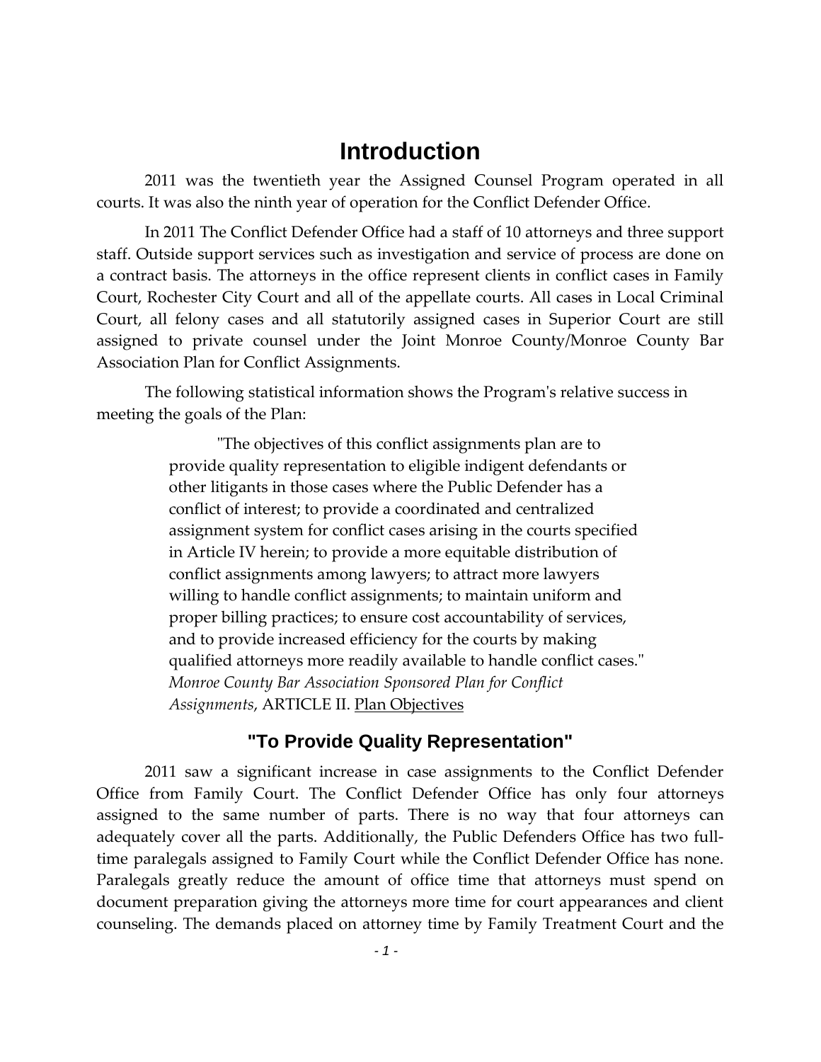# Introduction

2011 was the twentieth year the Assigned Counsel Program operated in all courts. It was also the ninth year of operation for the Conflict Defender Office.

In 2011 The Conflict Defender Office had a staff of 10 attorneys and three support staff. Outside support services such as investigation and service of process are done on a contract basis. The attorneys in the office represent clients in conflict cases in Family Court, Rochester City Court and all of the appellate courts. All cases in Local Criminal Court, all felony cases and all statutorily assigned cases in Superior Court are still assigned to private counsel under the Joint Monroe County/Monroe County Bar Association Plan for Conflict Assignments.

The following statistical information shows the Program's relative success in meeting the goals of the Plan:

> "The objectives of this conflict assignments plan are to provide quality representation to eligible indigent defendants or other litigants in those cases where the Public Defender has a conflict of interest; to provide a coordinated and centralized assignment system for conflict cases arising in the courts specified in Article IV herein; to provide a more equitable distribution of conflict assignments among lawyers; to attract more lawyers willing to handle conflict assignments; to maintain uniform and proper billing practices; to ensure cost accountability of services, and to provide increased efficiency for the courts by making qualified attorneys more readily available to handle conflict cases."
> *Monroe County Bar Association Sponsored Plan for Conflict Assignments*, ARTICLE II. Plan Objectives

## "To Provide Quality Representation"

2011 saw a significant increase in case assignments to the Conflict Defender Office from Family Court. The Conflict Defender Office has only four attorneys assigned to the same number of parts. There is no way that four attorneys can adequately cover all the parts. Additionally, the Public Defenders Office has two full-time paralegals assigned to Family Court while the Conflict Defender Office has none. Paralegals greatly reduce the amount of office time that attorneys must spend on document preparation giving the attorneys more time for court appearances and client counseling. The demands placed on attorney time by Family Treatment Court and the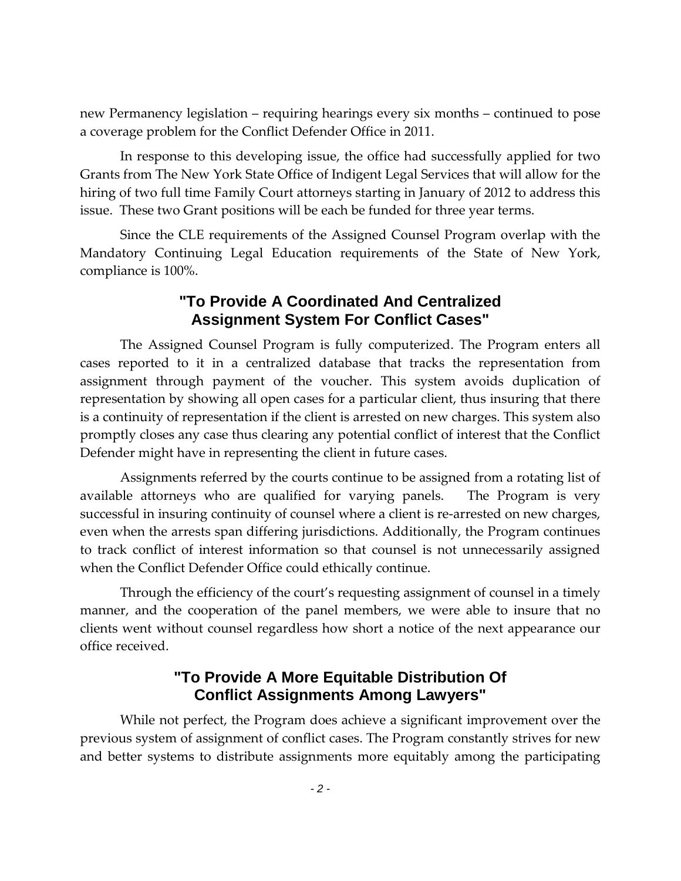new Permanency legislation – requiring hearings every six months – continued to pose a coverage problem for the Conflict Defender Office in 2011.

In response to this developing issue, the office had successfully applied for two Grants from The New York State Office of Indigent Legal Services that will allow for the hiring of two full time Family Court attorneys starting in January of 2012 to address this issue. These two Grant positions will be each be funded for three year terms.

Since the CLE requirements of the Assigned Counsel Program overlap with the Mandatory Continuing Legal Education requirements of the State of New York, compliance is 100%.

## "To Provide A Coordinated And Centralized Assignment System For Conflict Cases"

The Assigned Counsel Program is fully computerized. The Program enters all cases reported to it in a centralized database that tracks the representation from assignment through payment of the voucher. This system avoids duplication of representation by showing all open cases for a particular client, thus insuring that there is a continuity of representation if the client is arrested on new charges. This system also promptly closes any case thus clearing any potential conflict of interest that the Conflict Defender might have in representing the client in future cases.

Assignments referred by the courts continue to be assigned from a rotating list of available attorneys who are qualified for varying panels. The Program is very successful in insuring continuity of counsel where a client is re-arrested on new charges, even when the arrests span differing jurisdictions. Additionally, the Program continues to track conflict of interest information so that counsel is not unnecessarily assigned when the Conflict Defender Office could ethically continue.

Through the efficiency of the court's requesting assignment of counsel in a timely manner, and the cooperation of the panel members, we were able to insure that no clients went without counsel regardless how short a notice of the next appearance our office received.

## "To Provide A More Equitable Distribution Of Conflict Assignments Among Lawyers"

While not perfect, the Program does achieve a significant improvement over the previous system of assignment of conflict cases. The Program constantly strives for new and better systems to distribute assignments more equitably among the participating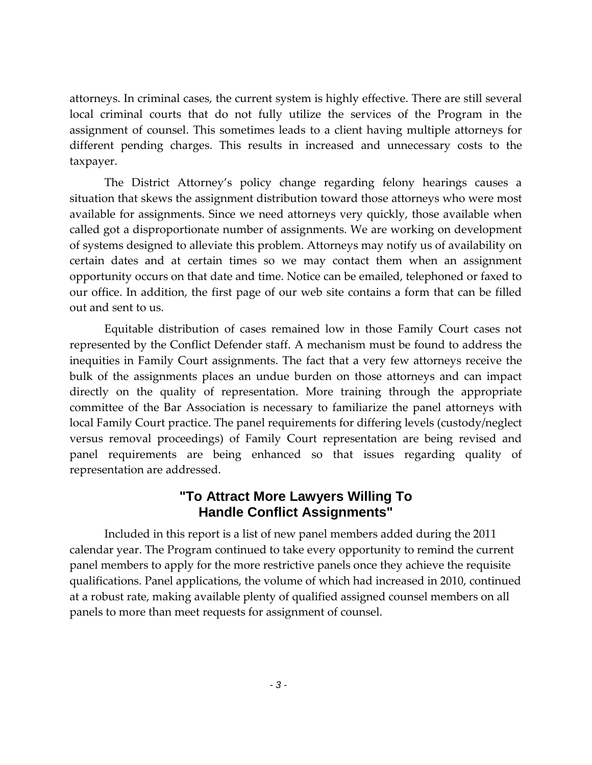attorneys. In criminal cases, the current system is highly effective. There are still several local criminal courts that do not fully utilize the services of the Program in the assignment of counsel. This sometimes leads to a client having multiple attorneys for different pending charges. This results in increased and unnecessary costs to the taxpayer.

The District Attorney's policy change regarding felony hearings causes a situation that skews the assignment distribution toward those attorneys who were most available for assignments. Since we need attorneys very quickly, those available when called got a disproportionate number of assignments. We are working on development of systems designed to alleviate this problem. Attorneys may notify us of availability on certain dates and at certain times so we may contact them when an assignment opportunity occurs on that date and time. Notice can be emailed, telephoned or faxed to our office. In addition, the first page of our web site contains a form that can be filled out and sent to us.

Equitable distribution of cases remained low in those Family Court cases not represented by the Conflict Defender staff. A mechanism must be found to address the inequities in Family Court assignments. The fact that a very few attorneys receive the bulk of the assignments places an undue burden on those attorneys and can impact directly on the quality of representation. More training through the appropriate committee of the Bar Association is necessary to familiarize the panel attorneys with local Family Court practice. The panel requirements for differing levels (custody/neglect versus removal proceedings) of Family Court representation are being revised and panel requirements are being enhanced so that issues regarding quality of representation are addressed.

## "To Attract More Lawyers Willing To Handle Conflict Assignments"

Included in this report is a list of new panel members added during the 2011 calendar year. The Program continued to take every opportunity to remind the current panel members to apply for the more restrictive panels once they achieve the requisite qualifications. Panel applications, the volume of which had increased in 2010, continued at a robust rate, making available plenty of qualified assigned counsel members on all panels to more than meet requests for assignment of counsel.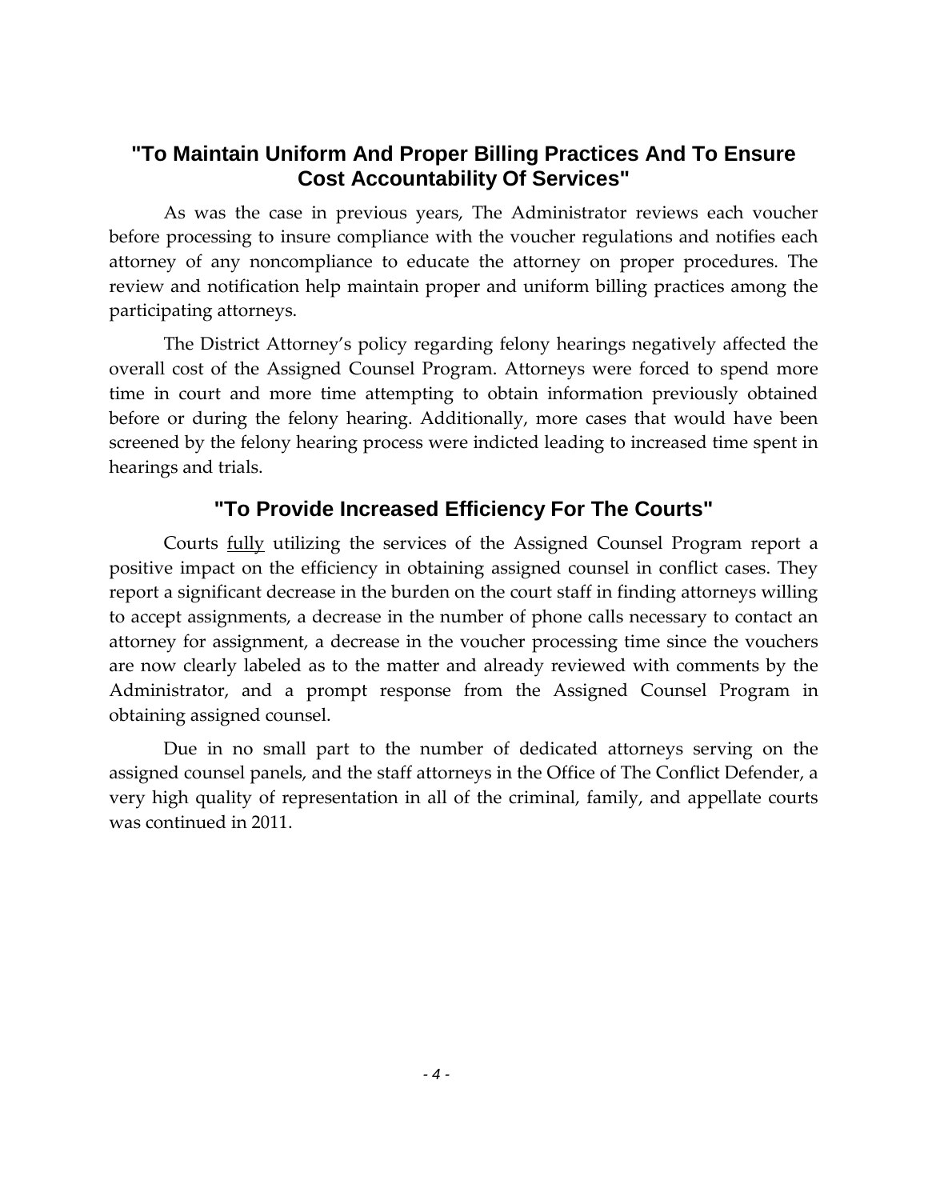## "To Maintain Uniform And Proper Billing Practices And To Ensure Cost Accountability Of Services"

As was the case in previous years, The Administrator reviews each voucher before processing to insure compliance with the voucher regulations and notifies each attorney of any noncompliance to educate the attorney on proper procedures. The review and notification help maintain proper and uniform billing practices among the participating attorneys.

The District Attorney's policy regarding felony hearings negatively affected the overall cost of the Assigned Counsel Program. Attorneys were forced to spend more time in court and more time attempting to obtain information previously obtained before or during the felony hearing. Additionally, more cases that would have been screened by the felony hearing process were indicted leading to increased time spent in hearings and trials.

## "To Provide Increased Efficiency For The Courts"

Courts <u>fully</u> utilizing the services of the Assigned Counsel Program report a positive impact on the efficiency in obtaining assigned counsel in conflict cases. They report a significant decrease in the burden on the court staff in finding attorneys willing to accept assignments, a decrease in the number of phone calls necessary to contact an attorney for assignment, a decrease in the voucher processing time since the vouchers are now clearly labeled as to the matter and already reviewed with comments by the Administrator, and a prompt response from the Assigned Counsel Program in obtaining assigned counsel.

Due in no small part to the number of dedicated attorneys serving on the assigned counsel panels, and the staff attorneys in the Office of The Conflict Defender, a very high quality of representation in all of the criminal, family, and appellate courts was continued in 2011.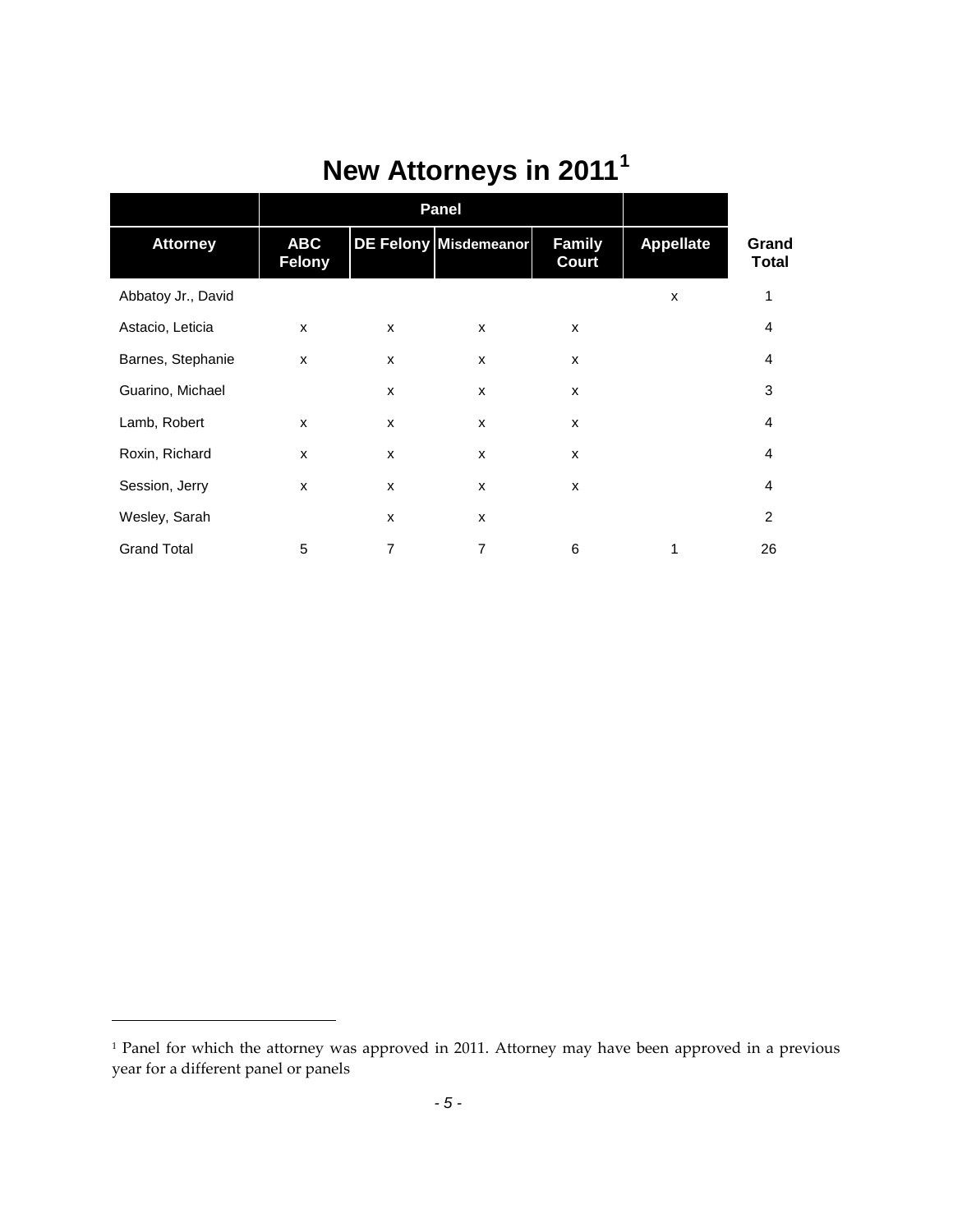# New Attorneys in 2011[1]

| | Panel | | | | | |
|---|---|---|---|---|---|---|
| Attorney | ABC Felony | DE Felony | Misdemeanor | Family Court | Appellate | Grand Total |
| Abbatoy Jr., David | | | | | x | 1 |
| Astacio, Leticia | x | x | x | x | | 4 |
| Barnes, Stephanie | x | x | x | x | | 4 |
| Guarino, Michael | | x | x | x | | 3 |
| Lamb, Robert | x | x | x | x | | 4 |
| Roxin, Richard | x | x | x | x | | 4 |
| Session, Jerry | x | x | x | x | | 4 |
| Wesley, Sarah | | x | x | | | 2 |
| Grand Total | 5 | 7 | 7 | 6 | 1 | 26 |

[1] Panel for which the attorney was approved in 2011. Attorney may have been approved in a previous year for a different panel or panels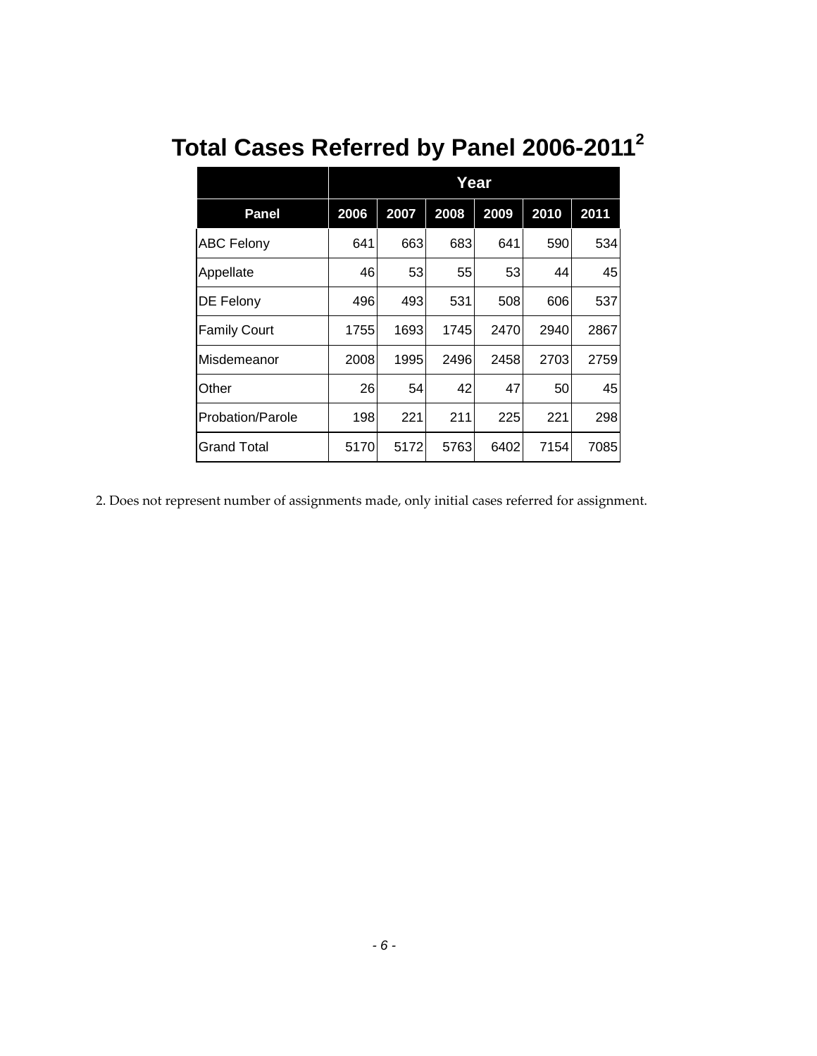# Total Cases Referred by Panel 2006-2011[2]

| | Year | | | | | |
|---|---|---|---|---|---|---|
| **Panel** | **2006** | **2007** | **2008** | **2009** | **2010** | **2011** |
| ABC Felony | 641 | 663 | 683 | 641 | 590 | 534 |
| Appellate | 46 | 53 | 55 | 53 | 44 | 45 |
| DE Felony | 496 | 493 | 531 | 508 | 606 | 537 |
| Family Court | 1755 | 1693 | 1745 | 2470 | 2940 | 2867 |
| Misdemeanor | 2008 | 1995 | 2496 | 2458 | 2703 | 2759 |
| Other | 26 | 54 | 42 | 47 | 50 | 45 |
| Probation/Parole | 198 | 221 | 211 | 225 | 221 | 298 |
| Grand Total | 5170 | 5172 | 5763 | 6402 | 7154 | 7085 |

2. Does not represent number of assignments made, only initial cases referred for assignment.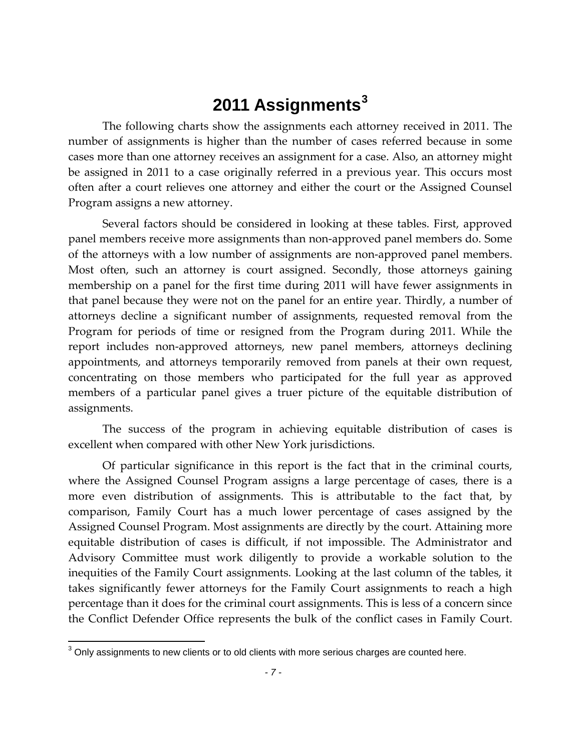# 2011 Assignments[3]

The following charts show the assignments each attorney received in 2011. The number of assignments is higher than the number of cases referred because in some cases more than one attorney receives an assignment for a case. Also, an attorney might be assigned in 2011 to a case originally referred in a previous year. This occurs most often after a court relieves one attorney and either the court or the Assigned Counsel Program assigns a new attorney.

Several factors should be considered in looking at these tables. First, approved panel members receive more assignments than non-approved panel members do. Some of the attorneys with a low number of assignments are non-approved panel members. Most often, such an attorney is court assigned. Secondly, those attorneys gaining membership on a panel for the first time during 2011 will have fewer assignments in that panel because they were not on the panel for an entire year. Thirdly, a number of attorneys decline a significant number of assignments, requested removal from the Program for periods of time or resigned from the Program during 2011. While the report includes non-approved attorneys, new panel members, attorneys declining appointments, and attorneys temporarily removed from panels at their own request, concentrating on those members who participated for the full year as approved members of a particular panel gives a truer picture of the equitable distribution of assignments.

The success of the program in achieving equitable distribution of cases is excellent when compared with other New York jurisdictions.

Of particular significance in this report is the fact that in the criminal courts, where the Assigned Counsel Program assigns a large percentage of cases, there is a more even distribution of assignments. This is attributable to the fact that, by comparison, Family Court has a much lower percentage of cases assigned by the Assigned Counsel Program. Most assignments are directly by the court. Attaining more equitable distribution of cases is difficult, if not impossible. The Administrator and Advisory Committee must work diligently to provide a workable solution to the inequities of the Family Court assignments. Looking at the last column of the tables, it takes significantly fewer attorneys for the Family Court assignments to reach a high percentage than it does for the criminal court assignments. This is less of a concern since the Conflict Defender Office represents the bulk of the conflict cases in Family Court.

[3] Only assignments to new clients or to old clients with more serious charges are counted here.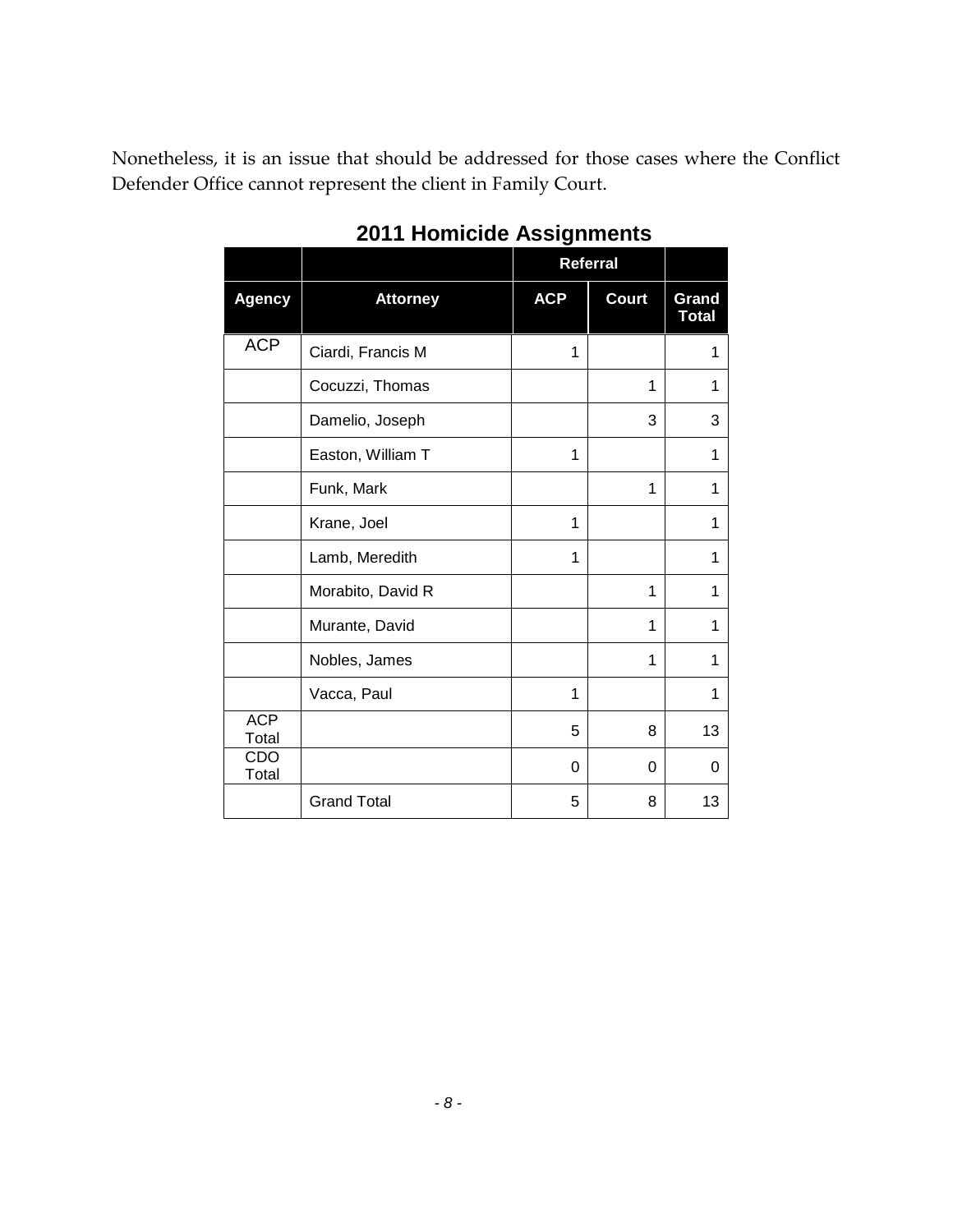Nonetheless, it is an issue that should be addressed for those cases where the Conflict Defender Office cannot represent the client in Family Court.

## 2011 Homicide Assignments

| | | Referral | | |
|---|---|---|---|---|
| **Agency** | **Attorney** | **ACP** | **Court** | **Grand Total** |
| ACP | Ciardi, Francis M | 1 | | 1 |
| | Cocuzzi, Thomas | | 1 | 1 |
| | Damelio, Joseph | | 3 | 3 |
| | Easton, William T | 1 | | 1 |
| | Funk, Mark | | 1 | 1 |
| | Krane, Joel | 1 | | 1 |
| | Lamb, Meredith | 1 | | 1 |
| | Morabito, David R | | 1 | 1 |
| | Murante, David | | 1 | 1 |
| | Nobles, James | | 1 | 1 |
| | Vacca, Paul | 1 | | 1 |
| ACP Total | | 5 | 8 | 13 |
| CDO Total | | 0 | 0 | 0 |
| | Grand Total | 5 | 8 | 13 |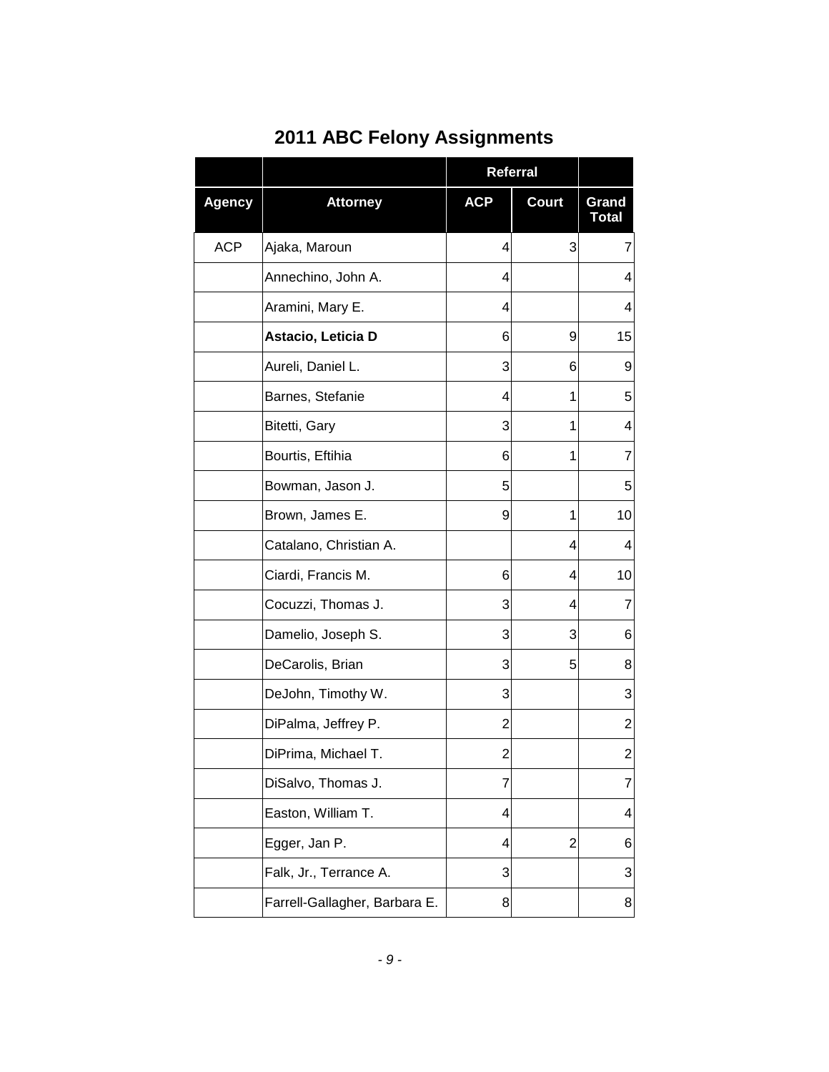## 2011 ABC Felony Assignments

| | | Referral | | |
|---|---|---|---|---|
| **Agency** | **Attorney** | **ACP** | **Court** | **Grand Total** |
| ACP | Ajaka, Maroun | 4 | 3 | 7 |
| | Annechino, John A. | 4 | | 4 |
| | Aramini, Mary E. | 4 | | 4 |
| | **Astacio, Leticia D** | 6 | 9 | 15 |
| | Aureli, Daniel L. | 3 | 6 | 9 |
| | Barnes, Stefanie | 4 | 1 | 5 |
| | Bitetti, Gary | 3 | 1 | 4 |
| | Bourtis, Eftihia | 6 | 1 | 7 |
| | Bowman, Jason J. | 5 | | 5 |
| | Brown, James E. | 9 | 1 | 10 |
| | Catalano, Christian A. | | 4 | 4 |
| | Ciardi, Francis M. | 6 | 4 | 10 |
| | Cocuzzi, Thomas J. | 3 | 4 | 7 |
| | Damelio, Joseph S. | 3 | 3 | 6 |
| | DeCarolis, Brian | 3 | 5 | 8 |
| | DeJohn, Timothy W. | 3 | | 3 |
| | DiPalma, Jeffrey P. | 2 | | 2 |
| | DiPrima, Michael T. | 2 | | 2 |
| | DiSalvo, Thomas J. | 7 | | 7 |
| | Easton, William T. | 4 | | 4 |
| | Egger, Jan P. | 4 | 2 | 6 |
| | Falk, Jr., Terrance A. | 3 | | 3 |
| | Farrell-Gallagher, Barbara E. | 8 | | 8 |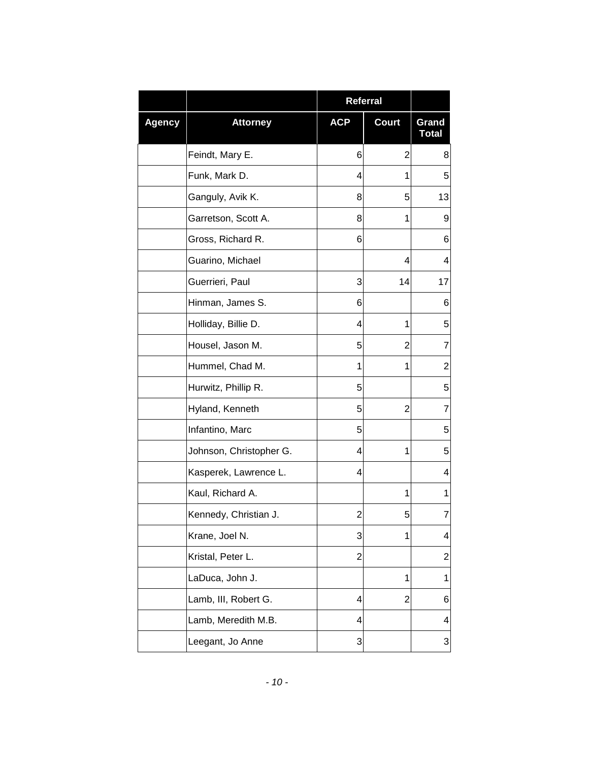| | | Referral | | |
|---|---|---|---|---|
| **Agency** | **Attorney** | **ACP** | **Court** | **Grand Total** |
| | Feindt, Mary E. | 6 | 2 | 8 |
| | Funk, Mark D. | 4 | 1 | 5 |
| | Ganguly, Avik K. | 8 | 5 | 13 |
| | Garretson, Scott A. | 8 | 1 | 9 |
| | Gross, Richard R. | 6 | | 6 |
| | Guarino, Michael | | 4 | 4 |
| | Guerrieri, Paul | 3 | 14 | 17 |
| | Hinman, James S. | 6 | | 6 |
| | Holliday, Billie D. | 4 | 1 | 5 |
| | Housel, Jason M. | 5 | 2 | 7 |
| | Hummel, Chad M. | 1 | 1 | 2 |
| | Hurwitz, Phillip R. | 5 | | 5 |
| | Hyland, Kenneth | 5 | 2 | 7 |
| | Infantino, Marc | 5 | | 5 |
| | Johnson, Christopher G. | 4 | 1 | 5 |
| | Kasperek, Lawrence L. | 4 | | 4 |
| | Kaul, Richard A. | | 1 | 1 |
| | Kennedy, Christian J. | 2 | 5 | 7 |
| | Krane, Joel N. | 3 | 1 | 4 |
| | Kristal, Peter L. | 2 | | 2 |
| | LaDuca, John J. | | 1 | 1 |
| | Lamb, III, Robert G. | 4 | 2 | 6 |
| | Lamb, Meredith M.B. | 4 | | 4 |
| | Leegant, Jo Anne | 3 | | 3 |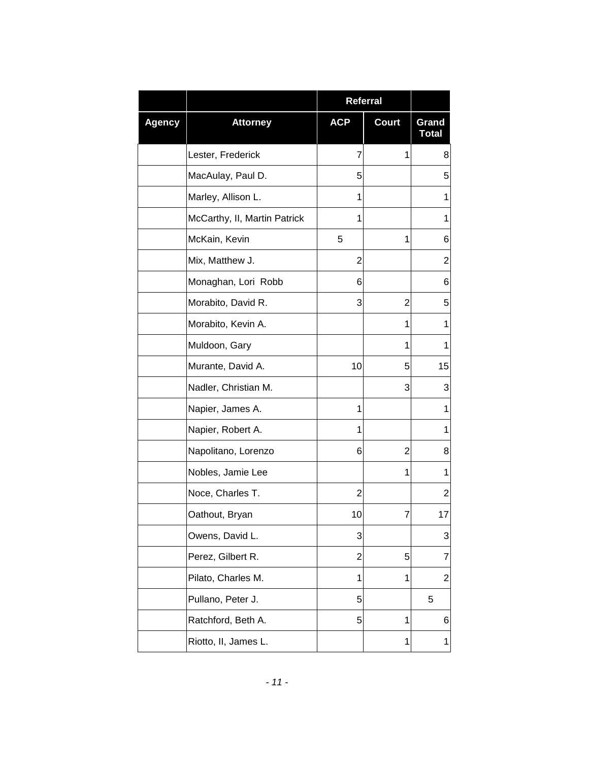| | | Referral | | |
|---|---|---|---|---|
| Agency | Attorney | ACP | Court | Grand Total |
| | Lester, Frederick | 7 | 1 | 8 |
| | MacAulay, Paul D. | 5 | | 5 |
| | Marley, Allison L. | 1 | | 1 |
| | McCarthy, II, Martin Patrick | 1 | | 1 |
| | McKain, Kevin | 5 | 1 | 6 |
| | Mix, Matthew J. | 2 | | 2 |
| | Monaghan, Lori Robb | 6 | | 6 |
| | Morabito, David R. | 3 | 2 | 5 |
| | Morabito, Kevin A. | | 1 | 1 |
| | Muldoon, Gary | | 1 | 1 |
| | Murante, David A. | 10 | 5 | 15 |
| | Nadler, Christian M. | | 3 | 3 |
| | Napier, James A. | 1 | | 1 |
| | Napier, Robert A. | 1 | | 1 |
| | Napolitano, Lorenzo | 6 | 2 | 8 |
| | Nobles, Jamie Lee | | 1 | 1 |
| | Noce, Charles T. | 2 | | 2 |
| | Oathout, Bryan | 10 | 7 | 17 |
| | Owens, David L. | 3 | | 3 |
| | Perez, Gilbert R. | 2 | 5 | 7 |
| | Pilato, Charles M. | 1 | 1 | 2 |
| | Pullano, Peter J. | 5 | | 5 |
| | Ratchford, Beth A. | 5 | 1 | 6 |
| | Riotto, II, James L. | | 1 | 1 |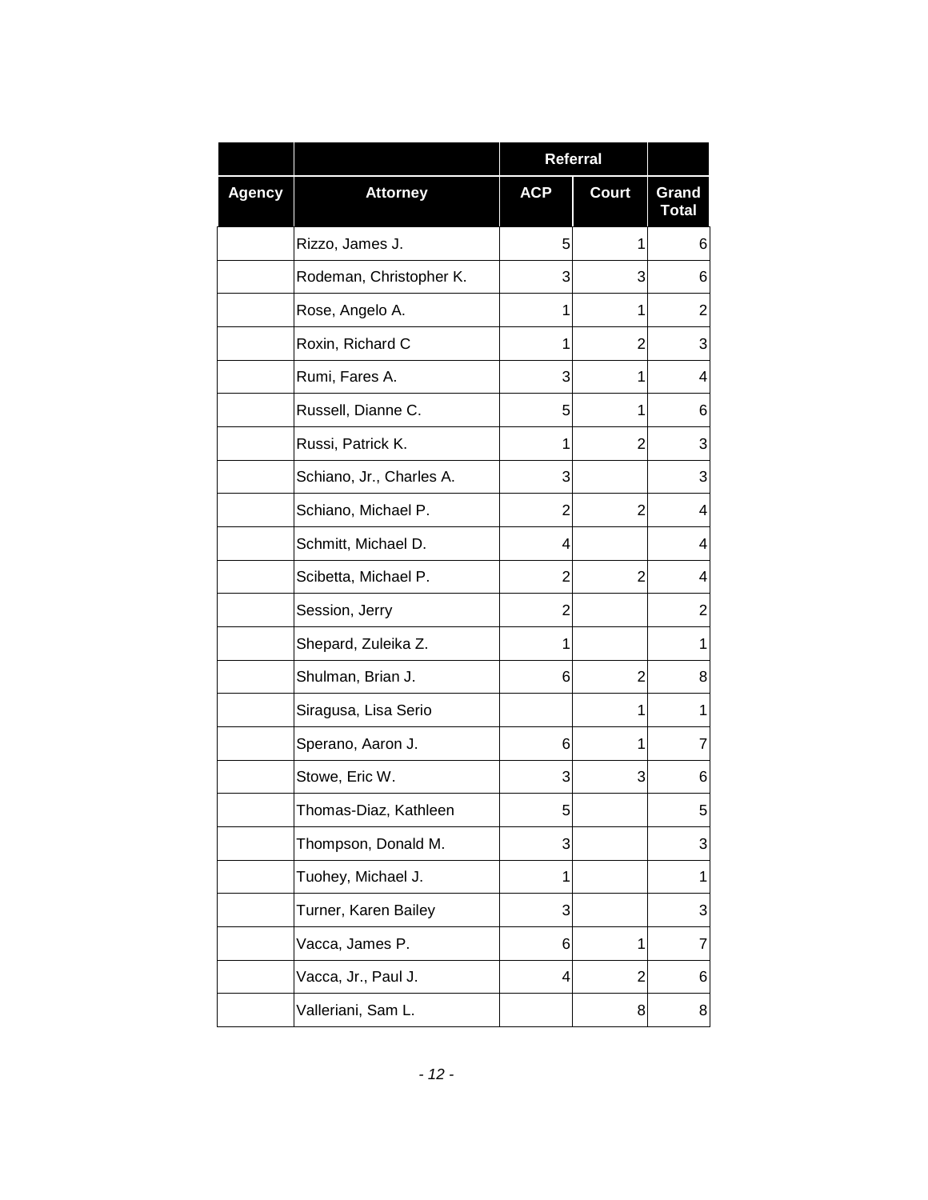| | | Referral | | |
|---|---|---|---|---|
| **Agency** | **Attorney** | **ACP** | **Court** | **Grand Total** |
| | Rizzo, James J. | 5 | 1 | 6 |
| | Rodeman, Christopher K. | 3 | 3 | 6 |
| | Rose, Angelo A. | 1 | 1 | 2 |
| | Roxin, Richard C | 1 | 2 | 3 |
| | Rumi, Fares A. | 3 | 1 | 4 |
| | Russell, Dianne C. | 5 | 1 | 6 |
| | Russi, Patrick K. | 1 | 2 | 3 |
| | Schiano, Jr., Charles A. | 3 | | 3 |
| | Schiano, Michael P. | 2 | 2 | 4 |
| | Schmitt, Michael D. | 4 | | 4 |
| | Scibetta, Michael P. | 2 | 2 | 4 |
| | Session, Jerry | 2 | | 2 |
| | Shepard, Zuleika Z. | 1 | | 1 |
| | Shulman, Brian J. | 6 | 2 | 8 |
| | Siragusa, Lisa Serio | | 1 | 1 |
| | Sperano, Aaron J. | 6 | 1 | 7 |
| | Stowe, Eric W. | 3 | 3 | 6 |
| | Thomas-Diaz, Kathleen | 5 | | 5 |
| | Thompson, Donald M. | 3 | | 3 |
| | Tuohey, Michael J. | 1 | | 1 |
| | Turner, Karen Bailey | 3 | | 3 |
| | Vacca, James P. | 6 | 1 | 7 |
| | Vacca, Jr., Paul J. | 4 | 2 | 6 |
| | Valleriani, Sam L. | | 8 | 8 |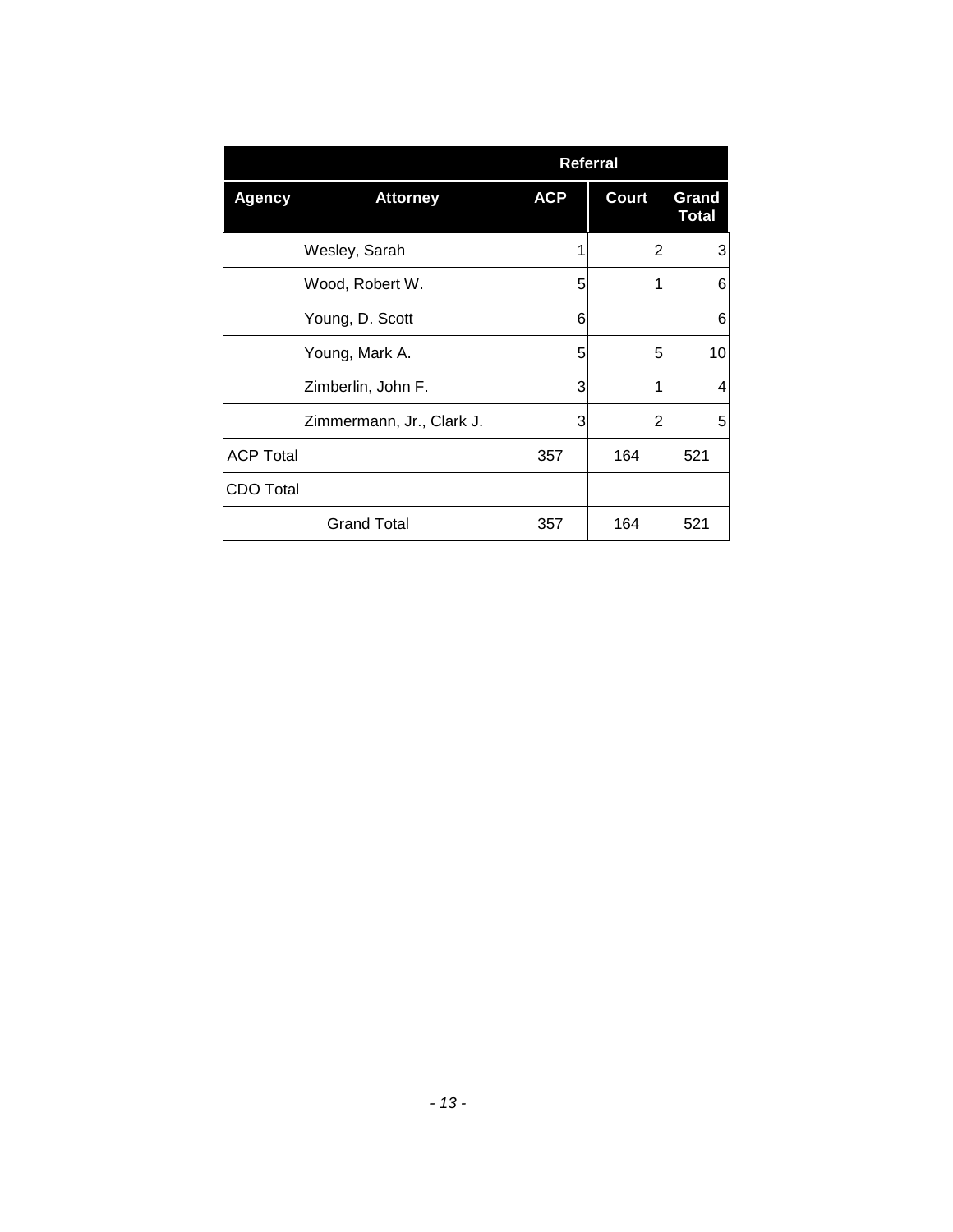| | | Referral | | |
|---|---|---|---|---|
| **Agency** | **Attorney** | **ACP** | **Court** | **Grand Total** |
| | Wesley, Sarah | 1 | 2 | 3 |
| | Wood, Robert W. | 5 | 1 | 6 |
| | Young, D. Scott | 6 | | 6 |
| | Young, Mark A. | 5 | 5 | 10 |
| | Zimberlin, John F. | 3 | 1 | 4 |
| | Zimmermann, Jr., Clark J. | 3 | 2 | 5 |
| ACP Total | | 357 | 164 | 521 |
| CDO Total | | | | |
| Grand Total | | 357 | 164 | 521 |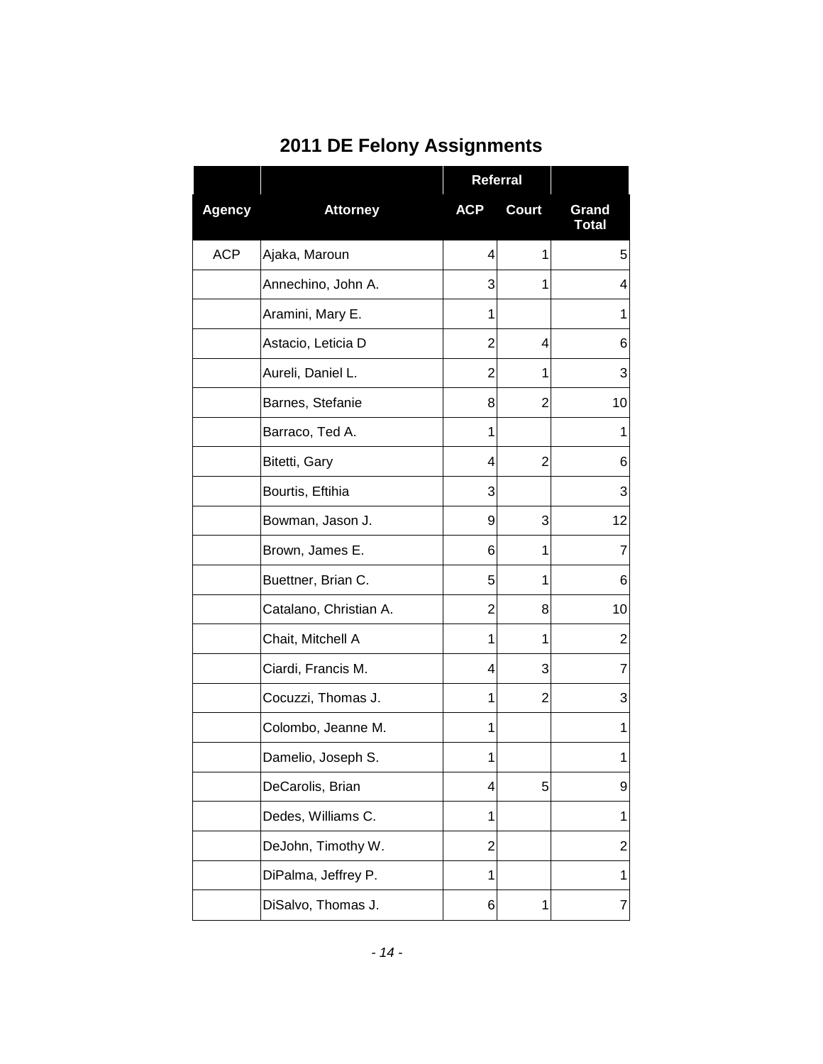## 2011 DE Felony Assignments

| | | Referral | | |
|---|---|---|---|---|
| Agency | Attorney | ACP | Court | Grand Total |
| ACP | Ajaka, Maroun | 4 | 1 | 5 |
| | Annechino, John A. | 3 | 1 | 4 |
| | Aramini, Mary E. | 1 | | 1 |
| | Astacio, Leticia D | 2 | 4 | 6 |
| | Aureli, Daniel L. | 2 | 1 | 3 |
| | Barnes, Stefanie | 8 | 2 | 10 |
| | Barraco, Ted A. | 1 | | 1 |
| | Bitetti, Gary | 4 | 2 | 6 |
| | Bourtis, Eftihia | 3 | | 3 |
| | Bowman, Jason J. | 9 | 3 | 12 |
| | Brown, James E. | 6 | 1 | 7 |
| | Buettner, Brian C. | 5 | 1 | 6 |
| | Catalano, Christian A. | 2 | 8 | 10 |
| | Chait, Mitchell A | 1 | 1 | 2 |
| | Ciardi, Francis M. | 4 | 3 | 7 |
| | Cocuzzi, Thomas J. | 1 | 2 | 3 |
| | Colombo, Jeanne M. | 1 | | 1 |
| | Damelio, Joseph S. | 1 | | 1 |
| | DeCarolis, Brian | 4 | 5 | 9 |
| | Dedes, Williams C. | 1 | | 1 |
| | DeJohn, Timothy W. | 2 | | 2 |
| | DiPalma, Jeffrey P. | 1 | | 1 |
| | DiSalvo, Thomas J. | 6 | 1 | 7 |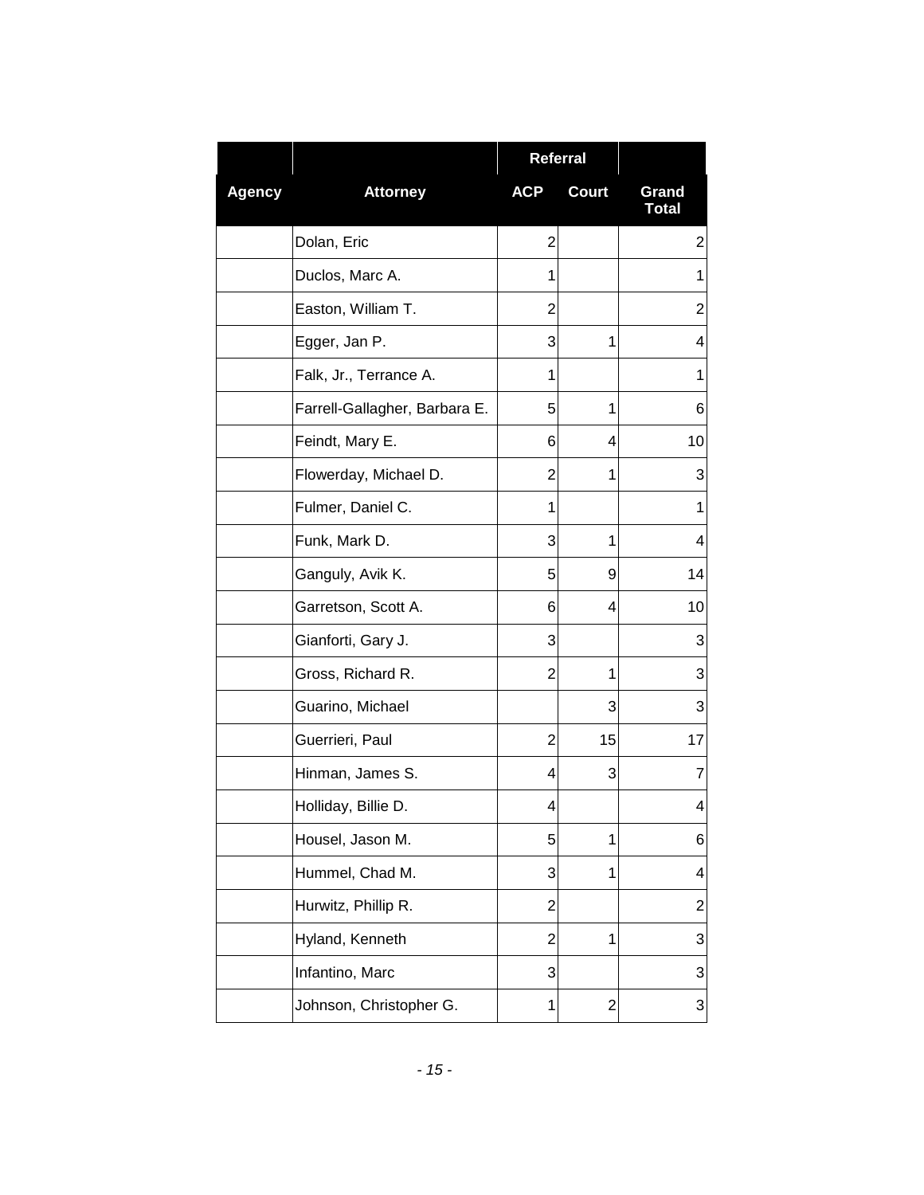| | | Referral | | |
|---|---|---|---|---|
| Agency | Attorney | ACP | Court | Grand Total |
| | Dolan, Eric | 2 | | 2 |
| | Duclos, Marc A. | 1 | | 1 |
| | Easton, William T. | 2 | | 2 |
| | Egger, Jan P. | 3 | 1 | 4 |
| | Falk, Jr., Terrance A. | 1 | | 1 |
| | Farrell-Gallagher, Barbara E. | 5 | 1 | 6 |
| | Feindt, Mary E. | 6 | 4 | 10 |
| | Flowerday, Michael D. | 2 | 1 | 3 |
| | Fulmer, Daniel C. | 1 | | 1 |
| | Funk, Mark D. | 3 | 1 | 4 |
| | Ganguly, Avik K. | 5 | 9 | 14 |
| | Garretson, Scott A. | 6 | 4 | 10 |
| | Gianforti, Gary J. | 3 | | 3 |
| | Gross, Richard R. | 2 | 1 | 3 |
| | Guarino, Michael | | 3 | 3 |
| | Guerrieri, Paul | 2 | 15 | 17 |
| | Hinman, James S. | 4 | 3 | 7 |
| | Holliday, Billie D. | 4 | | 4 |
| | Housel, Jason M. | 5 | 1 | 6 |
| | Hummel, Chad M. | 3 | 1 | 4 |
| | Hurwitz, Phillip R. | 2 | | 2 |
| | Hyland, Kenneth | 2 | 1 | 3 |
| | Infantino, Marc | 3 | | 3 |
| | Johnson, Christopher G. | 1 | 2 | 3 |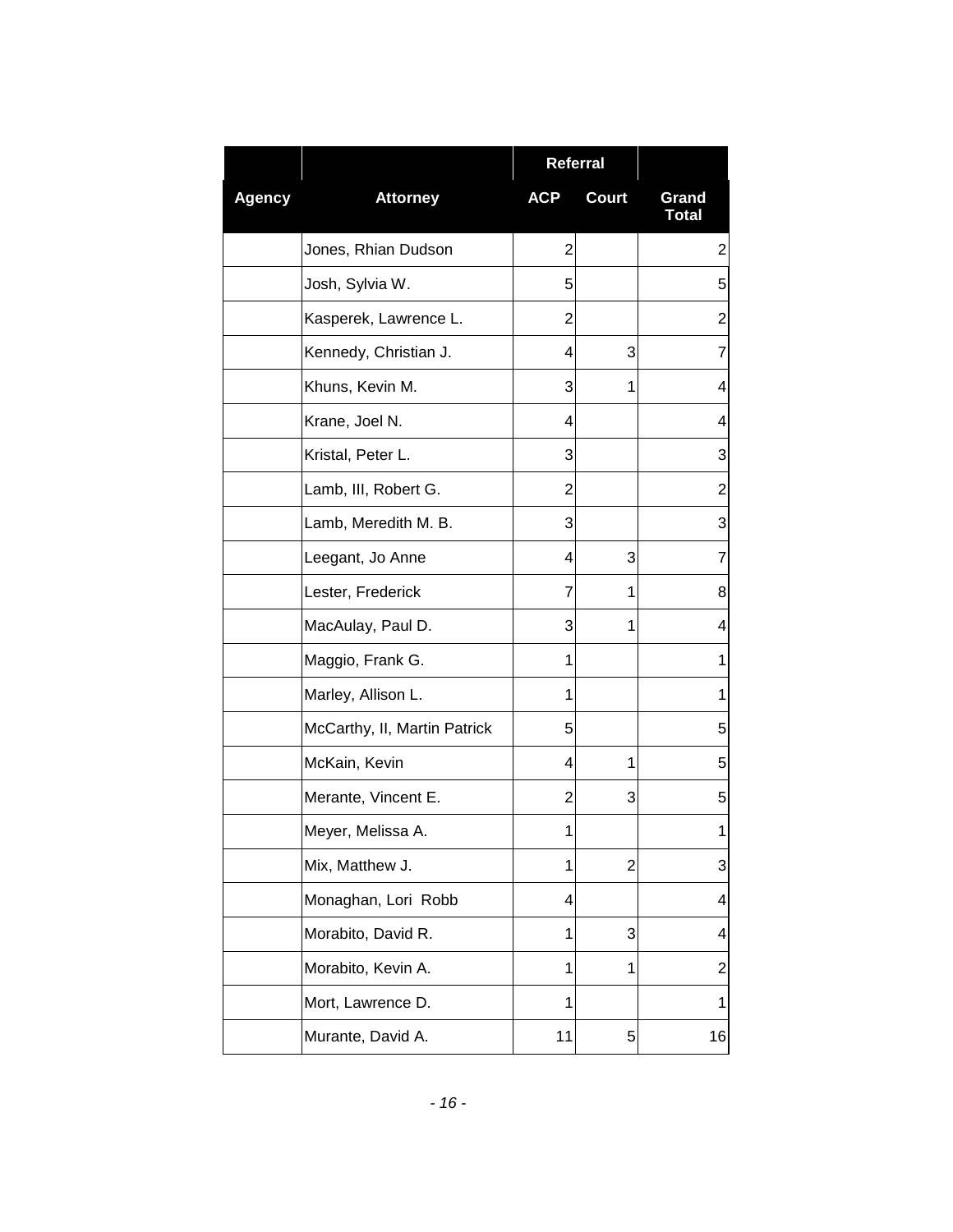| | | Referral | | |
|---|---|---|---|---|
| Agency | Attorney | ACP | Court | Grand Total |
| | Jones, Rhian Dudson | 2 | | 2 |
| | Josh, Sylvia W. | 5 | | 5 |
| | Kasperek, Lawrence L. | 2 | | 2 |
| | Kennedy, Christian J. | 4 | 3 | 7 |
| | Khuns, Kevin M. | 3 | 1 | 4 |
| | Krane, Joel N. | 4 | | 4 |
| | Kristal, Peter L. | 3 | | 3 |
| | Lamb, III, Robert G. | 2 | | 2 |
| | Lamb, Meredith M. B. | 3 | | 3 |
| | Leegant, Jo Anne | 4 | 3 | 7 |
| | Lester, Frederick | 7 | 1 | 8 |
| | MacAulay, Paul D. | 3 | 1 | 4 |
| | Maggio, Frank G. | 1 | | 1 |
| | Marley, Allison L. | 1 | | 1 |
| | McCarthy, II, Martin Patrick | 5 | | 5 |
| | McKain, Kevin | 4 | 1 | 5 |
| | Merante, Vincent E. | 2 | 3 | 5 |
| | Meyer, Melissa A. | 1 | | 1 |
| | Mix, Matthew J. | 1 | 2 | 3 |
| | Monaghan, Lori Robb | 4 | | 4 |
| | Morabito, David R. | 1 | 3 | 4 |
| | Morabito, Kevin A. | 1 | 1 | 2 |
| | Mort, Lawrence D. | 1 | | 1 |
| | Murante, David A. | 11 | 5 | 16 |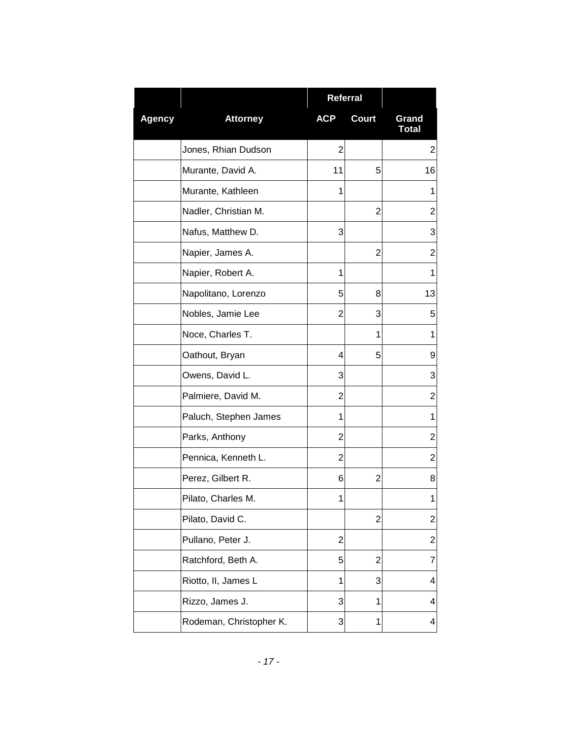| Agency | Attorney | Referral | | Grand Total |
|---|---|---|---|---|
| | | ACP | Court | |
| | Jones, Rhian Dudson | 2 | | 2 |
| | Murante, David A. | 11 | 5 | 16 |
| | Murante, Kathleen | 1 | | 1 |
| | Nadler, Christian M. | | 2 | 2 |
| | Nafus, Matthew D. | 3 | | 3 |
| | Napier, James A. | | 2 | 2 |
| | Napier, Robert A. | 1 | | 1 |
| | Napolitano, Lorenzo | 5 | 8 | 13 |
| | Nobles, Jamie Lee | 2 | 3 | 5 |
| | Noce, Charles T. | | 1 | 1 |
| | Oathout, Bryan | 4 | 5 | 9 |
| | Owens, David L. | 3 | | 3 |
| | Palmiere, David M. | 2 | | 2 |
| | Paluch, Stephen James | 1 | | 1 |
| | Parks, Anthony | 2 | | 2 |
| | Pennica, Kenneth L. | 2 | | 2 |
| | Perez, Gilbert R. | 6 | 2 | 8 |
| | Pilato, Charles M. | 1 | | 1 |
| | Pilato, David C. | | 2 | 2 |
| | Pullano, Peter J. | 2 | | 2 |
| | Ratchford, Beth A. | 5 | 2 | 7 |
| | Riotto, II, James L | 1 | 3 | 4 |
| | Rizzo, James J. | 3 | 1 | 4 |
| | Rodeman, Christopher K. | 3 | 1 | 4 |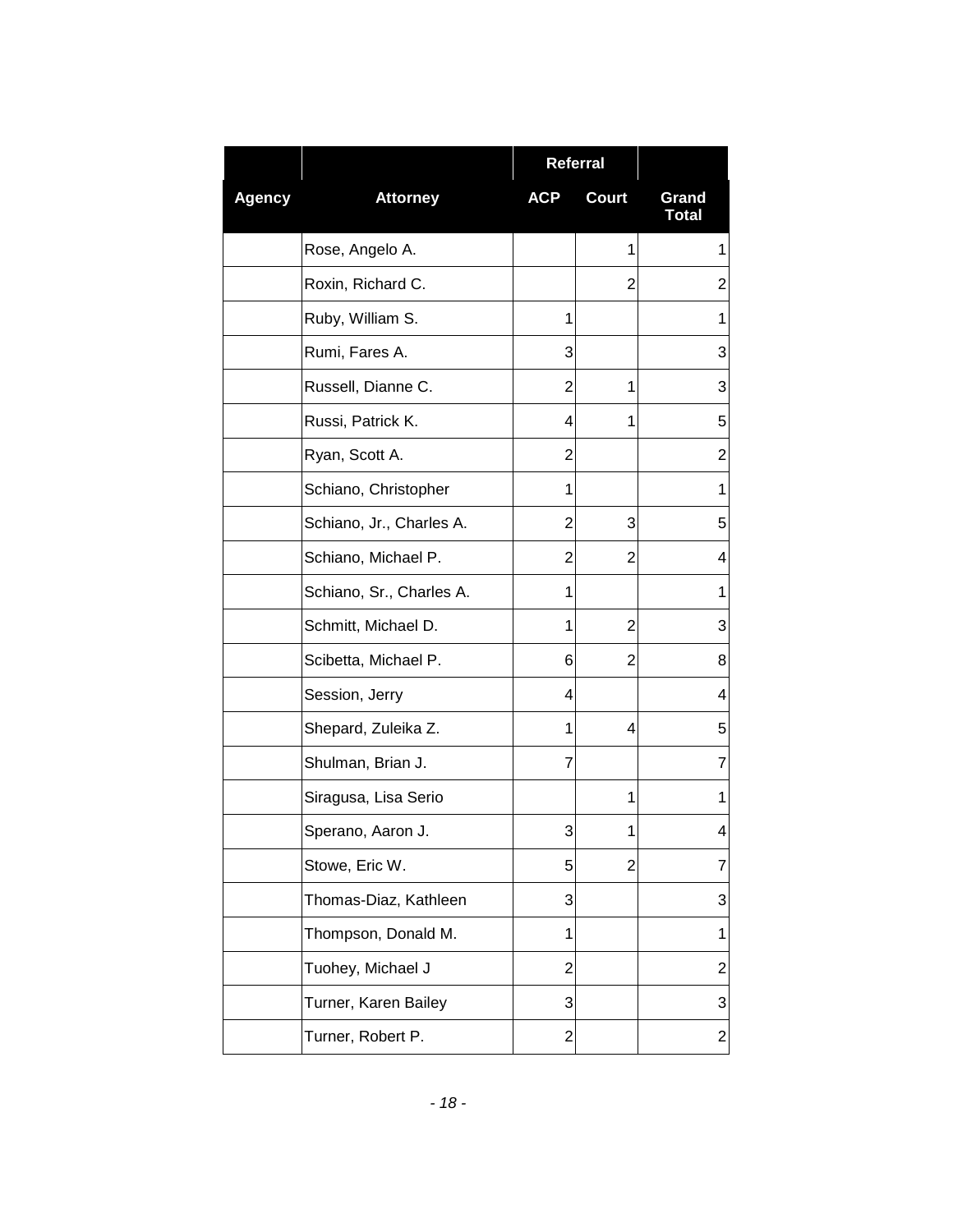| | | Referral | | |
|---|---|---|---|---|
| Agency | Attorney | ACP | Court | Grand Total |
| | Rose, Angelo A. | | 1 | 1 |
| | Roxin, Richard C. | | 2 | 2 |
| | Ruby, William S. | 1 | | 1 |
| | Rumi, Fares A. | 3 | | 3 |
| | Russell, Dianne C. | 2 | 1 | 3 |
| | Russi, Patrick K. | 4 | 1 | 5 |
| | Ryan, Scott A. | 2 | | 2 |
| | Schiano, Christopher | 1 | | 1 |
| | Schiano, Jr., Charles A. | 2 | 3 | 5 |
| | Schiano, Michael P. | 2 | 2 | 4 |
| | Schiano, Sr., Charles A. | 1 | | 1 |
| | Schmitt, Michael D. | 1 | 2 | 3 |
| | Scibetta, Michael P. | 6 | 2 | 8 |
| | Session, Jerry | 4 | | 4 |
| | Shepard, Zuleika Z. | 1 | 4 | 5 |
| | Shulman, Brian J. | 7 | | 7 |
| | Siragusa, Lisa Serio | | 1 | 1 |
| | Sperano, Aaron J. | 3 | 1 | 4 |
| | Stowe, Eric W. | 5 | 2 | 7 |
| | Thomas-Diaz, Kathleen | 3 | | 3 |
| | Thompson, Donald M. | 1 | | 1 |
| | Tuohey, Michael J | 2 | | 2 |
| | Turner, Karen Bailey | 3 | | 3 |
| | Turner, Robert P. | 2 | | 2 |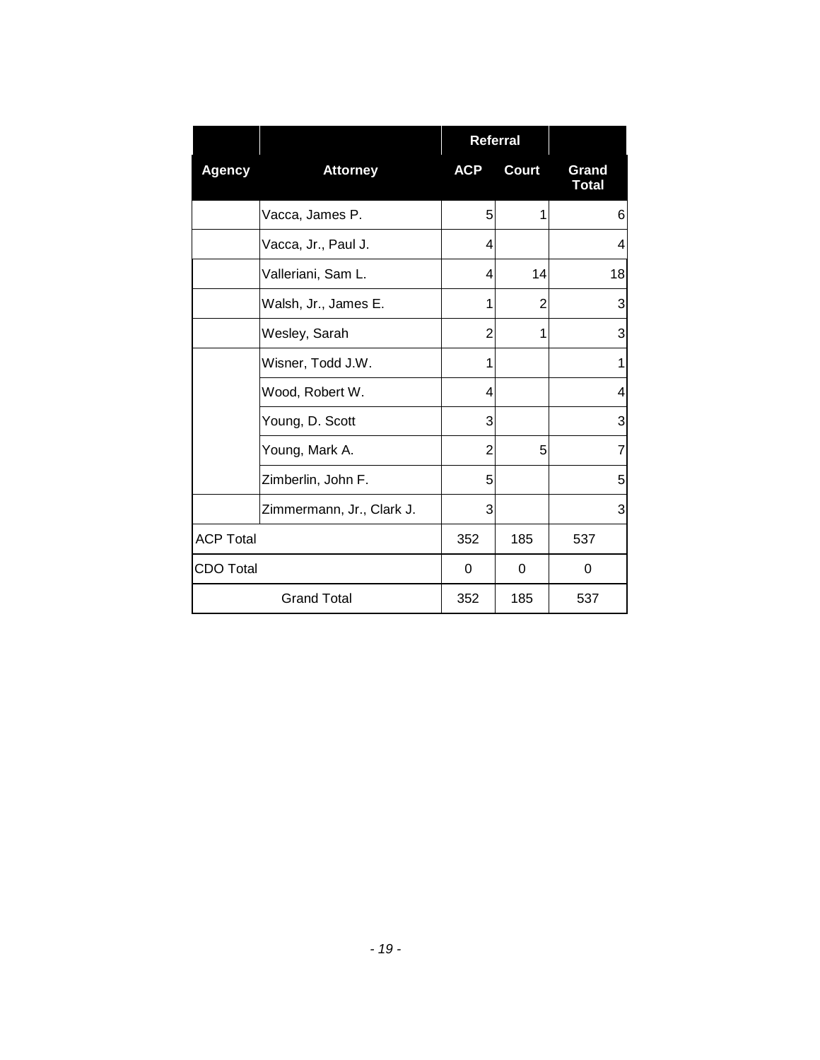| | | Referral | | |
|---|---|---|---|---|
| **Agency** | **Attorney** | **ACP** | **Court** | **Grand Total** |
| | Vacca, James P. | 5 | 1 | 6 |
| | Vacca, Jr., Paul J. | 4 | | 4 |
| | Valleriani, Sam L. | 4 | 14 | 18 |
| | Walsh, Jr., James E. | 1 | 2 | 3 |
| | Wesley, Sarah | 2 | 1 | 3 |
| | Wisner, Todd J.W. | 1 | | 1 |
| | Wood, Robert W. | 4 | | 4 |
| | Young, D. Scott | 3 | | 3 |
| | Young, Mark A. | 2 | 5 | 7 |
| | Zimberlin, John F. | 5 | | 5 |
| | Zimmermann, Jr., Clark J. | 3 | | 3 |
| ACP Total | | 352 | 185 | 537 |
| CDO Total | | 0 | 0 | 0 |
| Grand Total | | 352 | 185 | 537 |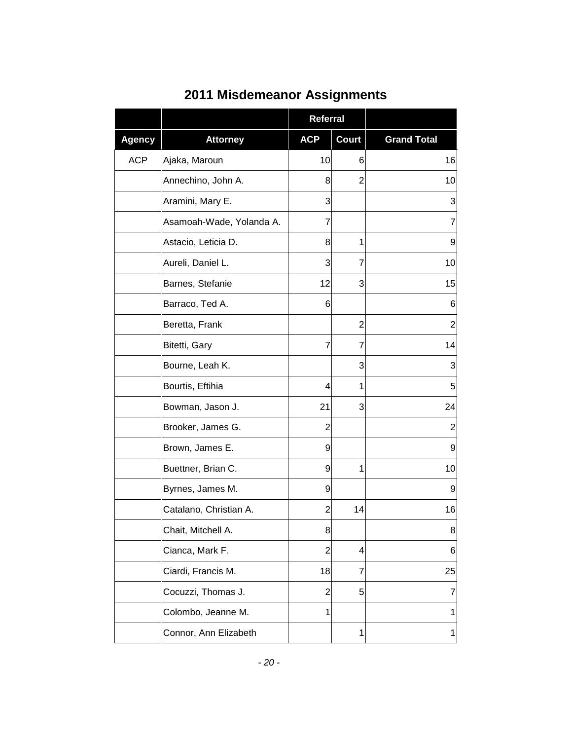# 2011 Misdemeanor Assignments

| | | Referral | | |
|---|---|---|---|---|
| **Agency** | **Attorney** | **ACP** | **Court** | **Grand Total** |
| ACP | Ajaka, Maroun | 10 | 6 | 16 |
| | Annechino, John A. | 8 | 2 | 10 |
| | Aramini, Mary E. | 3 | | 3 |
| | Asamoah-Wade, Yolanda A. | 7 | | 7 |
| | Astacio, Leticia D. | 8 | 1 | 9 |
| | Aureli, Daniel L. | 3 | 7 | 10 |
| | Barnes, Stefanie | 12 | 3 | 15 |
| | Barraco, Ted A. | 6 | | 6 |
| | Beretta, Frank | | 2 | 2 |
| | Bitetti, Gary | 7 | 7 | 14 |
| | Bourne, Leah K. | | 3 | 3 |
| | Bourtis, Eftihia | 4 | 1 | 5 |
| | Bowman, Jason J. | 21 | 3 | 24 |
| | Brooker, James G. | 2 | | 2 |
| | Brown, James E. | 9 | | 9 |
| | Buettner, Brian C. | 9 | 1 | 10 |
| | Byrnes, James M. | 9 | | 9 |
| | Catalano, Christian A. | 2 | 14 | 16 |
| | Chait, Mitchell A. | 8 | | 8 |
| | Cianca, Mark F. | 2 | 4 | 6 |
| | Ciardi, Francis M. | 18 | 7 | 25 |
| | Cocuzzi, Thomas J. | 2 | 5 | 7 |
| | Colombo, Jeanne M. | 1 | | 1 |
| | Connor, Ann Elizabeth | | 1 | 1 |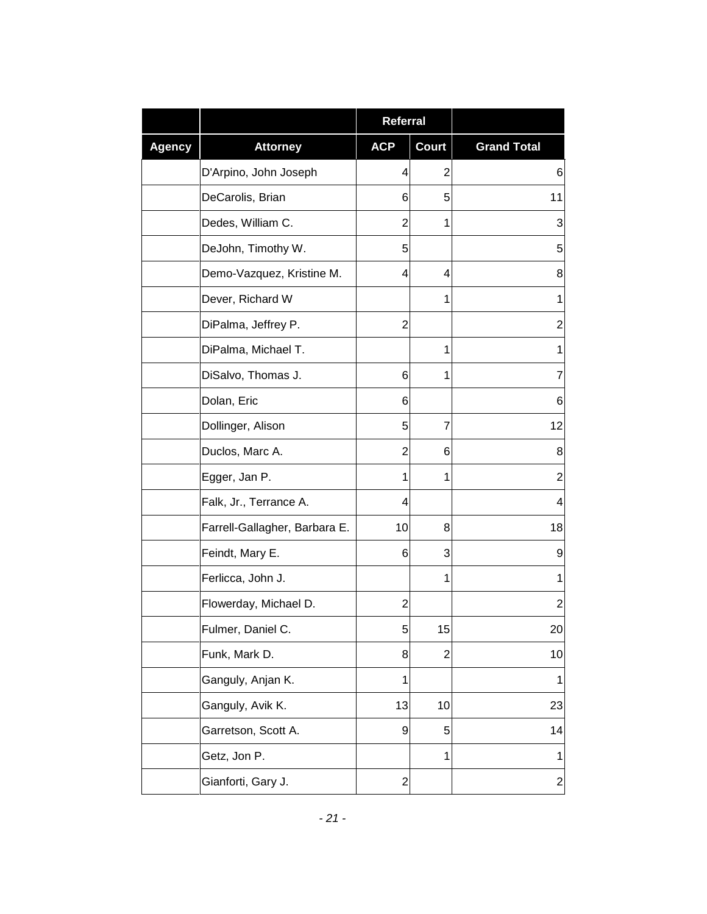| | | Referral | | |
|---|---|---|---|---|
| Agency | Attorney | ACP | Court | Grand Total |
| | D'Arpino, John Joseph | 4 | 2 | 6 |
| | DeCarolis, Brian | 6 | 5 | 11 |
| | Dedes, William C. | 2 | 1 | 3 |
| | DeJohn, Timothy W. | 5 | | 5 |
| | Demo-Vazquez, Kristine M. | 4 | 4 | 8 |
| | Dever, Richard W | | 1 | 1 |
| | DiPalma, Jeffrey P. | 2 | | 2 |
| | DiPalma, Michael T. | | 1 | 1 |
| | DiSalvo, Thomas J. | 6 | 1 | 7 |
| | Dolan, Eric | 6 | | 6 |
| | Dollinger, Alison | 5 | 7 | 12 |
| | Duclos, Marc A. | 2 | 6 | 8 |
| | Egger, Jan P. | 1 | 1 | 2 |
| | Falk, Jr., Terrance A. | 4 | | 4 |
| | Farrell-Gallagher, Barbara E. | 10 | 8 | 18 |
| | Feindt, Mary E. | 6 | 3 | 9 |
| | Ferlicca, John J. | | 1 | 1 |
| | Flowerday, Michael D. | 2 | | 2 |
| | Fulmer, Daniel C. | 5 | 15 | 20 |
| | Funk, Mark D. | 8 | 2 | 10 |
| | Ganguly, Anjan K. | 1 | | 1 |
| | Ganguly, Avik K. | 13 | 10 | 23 |
| | Garretson, Scott A. | 9 | 5 | 14 |
| | Getz, Jon P. | | 1 | 1 |
| | Gianforti, Gary J. | 2 | | 2 |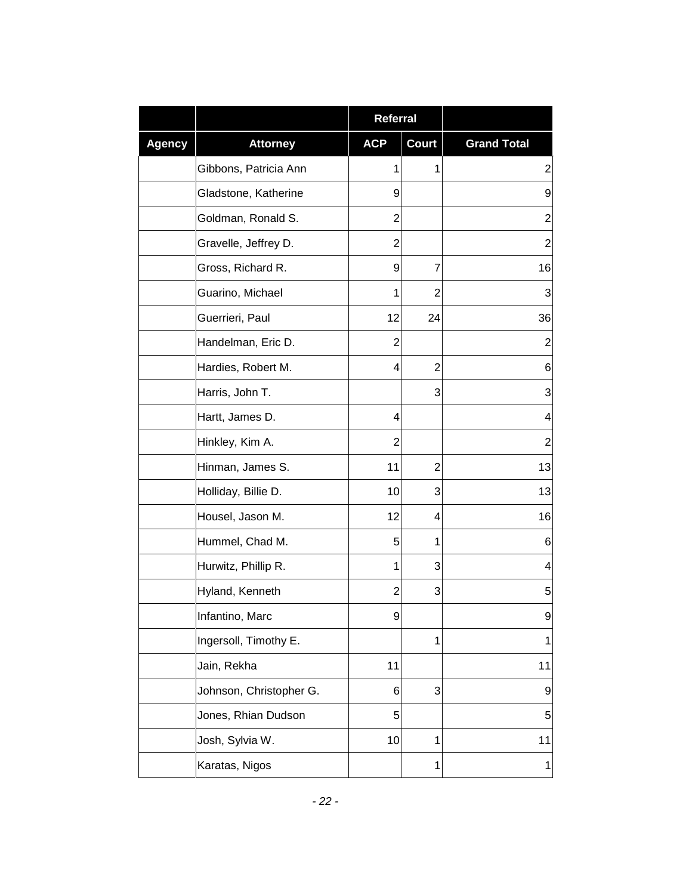| | | Referral | | |
|---|---|---|---|---|
| Agency | Attorney | ACP | Court | Grand Total |
| | Gibbons, Patricia Ann | 1 | 1 | 2 |
| | Gladstone, Katherine | 9 | | 9 |
| | Goldman, Ronald S. | 2 | | 2 |
| | Gravelle, Jeffrey D. | 2 | | 2 |
| | Gross, Richard R. | 9 | 7 | 16 |
| | Guarino, Michael | 1 | 2 | 3 |
| | Guerrieri, Paul | 12 | 24 | 36 |
| | Handelman, Eric D. | 2 | | 2 |
| | Hardies, Robert M. | 4 | 2 | 6 |
| | Harris, John T. | | 3 | 3 |
| | Hartt, James D. | 4 | | 4 |
| | Hinkley, Kim A. | 2 | | 2 |
| | Hinman, James S. | 11 | 2 | 13 |
| | Holliday, Billie D. | 10 | 3 | 13 |
| | Housel, Jason M. | 12 | 4 | 16 |
| | Hummel, Chad M. | 5 | 1 | 6 |
| | Hurwitz, Phillip R. | 1 | 3 | 4 |
| | Hyland, Kenneth | 2 | 3 | 5 |
| | Infantino, Marc | 9 | | 9 |
| | Ingersoll, Timothy E. | | 1 | 1 |
| | Jain, Rekha | 11 | | 11 |
| | Johnson, Christopher G. | 6 | 3 | 9 |
| | Jones, Rhian Dudson | 5 | | 5 |
| | Josh, Sylvia W. | 10 | 1 | 11 |
| | Karatas, Nigos | | 1 | 1 |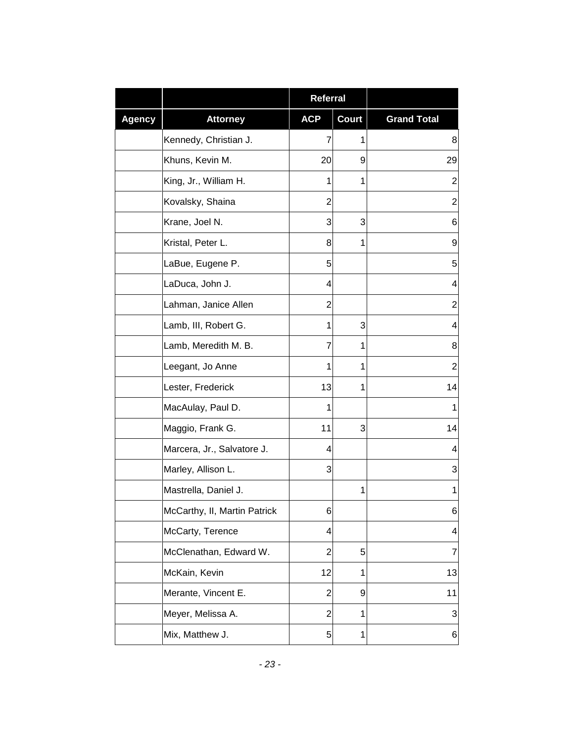| | | Referral | | |
|---|---|---|---|---|
| Agency | Attorney | ACP | Court | Grand Total |
| | Kennedy, Christian J. | 7 | 1 | 8 |
| | Khuns, Kevin M. | 20 | 9 | 29 |
| | King, Jr., William H. | 1 | 1 | 2 |
| | Kovalsky, Shaina | 2 | | 2 |
| | Krane, Joel N. | 3 | 3 | 6 |
| | Kristal, Peter L. | 8 | 1 | 9 |
| | LaBue, Eugene P. | 5 | | 5 |
| | LaDuca, John J. | 4 | | 4 |
| | Lahman, Janice Allen | 2 | | 2 |
| | Lamb, III, Robert G. | 1 | 3 | 4 |
| | Lamb, Meredith M. B. | 7 | 1 | 8 |
| | Leegant, Jo Anne | 1 | 1 | 2 |
| | Lester, Frederick | 13 | 1 | 14 |
| | MacAulay, Paul D. | 1 | | 1 |
| | Maggio, Frank G. | 11 | 3 | 14 |
| | Marcera, Jr., Salvatore J. | 4 | | 4 |
| | Marley, Allison L. | 3 | | 3 |
| | Mastrella, Daniel J. | | 1 | 1 |
| | McCarthy, II, Martin Patrick | 6 | | 6 |
| | McCarty, Terence | 4 | | 4 |
| | McClenathan, Edward W. | 2 | 5 | 7 |
| | McKain, Kevin | 12 | 1 | 13 |
| | Merante, Vincent E. | 2 | 9 | 11 |
| | Meyer, Melissa A. | 2 | 1 | 3 |
| | Mix, Matthew J. | 5 | 1 | 6 |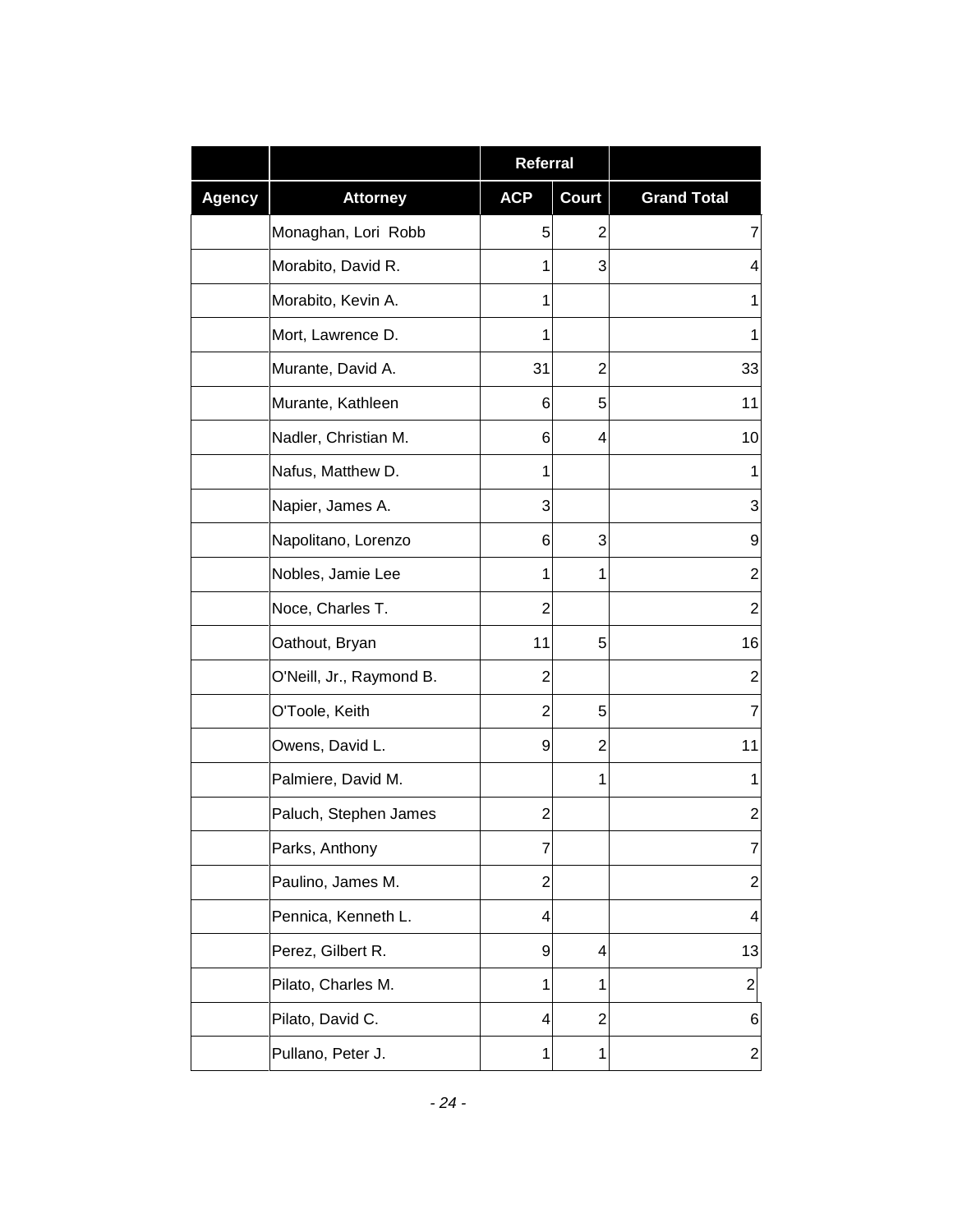| | | Referral | | |
|---|---|---|---|---|
| **Agency** | **Attorney** | **ACP** | **Court** | **Grand Total** |
| | Monaghan, Lori Robb | 5 | 2 | 7 |
| | Morabito, David R. | 1 | 3 | 4 |
| | Morabito, Kevin A. | 1 | | 1 |
| | Mort, Lawrence D. | 1 | | 1 |
| | Murante, David A. | 31 | 2 | 33 |
| | Murante, Kathleen | 6 | 5 | 11 |
| | Nadler, Christian M. | 6 | 4 | 10 |
| | Nafus, Matthew D. | 1 | | 1 |
| | Napier, James A. | 3 | | 3 |
| | Napolitano, Lorenzo | 6 | 3 | 9 |
| | Nobles, Jamie Lee | 1 | 1 | 2 |
| | Noce, Charles T. | 2 | | 2 |
| | Oathout, Bryan | 11 | 5 | 16 |
| | O'Neill, Jr., Raymond B. | 2 | | 2 |
| | O'Toole, Keith | 2 | 5 | 7 |
| | Owens, David L. | 9 | 2 | 11 |
| | Palmiere, David M. | | 1 | 1 |
| | Paluch, Stephen James | 2 | | 2 |
| | Parks, Anthony | 7 | | 7 |
| | Paulino, James M. | 2 | | 2 |
| | Pennica, Kenneth L. | 4 | | 4 |
| | Perez, Gilbert R. | 9 | 4 | 13 |
| | Pilato, Charles M. | 1 | 1 | 2 |
| | Pilato, David C. | 4 | 2 | 6 |
| | Pullano, Peter J. | 1 | 1 | 2 |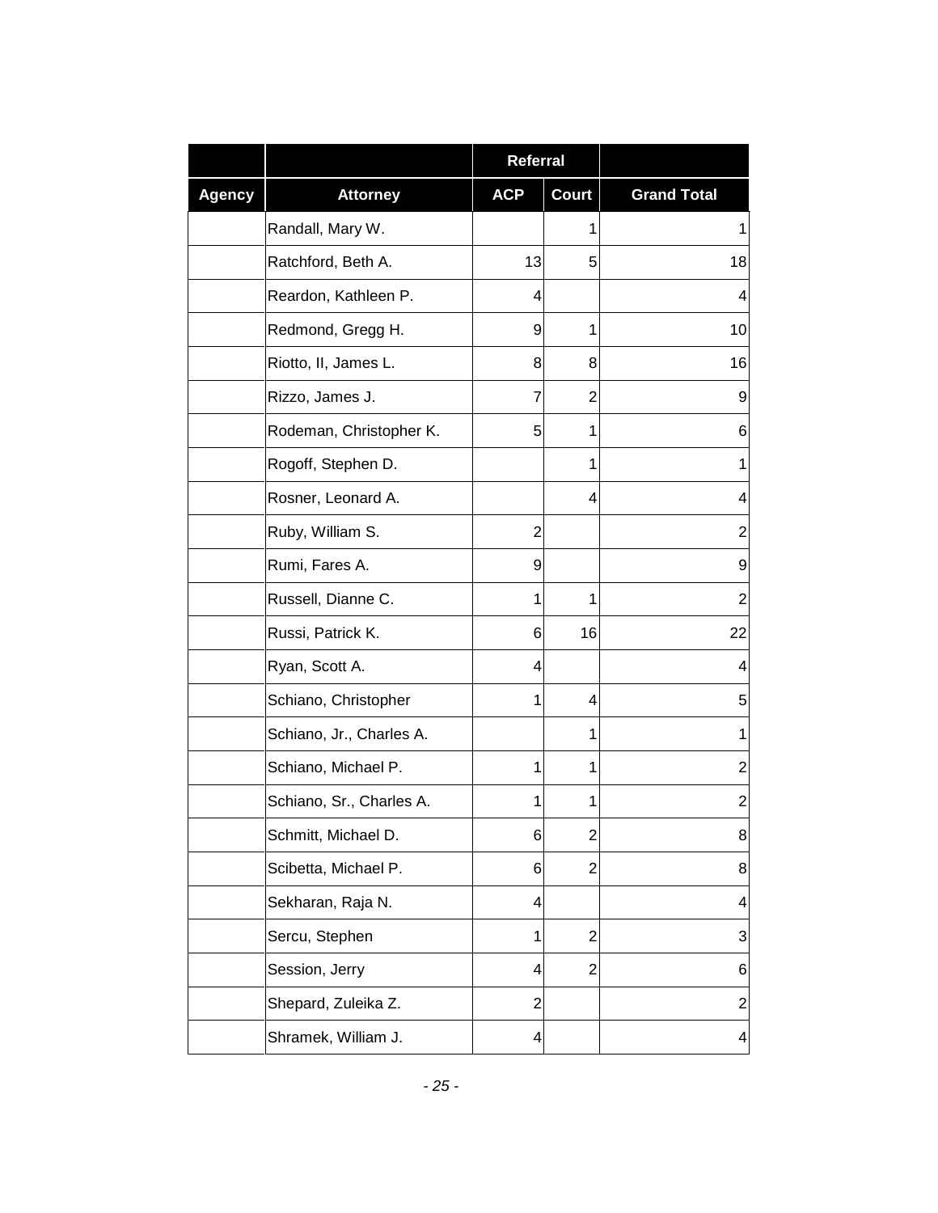| | | Referral | | |
|---|---|---|---|---|
| Agency | Attorney | ACP | Court | Grand Total |
| | Randall, Mary W. | | 1 | 1 |
| | Ratchford, Beth A. | 13 | 5 | 18 |
| | Reardon, Kathleen P. | 4 | | 4 |
| | Redmond, Gregg H. | 9 | 1 | 10 |
| | Riotto, II, James L. | 8 | 8 | 16 |
| | Rizzo, James J. | 7 | 2 | 9 |
| | Rodeman, Christopher K. | 5 | 1 | 6 |
| | Rogoff, Stephen D. | | 1 | 1 |
| | Rosner, Leonard A. | | 4 | 4 |
| | Ruby, William S. | 2 | | 2 |
| | Rumi, Fares A. | 9 | | 9 |
| | Russell, Dianne C. | 1 | 1 | 2 |
| | Russi, Patrick K. | 6 | 16 | 22 |
| | Ryan, Scott A. | 4 | | 4 |
| | Schiano, Christopher | 1 | 4 | 5 |
| | Schiano, Jr., Charles A. | | 1 | 1 |
| | Schiano, Michael P. | 1 | 1 | 2 |
| | Schiano, Sr., Charles A. | 1 | 1 | 2 |
| | Schmitt, Michael D. | 6 | 2 | 8 |
| | Scibetta, Michael P. | 6 | 2 | 8 |
| | Sekharan, Raja N. | 4 | | 4 |
| | Sercu, Stephen | 1 | 2 | 3 |
| | Session, Jerry | 4 | 2 | 6 |
| | Shepard, Zuleika Z. | 2 | | 2 |
| | Shramek, William J. | 4 | | 4 |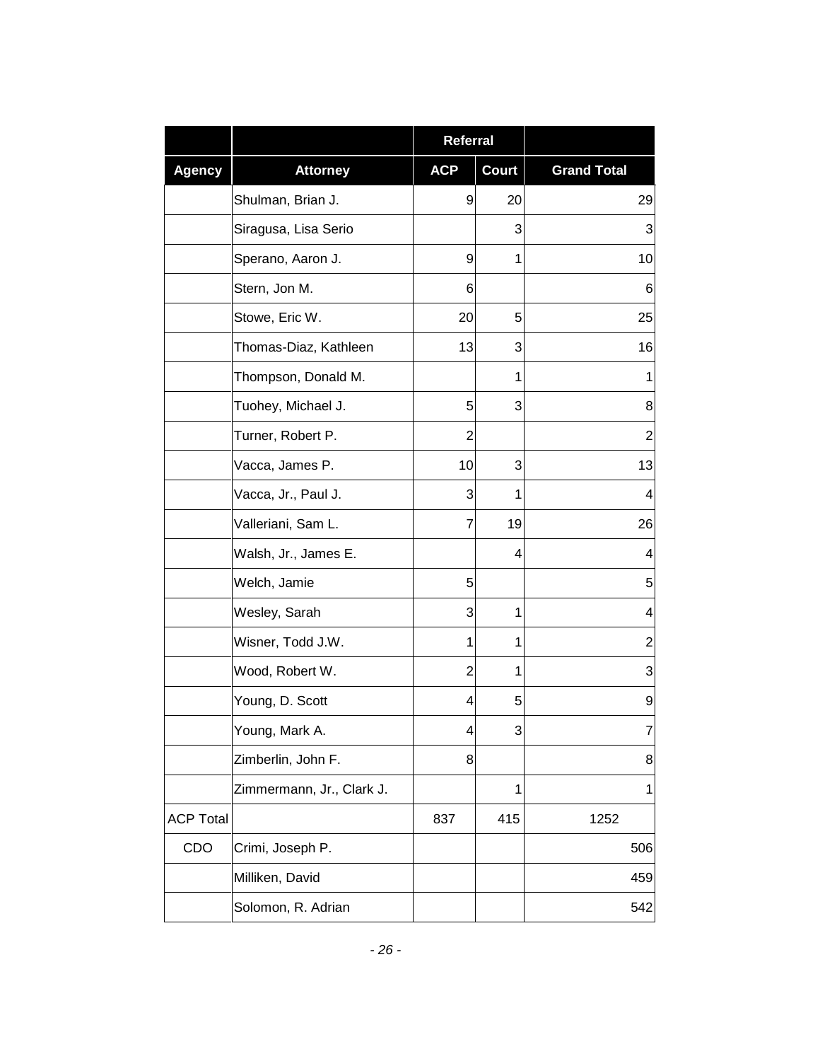| | | Referral | | |
|---|---|---|---|---|
| **Agency** | **Attorney** | **ACP** | **Court** | **Grand Total** |
| | Shulman, Brian J. | 9 | 20 | 29 |
| | Siragusa, Lisa Serio | | 3 | 3 |
| | Sperano, Aaron J. | 9 | 1 | 10 |
| | Stern, Jon M. | 6 | | 6 |
| | Stowe, Eric W. | 20 | 5 | 25 |
| | Thomas-Diaz, Kathleen | 13 | 3 | 16 |
| | Thompson, Donald M. | | 1 | 1 |
| | Tuohey, Michael J. | 5 | 3 | 8 |
| | Turner, Robert P. | 2 | | 2 |
| | Vacca, James P. | 10 | 3 | 13 |
| | Vacca, Jr., Paul J. | 3 | 1 | 4 |
| | Valleriani, Sam L. | 7 | 19 | 26 |
| | Walsh, Jr., James E. | | 4 | 4 |
| | Welch, Jamie | 5 | | 5 |
| | Wesley, Sarah | 3 | 1 | 4 |
| | Wisner, Todd J.W. | 1 | 1 | 2 |
| | Wood, Robert W. | 2 | 1 | 3 |
| | Young, D. Scott | 4 | 5 | 9 |
| | Young, Mark A. | 4 | 3 | 7 |
| | Zimberlin, John F. | 8 | | 8 |
| | Zimmermann, Jr., Clark J. | | 1 | 1 |
| ACP Total | | 837 | 415 | 1252 |
| CDO | Crimi, Joseph P. | | | 506 |
| | Milliken, David | | | 459 |
| | Solomon, R. Adrian | | | 542 |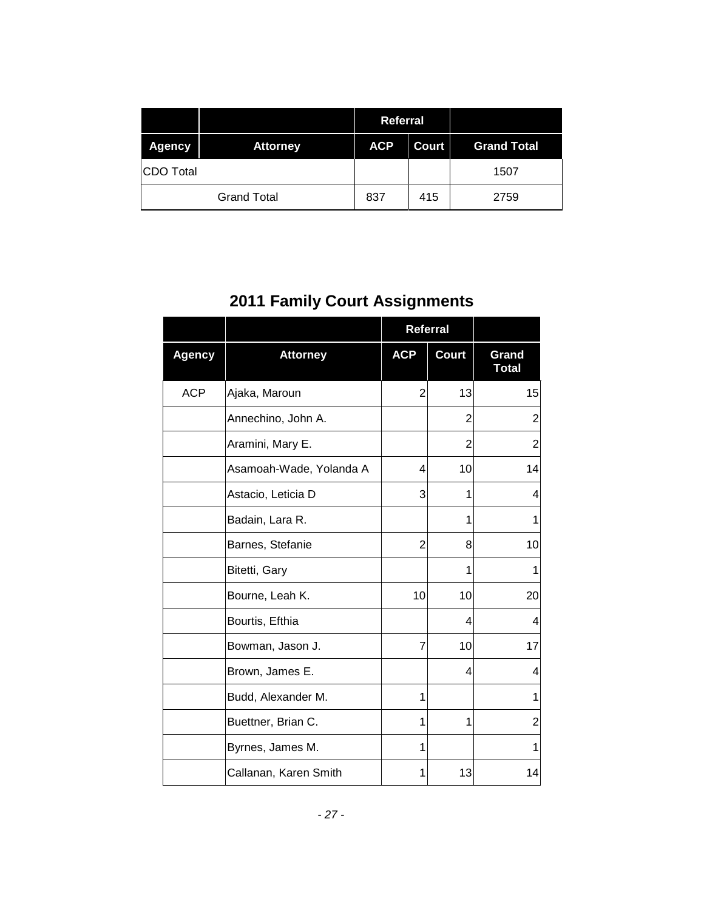| | | Referral | | |
|---|---|---|---|---|
| **Agency** | **Attorney** | **ACP** | **Court** | **Grand Total** |
| CDO Total | | | | 1507 |
| Grand Total | | 837 | 415 | 2759 |

# 2011 Family Court Assignments

| | | Referral | | |
|---|---|---|---|---|
| **Agency** | **Attorney** | **ACP** | **Court** | **Grand Total** |
| ACP | Ajaka, Maroun | 2 | 13 | 15 |
| | Annechino, John A. | | 2 | 2 |
| | Aramini, Mary E. | | 2 | 2 |
| | Asamoah-Wade, Yolanda A | 4 | 10 | 14 |
| | Astacio, Leticia D | 3 | 1 | 4 |
| | Badain, Lara R. | | 1 | 1 |
| | Barnes, Stefanie | 2 | 8 | 10 |
| | Bitetti, Gary | | 1 | 1 |
| | Bourne, Leah K. | 10 | 10 | 20 |
| | Bourtis, Efthia | | 4 | 4 |
| | Bowman, Jason J. | 7 | 10 | 17 |
| | Brown, James E. | | 4 | 4 |
| | Budd, Alexander M. | 1 | | 1 |
| | Buettner, Brian C. | 1 | 1 | 2 |
| | Byrnes, James M. | 1 | | 1 |
| | Callanan, Karen Smith | 1 | 13 | 14 |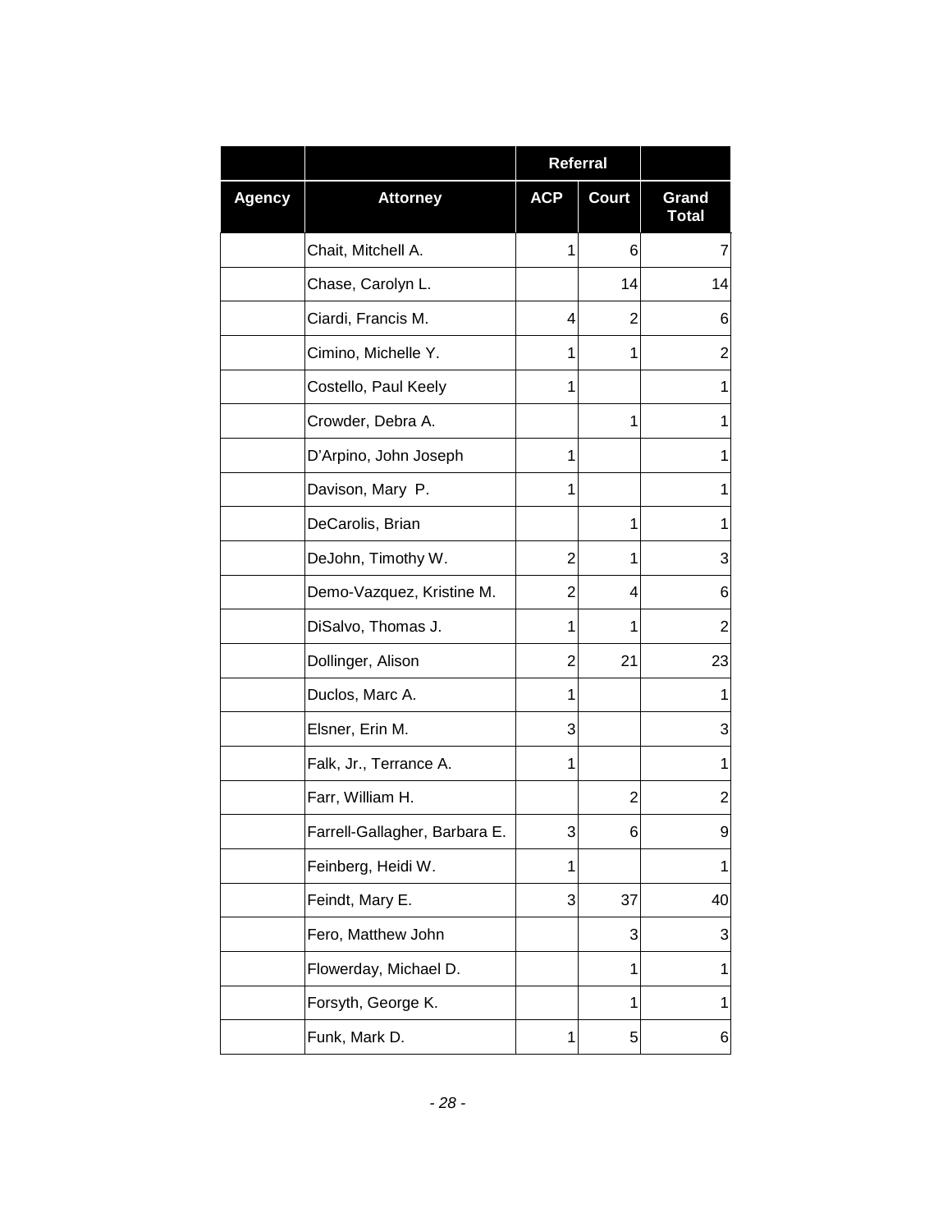| | | Referral | | |
|---|---|---|---|---|
| Agency | Attorney | ACP | Court | Grand Total |
| | Chait, Mitchell A. | 1 | 6 | 7 |
| | Chase, Carolyn L. | | 14 | 14 |
| | Ciardi, Francis M. | 4 | 2 | 6 |
| | Cimino, Michelle Y. | 1 | 1 | 2 |
| | Costello, Paul Keely | 1 | | 1 |
| | Crowder, Debra A. | | 1 | 1 |
| | D'Arpino, John Joseph | 1 | | 1 |
| | Davison, Mary P. | 1 | | 1 |
| | DeCarolis, Brian | | 1 | 1 |
| | DeJohn, Timothy W. | 2 | 1 | 3 |
| | Demo-Vazquez, Kristine M. | 2 | 4 | 6 |
| | DiSalvo, Thomas J. | 1 | 1 | 2 |
| | Dollinger, Alison | 2 | 21 | 23 |
| | Duclos, Marc A. | 1 | | 1 |
| | Elsner, Erin M. | 3 | | 3 |
| | Falk, Jr., Terrance A. | 1 | | 1 |
| | Farr, William H. | | 2 | 2 |
| | Farrell-Gallagher, Barbara E. | 3 | 6 | 9 |
| | Feinberg, Heidi W. | 1 | | 1 |
| | Feindt, Mary E. | 3 | 37 | 40 |
| | Fero, Matthew John | | 3 | 3 |
| | Flowerday, Michael D. | | 1 | 1 |
| | Forsyth, George K. | | 1 | 1 |
| | Funk, Mark D. | 1 | 5 | 6 |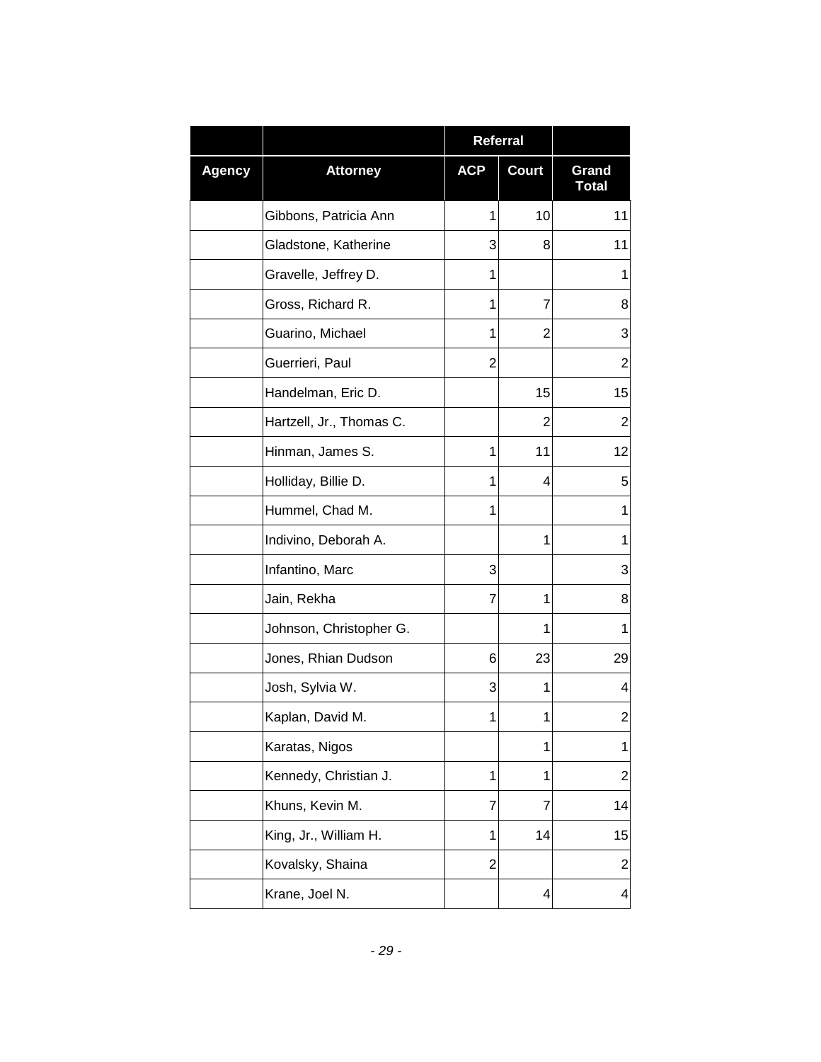| | | Referral | | |
|---|---|---|---|---|
| **Agency** | **Attorney** | **ACP** | **Court** | **Grand Total** |
| | Gibbons, Patricia Ann | 1 | 10 | 11 |
| | Gladstone, Katherine | 3 | 8 | 11 |
| | Gravelle, Jeffrey D. | 1 | | 1 |
| | Gross, Richard R. | 1 | 7 | 8 |
| | Guarino, Michael | 1 | 2 | 3 |
| | Guerrieri, Paul | 2 | | 2 |
| | Handelman, Eric D. | | 15 | 15 |
| | Hartzell, Jr., Thomas C. | | 2 | 2 |
| | Hinman, James S. | 1 | 11 | 12 |
| | Holliday, Billie D. | 1 | 4 | 5 |
| | Hummel, Chad M. | 1 | | 1 |
| | Indivino, Deborah A. | | 1 | 1 |
| | Infantino, Marc | 3 | | 3 |
| | Jain, Rekha | 7 | 1 | 8 |
| | Johnson, Christopher G. | | 1 | 1 |
| | Jones, Rhian Dudson | 6 | 23 | 29 |
| | Josh, Sylvia W. | 3 | 1 | 4 |
| | Kaplan, David M. | 1 | 1 | 2 |
| | Karatas, Nigos | | 1 | 1 |
| | Kennedy, Christian J. | 1 | 1 | 2 |
| | Khuns, Kevin M. | 7 | 7 | 14 |
| | King, Jr., William H. | 1 | 14 | 15 |
| | Kovalsky, Shaina | 2 | | 2 |
| | Krane, Joel N. | | 4 | 4 |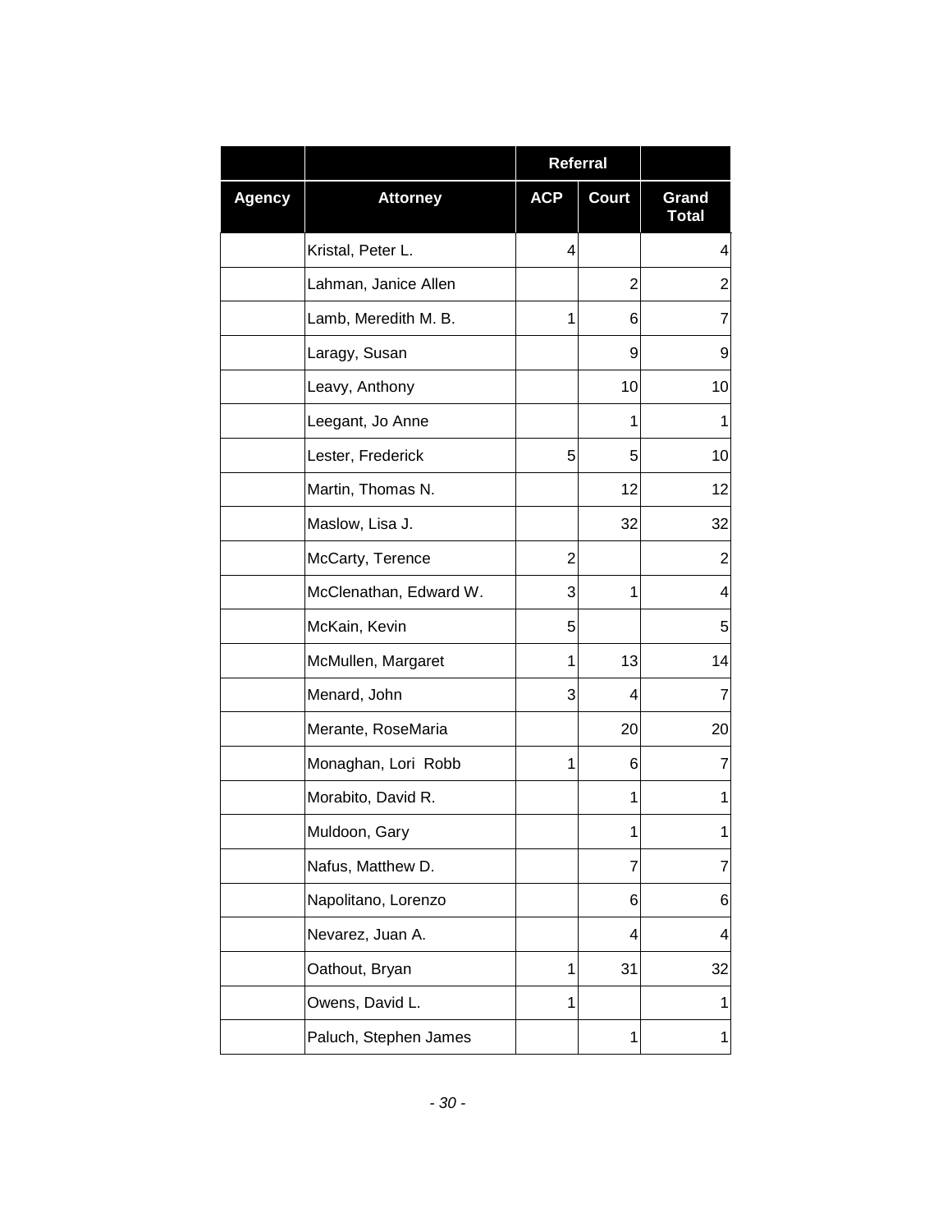| | | Referral | | |
|---|---|---|---|---|
| Agency | Attorney | ACP | Court | Grand Total |
| | Kristal, Peter L. | 4 | | 4 |
| | Lahman, Janice Allen | | 2 | 2 |
| | Lamb, Meredith M. B. | 1 | 6 | 7 |
| | Laragy, Susan | | 9 | 9 |
| | Leavy, Anthony | | 10 | 10 |
| | Leegant, Jo Anne | | 1 | 1 |
| | Lester, Frederick | 5 | 5 | 10 |
| | Martin, Thomas N. | | 12 | 12 |
| | Maslow, Lisa J. | | 32 | 32 |
| | McCarty, Terence | 2 | | 2 |
| | McClenathan, Edward W. | 3 | 1 | 4 |
| | McKain, Kevin | 5 | | 5 |
| | McMullen, Margaret | 1 | 13 | 14 |
| | Menard, John | 3 | 4 | 7 |
| | Merante, RoseMaria | | 20 | 20 |
| | Monaghan, Lori Robb | 1 | 6 | 7 |
| | Morabito, David R. | | 1 | 1 |
| | Muldoon, Gary | | 1 | 1 |
| | Nafus, Matthew D. | | 7 | 7 |
| | Napolitano, Lorenzo | | 6 | 6 |
| | Nevarez, Juan A. | | 4 | 4 |
| | Oathout, Bryan | 1 | 31 | 32 |
| | Owens, David L. | 1 | | 1 |
| | Paluch, Stephen James | | 1 | 1 |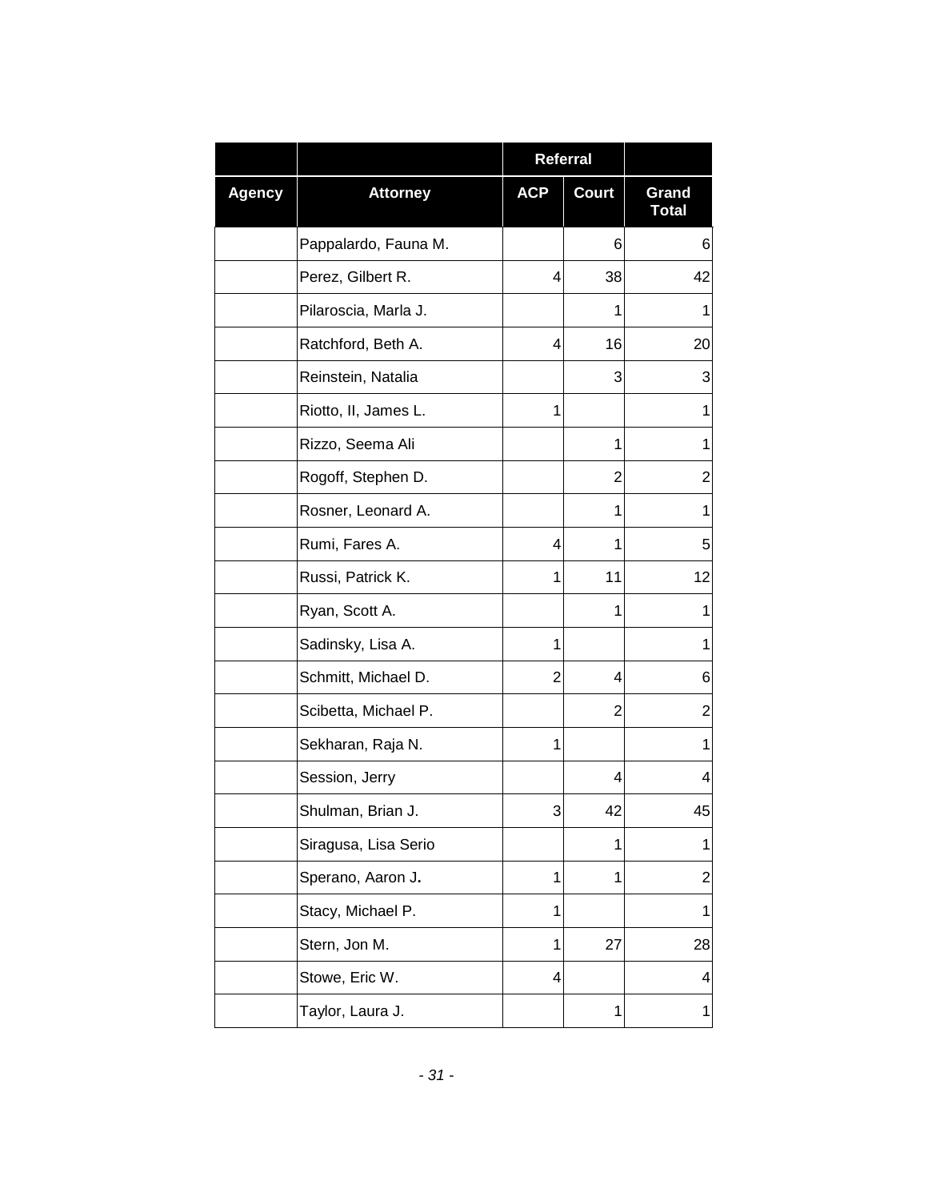| | | Referral | | |
|---|---|---|---|---|
| **Agency** | **Attorney** | **ACP** | **Court** | **Grand Total** |
| | Pappalardo, Fauna M. | | 6 | 6 |
| | Perez, Gilbert R. | 4 | 38 | 42 |
| | Pilaroscia, Marla J. | | 1 | 1 |
| | Ratchford, Beth A. | 4 | 16 | 20 |
| | Reinstein, Natalia | | 3 | 3 |
| | Riotto, II, James L. | 1 | | 1 |
| | Rizzo, Seema Ali | | 1 | 1 |
| | Rogoff, Stephen D. | | 2 | 2 |
| | Rosner, Leonard A. | | 1 | 1 |
| | Rumi, Fares A. | 4 | 1 | 5 |
| | Russi, Patrick K. | 1 | 11 | 12 |
| | Ryan, Scott A. | | 1 | 1 |
| | Sadinsky, Lisa A. | 1 | | 1 |
| | Schmitt, Michael D. | 2 | 4 | 6 |
| | Scibetta, Michael P. | | 2 | 2 |
| | Sekharan, Raja N. | 1 | | 1 |
| | Session, Jerry | | 4 | 4 |
| | Shulman, Brian J. | 3 | 42 | 45 |
| | Siragusa, Lisa Serio | | 1 | 1 |
| | Sperano, Aaron J. | 1 | 1 | 2 |
| | Stacy, Michael P. | 1 | | 1 |
| | Stern, Jon M. | 1 | 27 | 28 |
| | Stowe, Eric W. | 4 | | 4 |
| | Taylor, Laura J. | | 1 | 1 |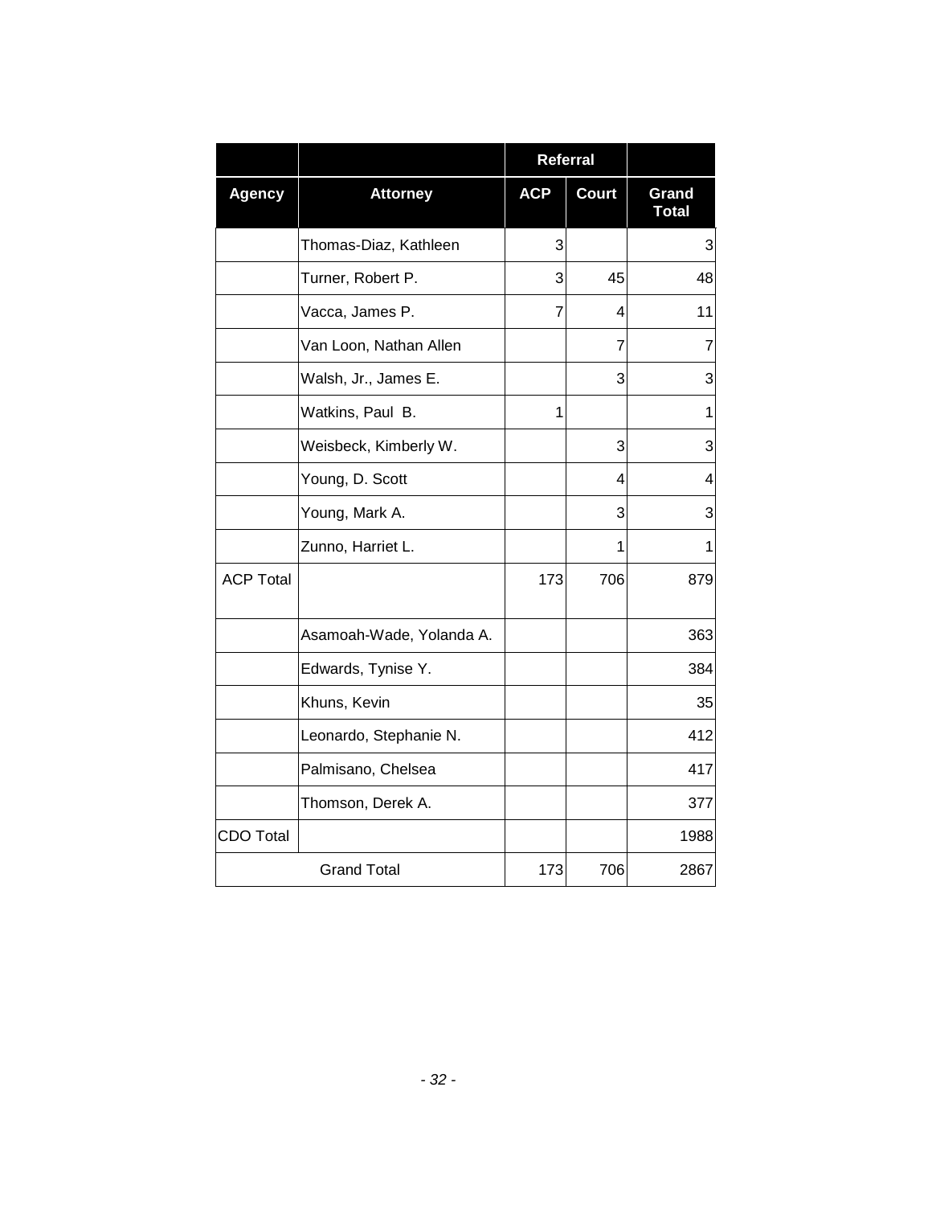| | | Referral | | |
|---|---|---|---|---|
| **Agency** | **Attorney** | **ACP** | **Court** | **Grand Total** |
| | Thomas-Diaz, Kathleen | 3 | | 3 |
| | Turner, Robert P. | 3 | 45 | 48 |
| | Vacca, James P. | 7 | 4 | 11 |
| | Van Loon, Nathan Allen | | 7 | 7 |
| | Walsh, Jr., James E. | | 3 | 3 |
| | Watkins, Paul B. | 1 | | 1 |
| | Weisbeck, Kimberly W. | | 3 | 3 |
| | Young, D. Scott | | 4 | 4 |
| | Young, Mark A. | | 3 | 3 |
| | Zunno, Harriet L. | | 1 | 1 |
| ACP Total | | 173 | 706 | 879 |
| | Asamoah-Wade, Yolanda A. | | | 363 |
| | Edwards, Tynise Y. | | | 384 |
| | Khuns, Kevin | | | 35 |
| | Leonardo, Stephanie N. | | | 412 |
| | Palmisano, Chelsea | | | 417 |
| | Thomson, Derek A. | | | 377 |
| CDO Total | | | | 1988 |
| Grand Total | | 173 | 706 | 2867 |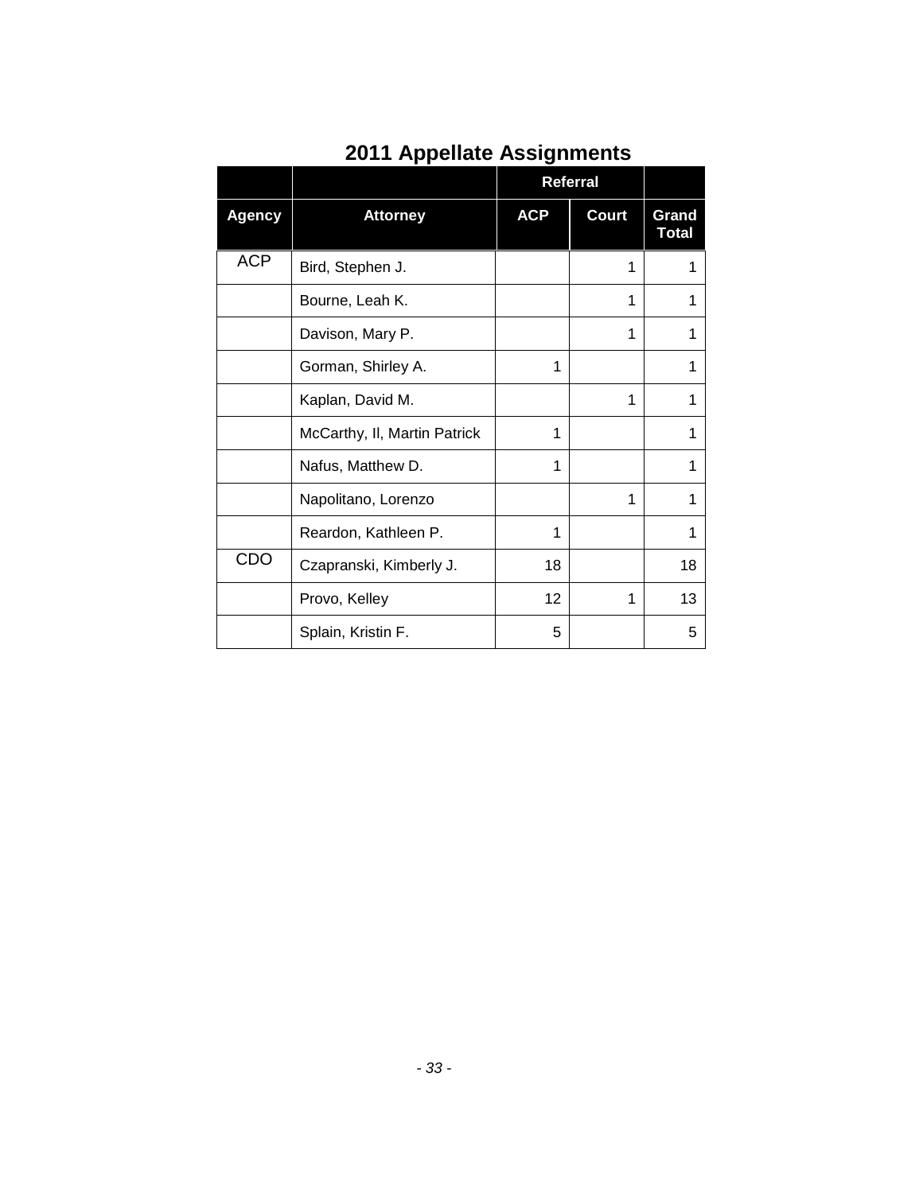## 2011 Appellate Assignments

| | | Referral | | |
|---|---|---|---|---|
| **Agency** | **Attorney** | **ACP** | **Court** | **Grand Total** |
| ACP | Bird, Stephen J. | | 1 | 1 |
| | Bourne, Leah K. | | 1 | 1 |
| | Davison, Mary P. | | 1 | 1 |
| | Gorman, Shirley A. | 1 | | 1 |
| | Kaplan, David M. | | 1 | 1 |
| | McCarthy, Il, Martin Patrick | 1 | | 1 |
| | Nafus, Matthew D. | 1 | | 1 |
| | Napolitano, Lorenzo | | 1 | 1 |
| | Reardon, Kathleen P. | 1 | | 1 |
| CDO | Czapranski, Kimberly J. | 18 | | 18 |
| | Provo, Kelley | 12 | 1 | 13 |
| | Splain, Kristin F. | 5 | | 5 |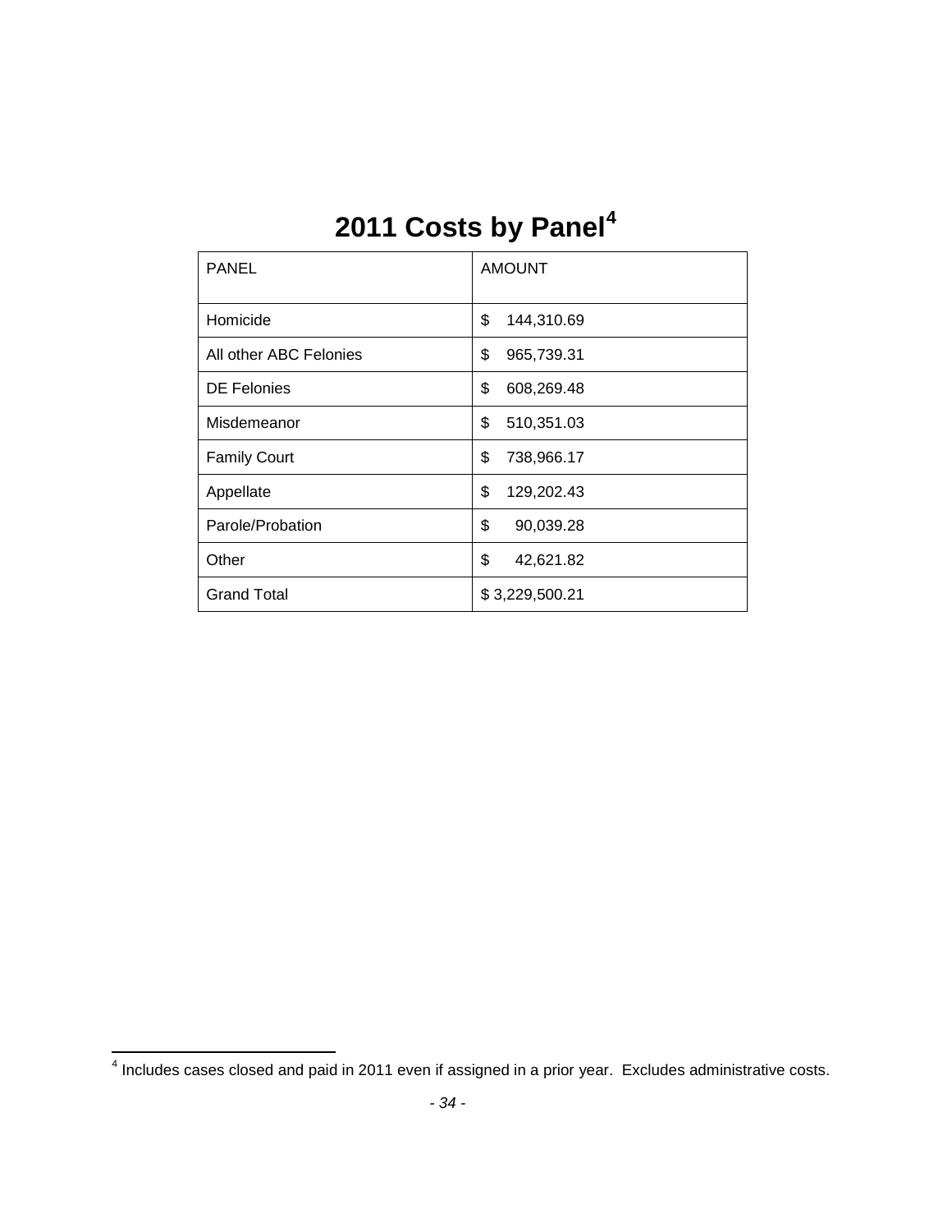# 2011 Costs by Panel[4]

| PANEL | AMOUNT |
|---|---|
| Homicide | $ 144,310.69 |
| All other ABC Felonies | $ 965,739.31 |
| DE Felonies | $ 608,269.48 |
| Misdemeanor | $ 510,351.03 |
| Family Court | $ 738,966.17 |
| Appellate | $ 129,202.43 |
| Parole/Probation | $ 90,039.28 |
| Other | $ 42,621.82 |
| Grand Total | $ 3,229,500.21 |

[4] Includes cases closed and paid in 2011 even if assigned in a prior year. Excludes administrative costs.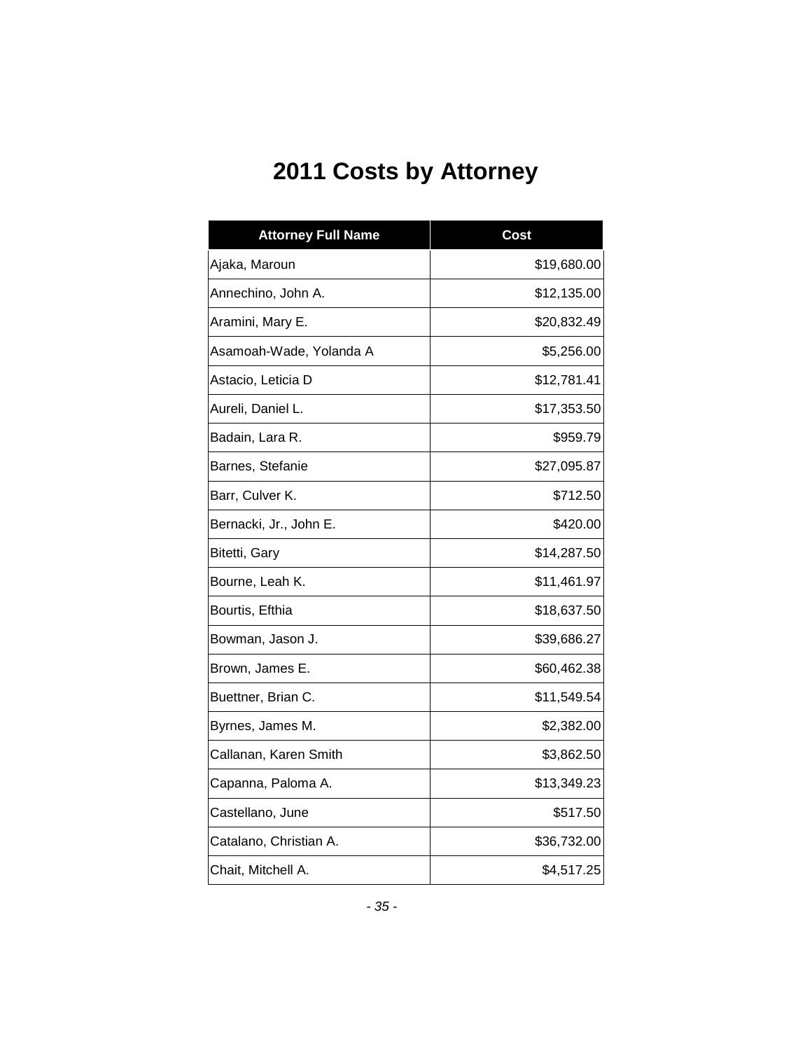# 2011 Costs by Attorney

| Attorney Full Name | Cost |
|---|---|
| Ajaka, Maroun | $19,680.00 |
| Annechino, John A. | $12,135.00 |
| Aramini, Mary E. | $20,832.49 |
| Asamoah-Wade, Yolanda A | $5,256.00 |
| Astacio, Leticia D | $12,781.41 |
| Aureli, Daniel L. | $17,353.50 |
| Badain, Lara R. | $959.79 |
| Barnes, Stefanie | $27,095.87 |
| Barr, Culver K. | $712.50 |
| Bernacki, Jr., John E. | $420.00 |
| Bitetti, Gary | $14,287.50 |
| Bourne, Leah K. | $11,461.97 |
| Bourtis, Efthia | $18,637.50 |
| Bowman, Jason J. | $39,686.27 |
| Brown, James E. | $60,462.38 |
| Buettner, Brian C. | $11,549.54 |
| Byrnes, James M. | $2,382.00 |
| Callanan, Karen Smith | $3,862.50 |
| Capanna, Paloma A. | $13,349.23 |
| Castellano, June | $517.50 |
| Catalano, Christian A. | $36,732.00 |
| Chait, Mitchell A. | $4,517.25 |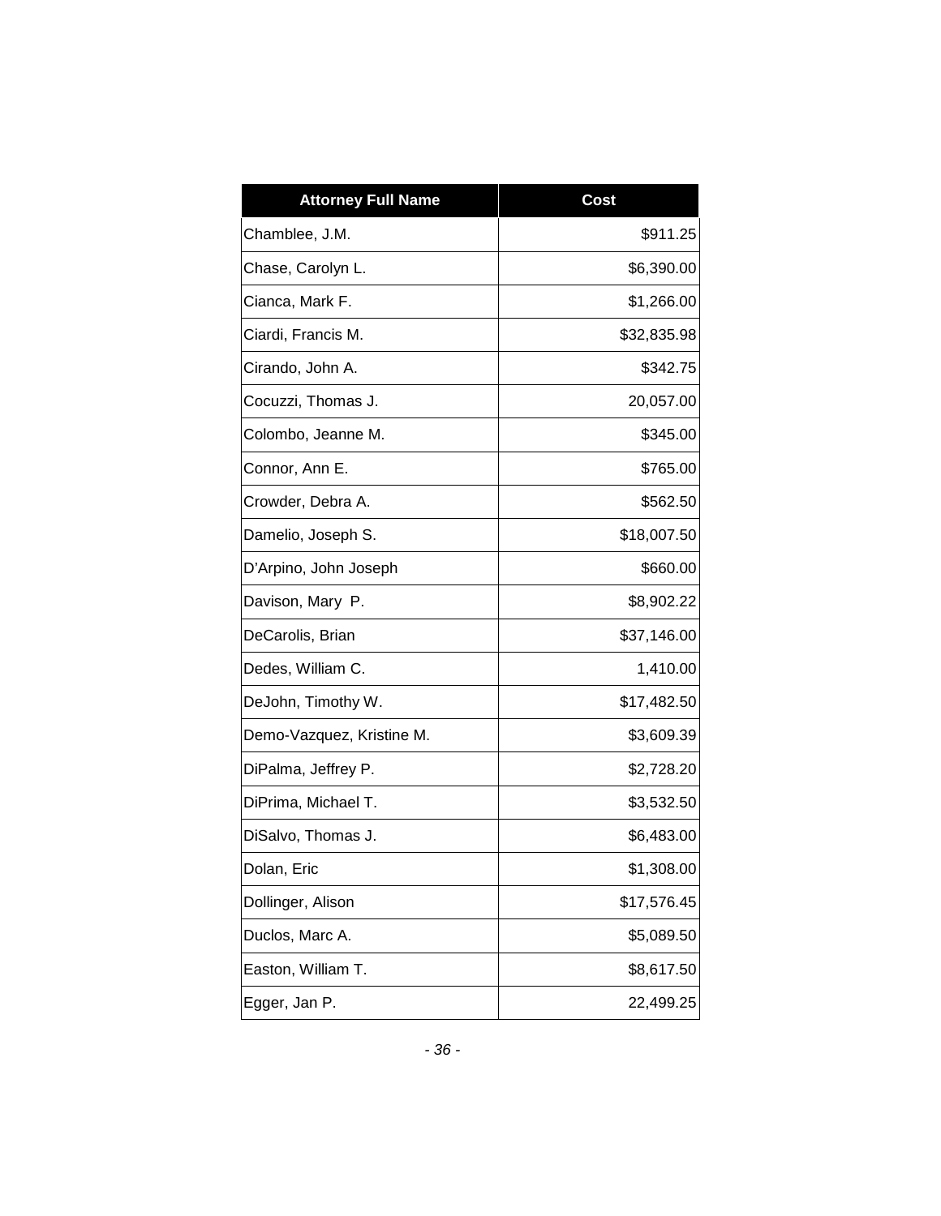| Attorney Full Name | Cost |
| --- | ---: |
| Chamblee, J.M. | $911.25 |
| Chase, Carolyn L. | $6,390.00 |
| Cianca, Mark F. | $1,266.00 |
| Ciardi, Francis M. | $32,835.98 |
| Cirando, John A. | $342.75 |
| Cocuzzi, Thomas J. | 20,057.00 |
| Colombo, Jeanne M. | $345.00 |
| Connor, Ann E. | $765.00 |
| Crowder, Debra A. | $562.50 |
| Damelio, Joseph S. | $18,007.50 |
| D’Arpino, John Joseph | $660.00 |
| Davison, Mary P. | $8,902.22 |
| DeCarolis, Brian | $37,146.00 |
| Dedes, William C. | 1,410.00 |
| DeJohn, Timothy W. | $17,482.50 |
| Demo-Vazquez, Kristine M. | $3,609.39 |
| DiPalma, Jeffrey P. | $2,728.20 |
| DiPrima, Michael T. | $3,532.50 |
| DiSalvo, Thomas J. | $6,483.00 |
| Dolan, Eric | $1,308.00 |
| Dollinger, Alison | $17,576.45 |
| Duclos, Marc A. | $5,089.50 |
| Easton, William T. | $8,617.50 |
| Egger, Jan P. | 22,499.25 |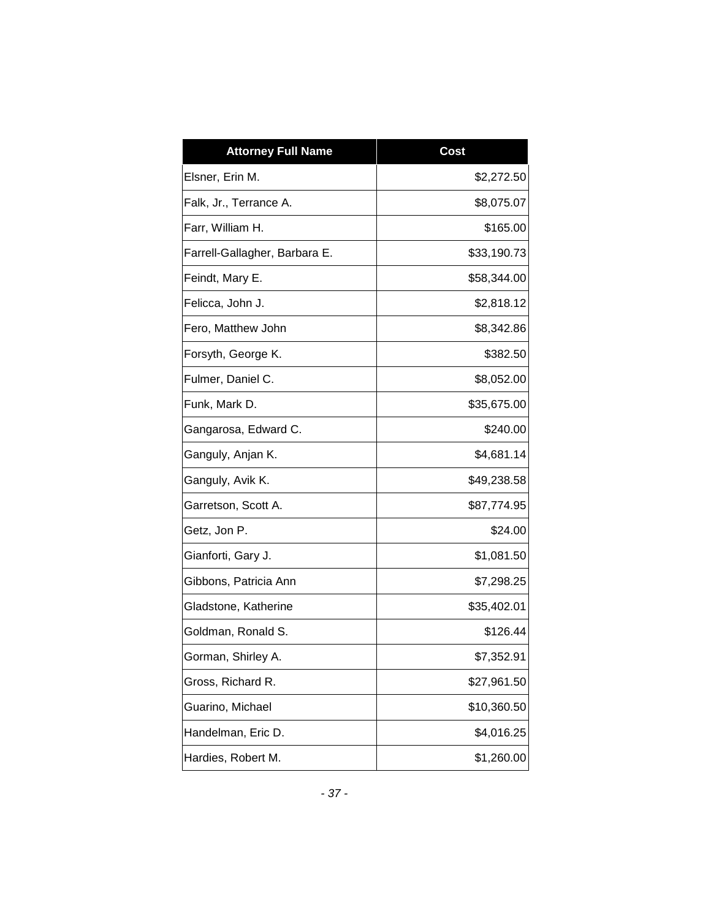| Attorney Full Name | Cost |
| --- | ---: |
| Elsner, Erin M. | $2,272.50 |
| Falk, Jr., Terrance A. | $8,075.07 |
| Farr, William H. | $165.00 |
| Farrell-Gallagher, Barbara E. | $33,190.73 |
| Feindt, Mary E. | $58,344.00 |
| Felicca, John J. | $2,818.12 |
| Fero, Matthew John | $8,342.86 |
| Forsyth, George K. | $382.50 |
| Fulmer, Daniel C. | $8,052.00 |
| Funk, Mark D. | $35,675.00 |
| Gangarosa, Edward C. | $240.00 |
| Ganguly, Anjan K. | $4,681.14 |
| Ganguly, Avik K. | $49,238.58 |
| Garretson, Scott A. | $87,774.95 |
| Getz, Jon P. | $24.00 |
| Gianforti, Gary J. | $1,081.50 |
| Gibbons, Patricia Ann | $7,298.25 |
| Gladstone, Katherine | $35,402.01 |
| Goldman, Ronald S. | $126.44 |
| Gorman, Shirley A. | $7,352.91 |
| Gross, Richard R. | $27,961.50 |
| Guarino, Michael | $10,360.50 |
| Handelman, Eric D. | $4,016.25 |
| Hardies, Robert M. | $1,260.00 |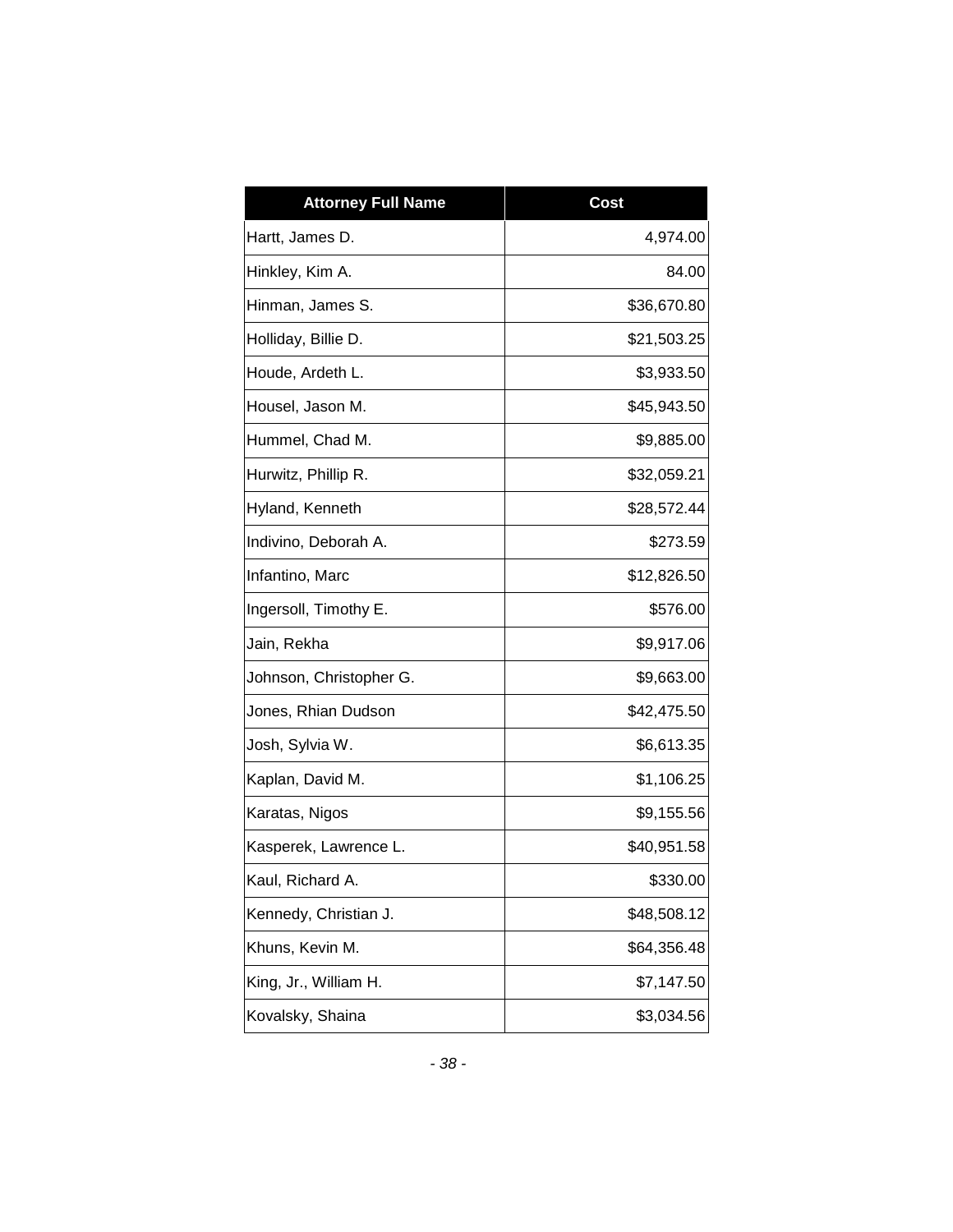| Attorney Full Name | Cost |
|---|---:|
| Hartt, James D. | 4,974.00 |
| Hinkley, Kim A. | 84.00 |
| Hinman, James S. | $36,670.80 |
| Holliday, Billie D. | $21,503.25 |
| Houde, Ardeth L. | $3,933.50 |
| Housel, Jason M. | $45,943.50 |
| Hummel, Chad M. | $9,885.00 |
| Hurwitz, Phillip R. | $32,059.21 |
| Hyland, Kenneth | $28,572.44 |
| Indivino, Deborah A. | $273.59 |
| Infantino, Marc | $12,826.50 |
| Ingersoll, Timothy E. | $576.00 |
| Jain, Rekha | $9,917.06 |
| Johnson, Christopher G. | $9,663.00 |
| Jones, Rhian Dudson | $42,475.50 |
| Josh, Sylvia W. | $6,613.35 |
| Kaplan, David M. | $1,106.25 |
| Karatas, Nigos | $9,155.56 |
| Kasperek, Lawrence L. | $40,951.58 |
| Kaul, Richard A. | $330.00 |
| Kennedy, Christian J. | $48,508.12 |
| Khuns, Kevin M. | $64,356.48 |
| King, Jr., William H. | $7,147.50 |
| Kovalsky, Shaina | $3,034.56 |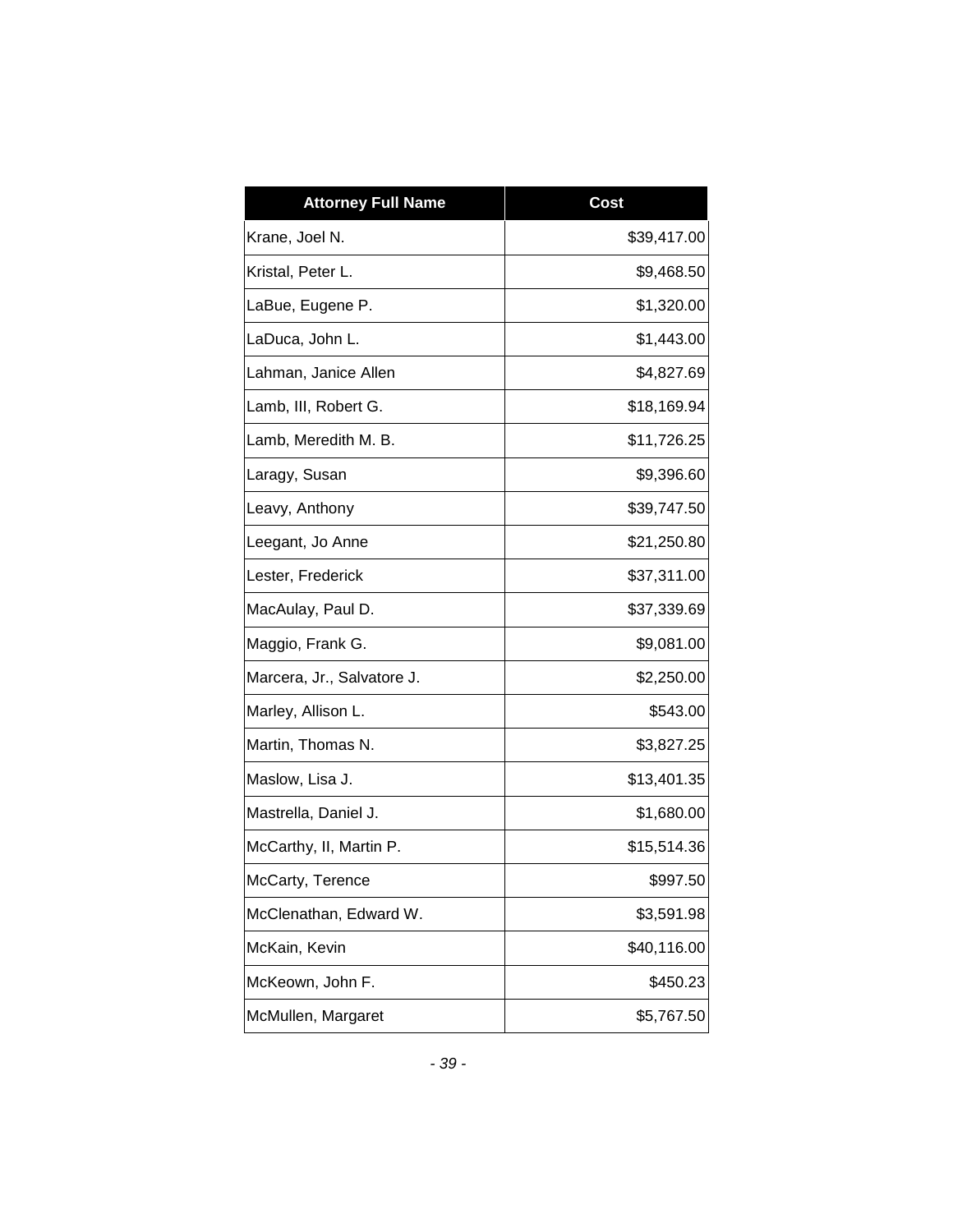| Attorney Full Name | Cost |
|---|---|
| Krane, Joel N. | $39,417.00 |
| Kristal, Peter L. | $9,468.50 |
| LaBue, Eugene P. | $1,320.00 |
| LaDuca, John L. | $1,443.00 |
| Lahman, Janice Allen | $4,827.69 |
| Lamb, III, Robert G. | $18,169.94 |
| Lamb, Meredith M. B. | $11,726.25 |
| Laragy, Susan | $9,396.60 |
| Leavy, Anthony | $39,747.50 |
| Leegant, Jo Anne | $21,250.80 |
| Lester, Frederick | $37,311.00 |
| MacAulay, Paul D. | $37,339.69 |
| Maggio, Frank G. | $9,081.00 |
| Marcera, Jr., Salvatore J. | $2,250.00 |
| Marley, Allison L. | $543.00 |
| Martin, Thomas N. | $3,827.25 |
| Maslow, Lisa J. | $13,401.35 |
| Mastrella, Daniel J. | $1,680.00 |
| McCarthy, II, Martin P. | $15,514.36 |
| McCarty, Terence | $997.50 |
| McClenathan, Edward W. | $3,591.98 |
| McKain, Kevin | $40,116.00 |
| McKeown, John F. | $450.23 |
| McMullen, Margaret | $5,767.50 |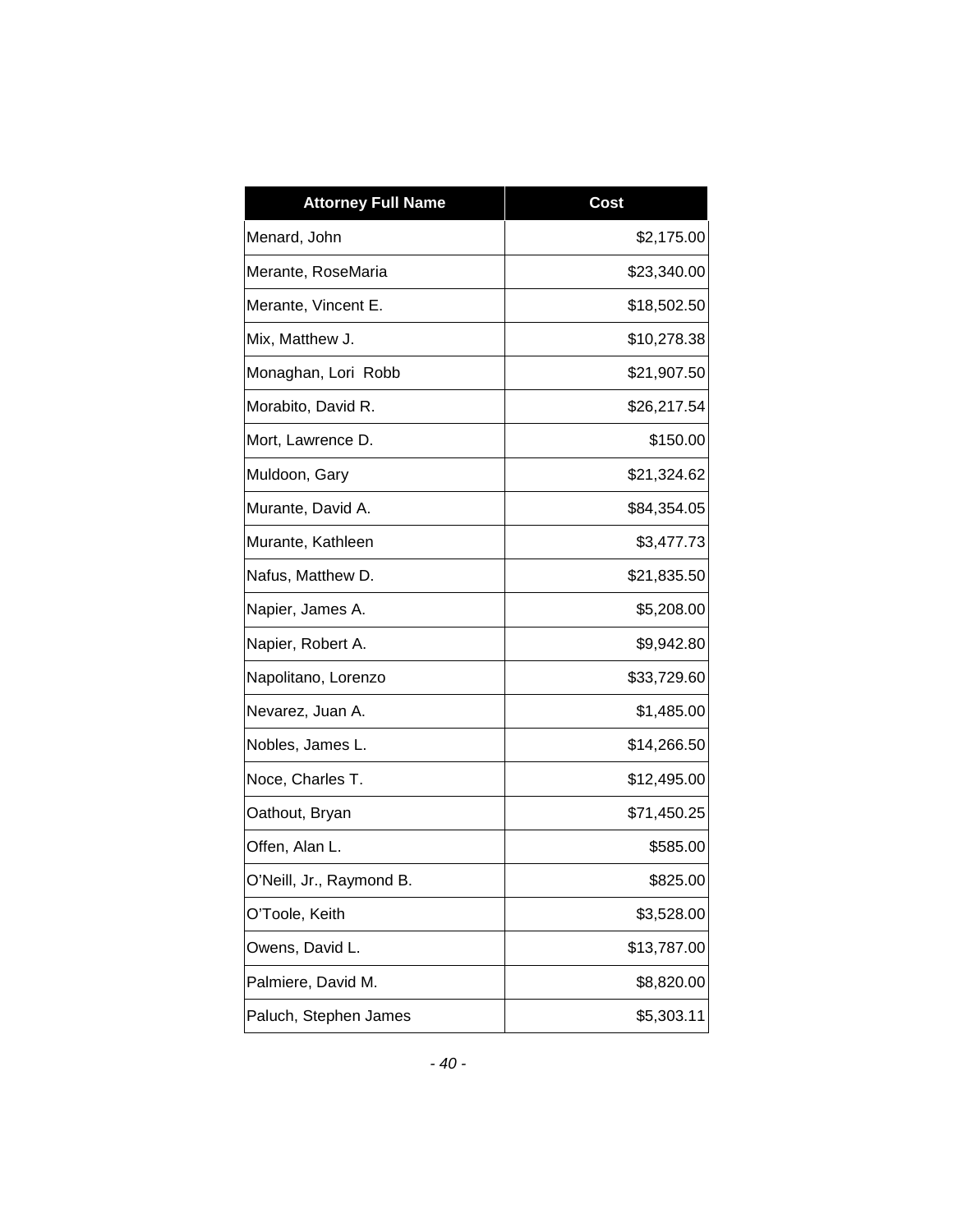| Attorney Full Name | Cost |
| --- | --- |
| Menard, John | $2,175.00 |
| Merante, RoseMaria | $23,340.00 |
| Merante, Vincent E. | $18,502.50 |
| Mix, Matthew J. | $10,278.38 |
| Monaghan, Lori Robb | $21,907.50 |
| Morabito, David R. | $26,217.54 |
| Mort, Lawrence D. | $150.00 |
| Muldoon, Gary | $21,324.62 |
| Murante, David A. | $84,354.05 |
| Murante, Kathleen | $3,477.73 |
| Nafus, Matthew D. | $21,835.50 |
| Napier, James A. | $5,208.00 |
| Napier, Robert A. | $9,942.80 |
| Napolitano, Lorenzo | $33,729.60 |
| Nevarez, Juan A. | $1,485.00 |
| Nobles, James L. | $14,266.50 |
| Noce, Charles T. | $12,495.00 |
| Oathout, Bryan | $71,450.25 |
| Offen, Alan L. | $585.00 |
| O'Neill, Jr., Raymond B. | $825.00 |
| O'Toole, Keith | $3,528.00 |
| Owens, David L. | $13,787.00 |
| Palmiere, David M. | $8,820.00 |
| Paluch, Stephen James | $5,303.11 |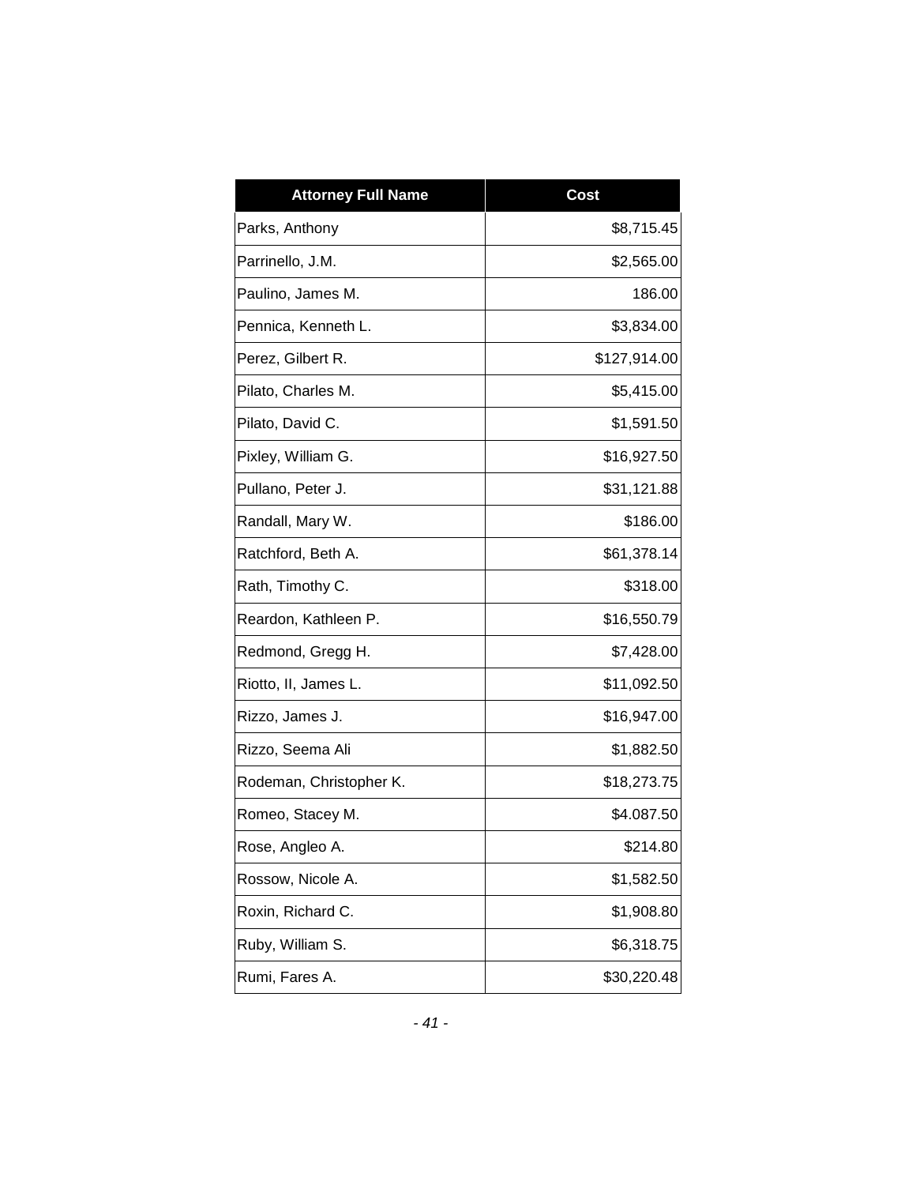| Attorney Full Name | Cost |
|---|---:|
| Parks, Anthony | $8,715.45 |
| Parrinello, J.M. | $2,565.00 |
| Paulino, James M. | 186.00 |
| Pennica, Kenneth L. | $3,834.00 |
| Perez, Gilbert R. | $127,914.00 |
| Pilato, Charles M. | $5,415.00 |
| Pilato, David C. | $1,591.50 |
| Pixley, William G. | $16,927.50 |
| Pullano, Peter J. | $31,121.88 |
| Randall, Mary W. | $186.00 |
| Ratchford, Beth A. | $61,378.14 |
| Rath, Timothy C. | $318.00 |
| Reardon, Kathleen P. | $16,550.79 |
| Redmond, Gregg H. | $7,428.00 |
| Riotto, II, James L. | $11,092.50 |
| Rizzo, James J. | $16,947.00 |
| Rizzo, Seema Ali | $1,882.50 |
| Rodeman, Christopher K. | $18,273.75 |
| Romeo, Stacey M. | $4.087.50 |
| Rose, Angleo A. | $214.80 |
| Rossow, Nicole A. | $1,582.50 |
| Roxin, Richard C. | $1,908.80 |
| Ruby, William S. | $6,318.75 |
| Rumi, Fares A. | $30,220.48 |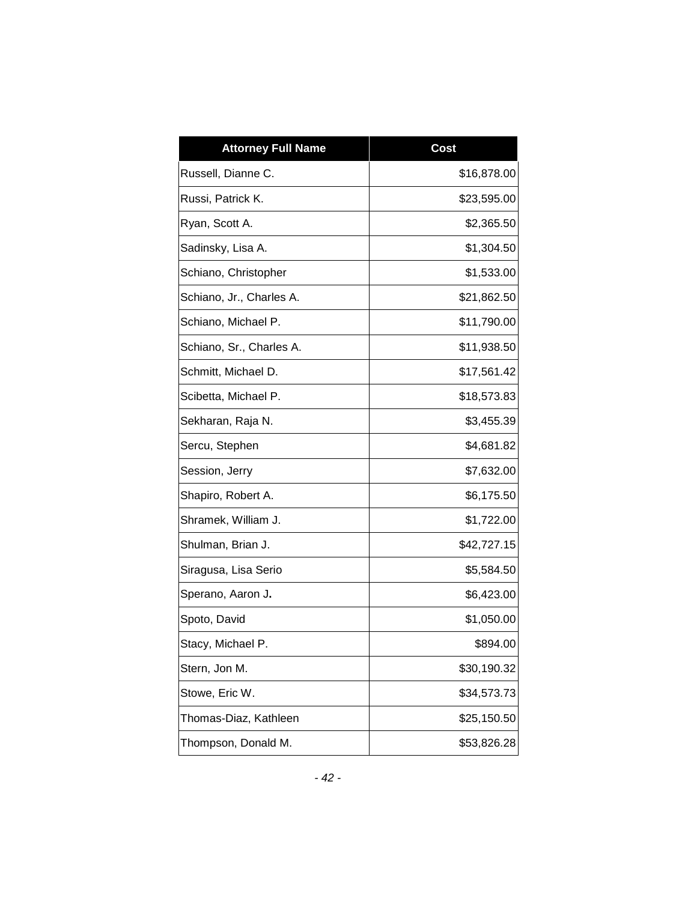| Attorney Full Name | Cost |
| --- | ---: |
| Russell, Dianne C. | $16,878.00 |
| Russi, Patrick K. | $23,595.00 |
| Ryan, Scott A. | $2,365.50 |
| Sadinsky, Lisa A. | $1,304.50 |
| Schiano, Christopher | $1,533.00 |
| Schiano, Jr., Charles A. | $21,862.50 |
| Schiano, Michael P. | $11,790.00 |
| Schiano, Sr., Charles A. | $11,938.50 |
| Schmitt, Michael D. | $17,561.42 |
| Scibetta, Michael P. | $18,573.83 |
| Sekharan, Raja N. | $3,455.39 |
| Sercu, Stephen | $4,681.82 |
| Session, Jerry | $7,632.00 |
| Shapiro, Robert A. | $6,175.50 |
| Shramek, William J. | $1,722.00 |
| Shulman, Brian J. | $42,727.15 |
| Siragusa, Lisa Serio | $5,584.50 |
| Sperano, Aaron J. | $6,423.00 |
| Spoto, David | $1,050.00 |
| Stacy, Michael P. | $894.00 |
| Stern, Jon M. | $30,190.32 |
| Stowe, Eric W. | $34,573.73 |
| Thomas-Diaz, Kathleen | $25,150.50 |
| Thompson, Donald M. | $53,826.28 |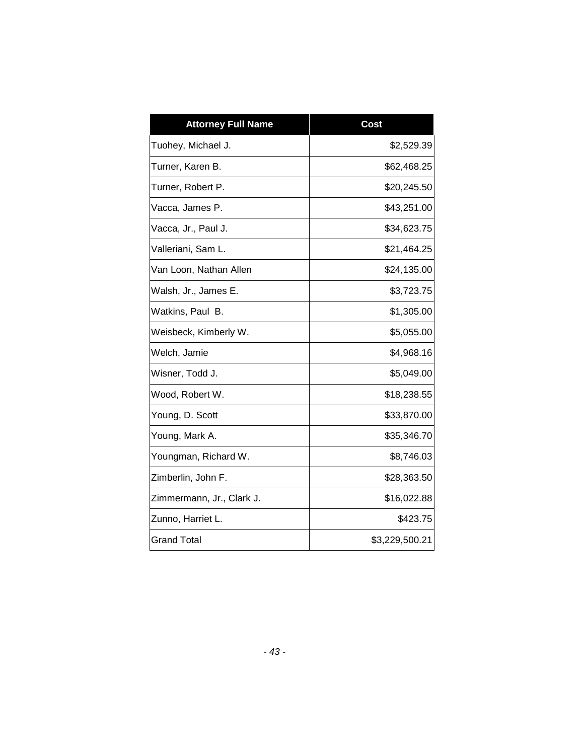| Attorney Full Name | Cost |
|---|---|
| Tuohey, Michael J. | $2,529.39 |
| Turner, Karen B. | $62,468.25 |
| Turner, Robert P. | $20,245.50 |
| Vacca, James P. | $43,251.00 |
| Vacca, Jr., Paul J. | $34,623.75 |
| Valleriani, Sam L. | $21,464.25 |
| Van Loon, Nathan Allen | $24,135.00 |
| Walsh, Jr., James E. | $3,723.75 |
| Watkins, Paul B. | $1,305.00 |
| Weisbeck, Kimberly W. | $5,055.00 |
| Welch, Jamie | $4,968.16 |
| Wisner, Todd J. | $5,049.00 |
| Wood, Robert W. | $18,238.55 |
| Young, D. Scott | $33,870.00 |
| Young, Mark A. | $35,346.70 |
| Youngman, Richard W. | $8,746.03 |
| Zimberlin, John F. | $28,363.50 |
| Zimmermann, Jr., Clark J. | $16,022.88 |
| Zunno, Harriet L. | $423.75 |
| Grand Total | $3,229,500.21 |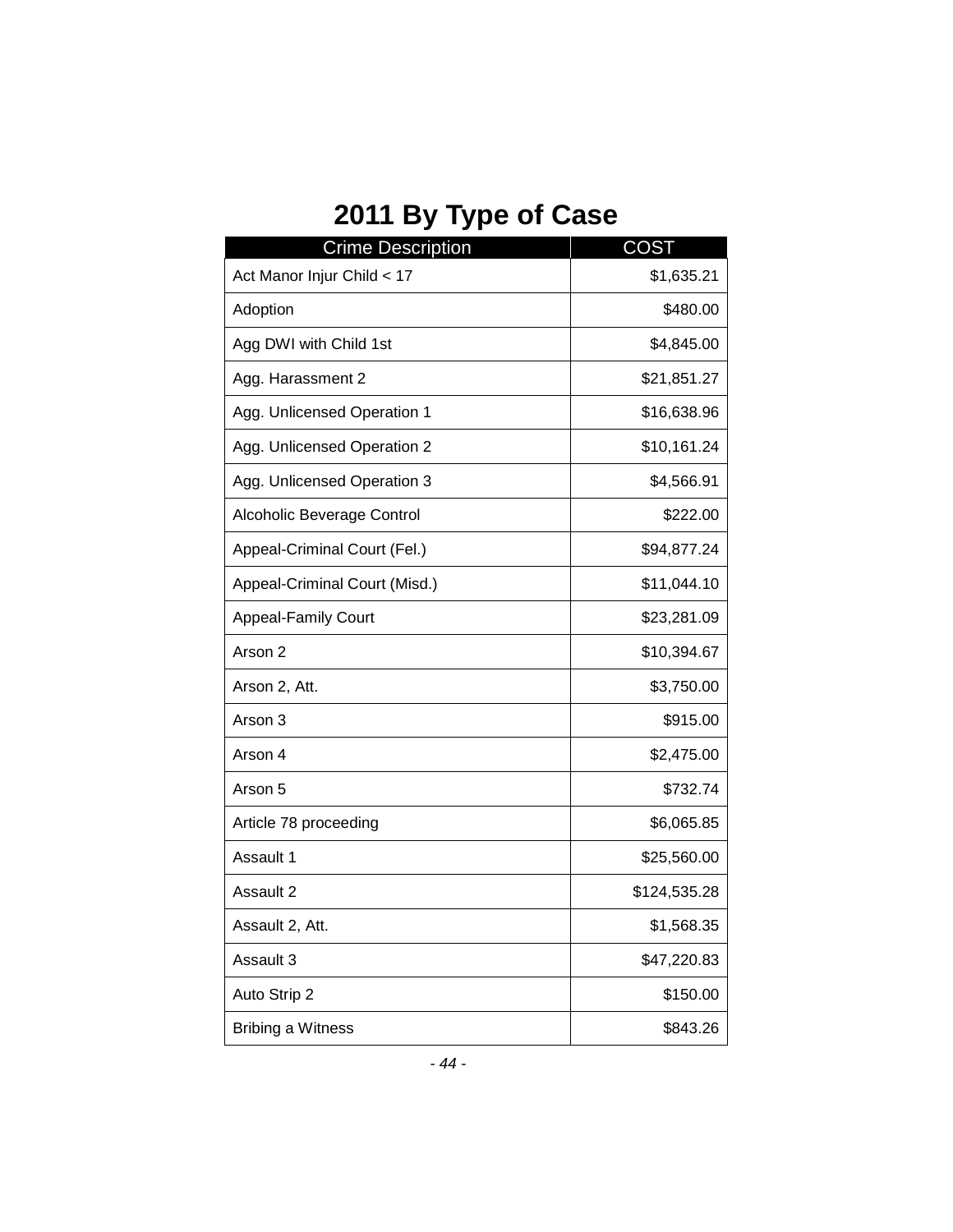# 2011 By Type of Case

| Crime Description | COST |
|---|---:|
| Act Manor Injur Child < 17 | $1,635.21 |
| Adoption | $480.00 |
| Agg DWI with Child 1st | $4,845.00 |
| Agg. Harassment 2 | $21,851.27 |
| Agg. Unlicensed Operation 1 | $16,638.96 |
| Agg. Unlicensed Operation 2 | $10,161.24 |
| Agg. Unlicensed Operation 3 | $4,566.91 |
| Alcoholic Beverage Control | $222.00 |
| Appeal-Criminal Court (Fel.) | $94,877.24 |
| Appeal-Criminal Court (Misd.) | $11,044.10 |
| Appeal-Family Court | $23,281.09 |
| Arson 2 | $10,394.67 |
| Arson 2, Att. | $3,750.00 |
| Arson 3 | $915.00 |
| Arson 4 | $2,475.00 |
| Arson 5 | $732.74 |
| Article 78 proceeding | $6,065.85 |
| Assault 1 | $25,560.00 |
| Assault 2 | $124,535.28 |
| Assault 2, Att. | $1,568.35 |
| Assault 3 | $47,220.83 |
| Auto Strip 2 | $150.00 |
| Bribing a Witness | $843.26 |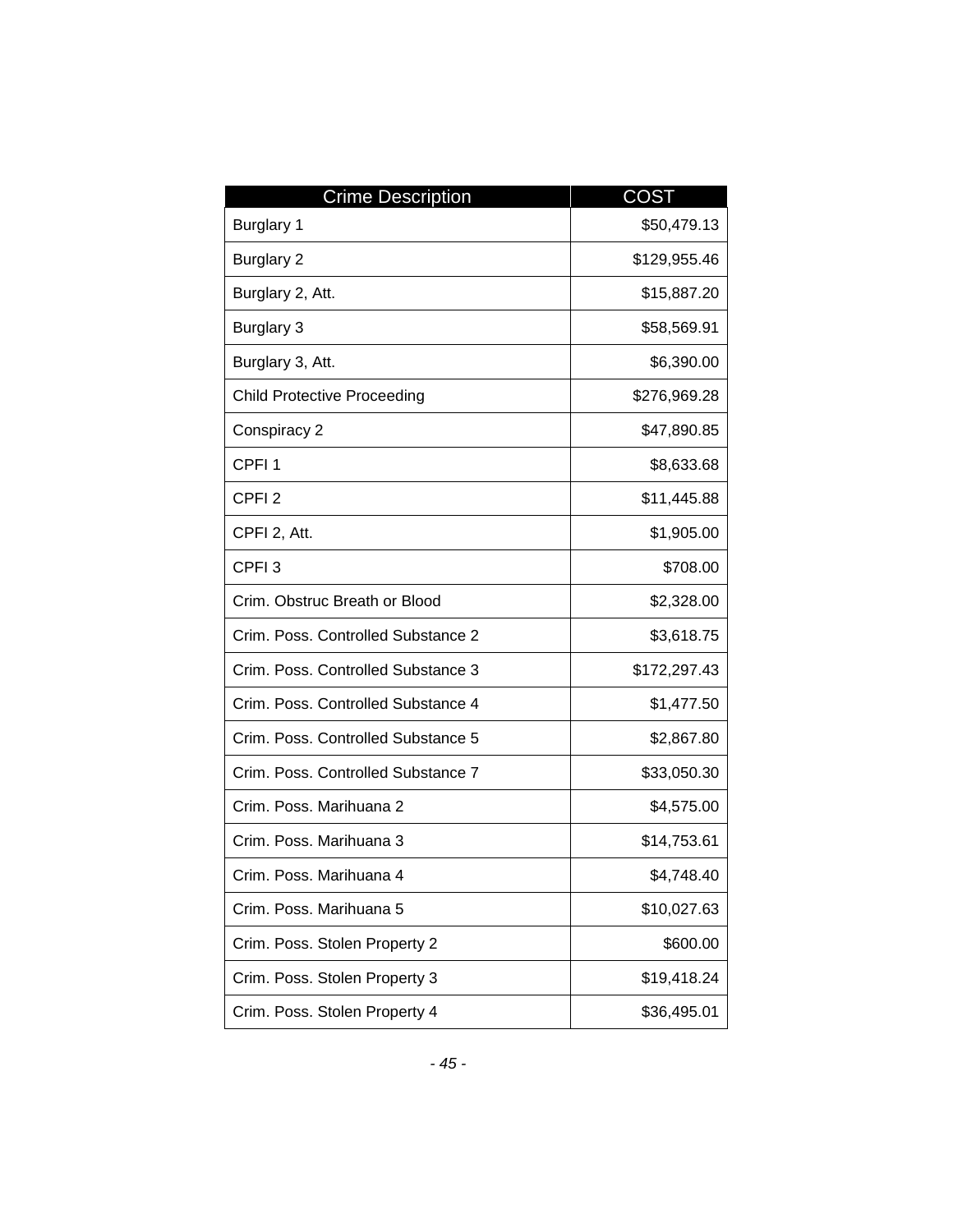| Crime Description | COST |
|---|---|
| Burglary 1 | $50,479.13 |
| Burglary 2 | $129,955.46 |
| Burglary 2, Att. | $15,887.20 |
| Burglary 3 | $58,569.91 |
| Burglary 3, Att. | $6,390.00 |
| Child Protective Proceeding | $276,969.28 |
| Conspiracy 2 | $47,890.85 |
| CPFI 1 | $8,633.68 |
| CPFI 2 | $11,445.88 |
| CPFI 2, Att. | $1,905.00 |
| CPFI 3 | $708.00 |
| Crim. Obstruc Breath or Blood | $2,328.00 |
| Crim. Poss. Controlled Substance 2 | $3,618.75 |
| Crim. Poss. Controlled Substance 3 | $172,297.43 |
| Crim. Poss. Controlled Substance 4 | $1,477.50 |
| Crim. Poss. Controlled Substance 5 | $2,867.80 |
| Crim. Poss. Controlled Substance 7 | $33,050.30 |
| Crim. Poss. Marihuana 2 | $4,575.00 |
| Crim. Poss. Marihuana 3 | $14,753.61 |
| Crim. Poss. Marihuana 4 | $4,748.40 |
| Crim. Poss. Marihuana 5 | $10,027.63 |
| Crim. Poss. Stolen Property 2 | $600.00 |
| Crim. Poss. Stolen Property 3 | $19,418.24 |
| Crim. Poss. Stolen Property 4 | $36,495.01 |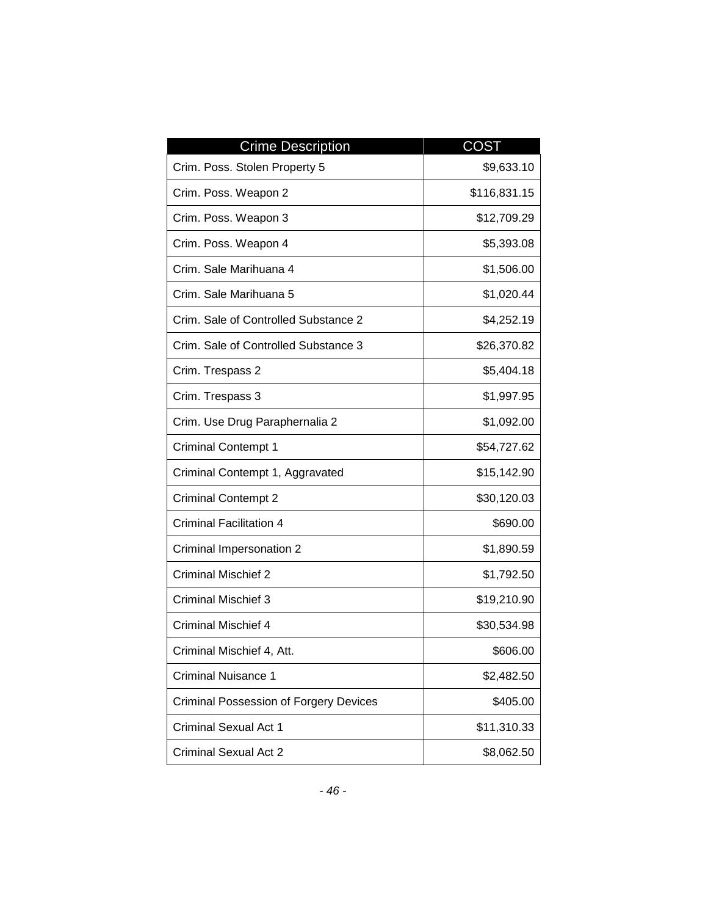| Crime Description | COST |
| --- | ---: |
| Crim. Poss. Stolen Property 5 | $9,633.10 |
| Crim. Poss. Weapon 2 | $116,831.15 |
| Crim. Poss. Weapon 3 | $12,709.29 |
| Crim. Poss. Weapon 4 | $5,393.08 |
| Crim. Sale Marihuana 4 | $1,506.00 |
| Crim. Sale Marihuana 5 | $1,020.44 |
| Crim. Sale of Controlled Substance 2 | $4,252.19 |
| Crim. Sale of Controlled Substance 3 | $26,370.82 |
| Crim. Trespass 2 | $5,404.18 |
| Crim. Trespass 3 | $1,997.95 |
| Crim. Use Drug Paraphernalia 2 | $1,092.00 |
| Criminal Contempt 1 | $54,727.62 |
| Criminal Contempt 1, Aggravated | $15,142.90 |
| Criminal Contempt 2 | $30,120.03 |
| Criminal Facilitation 4 | $690.00 |
| Criminal Impersonation 2 | $1,890.59 |
| Criminal Mischief 2 | $1,792.50 |
| Criminal Mischief 3 | $19,210.90 |
| Criminal Mischief 4 | $30,534.98 |
| Criminal Mischief 4, Att. | $606.00 |
| Criminal Nuisance 1 | $2,482.50 |
| Criminal Possession of Forgery Devices | $405.00 |
| Criminal Sexual Act 1 | $11,310.33 |
| Criminal Sexual Act 2 | $8,062.50 |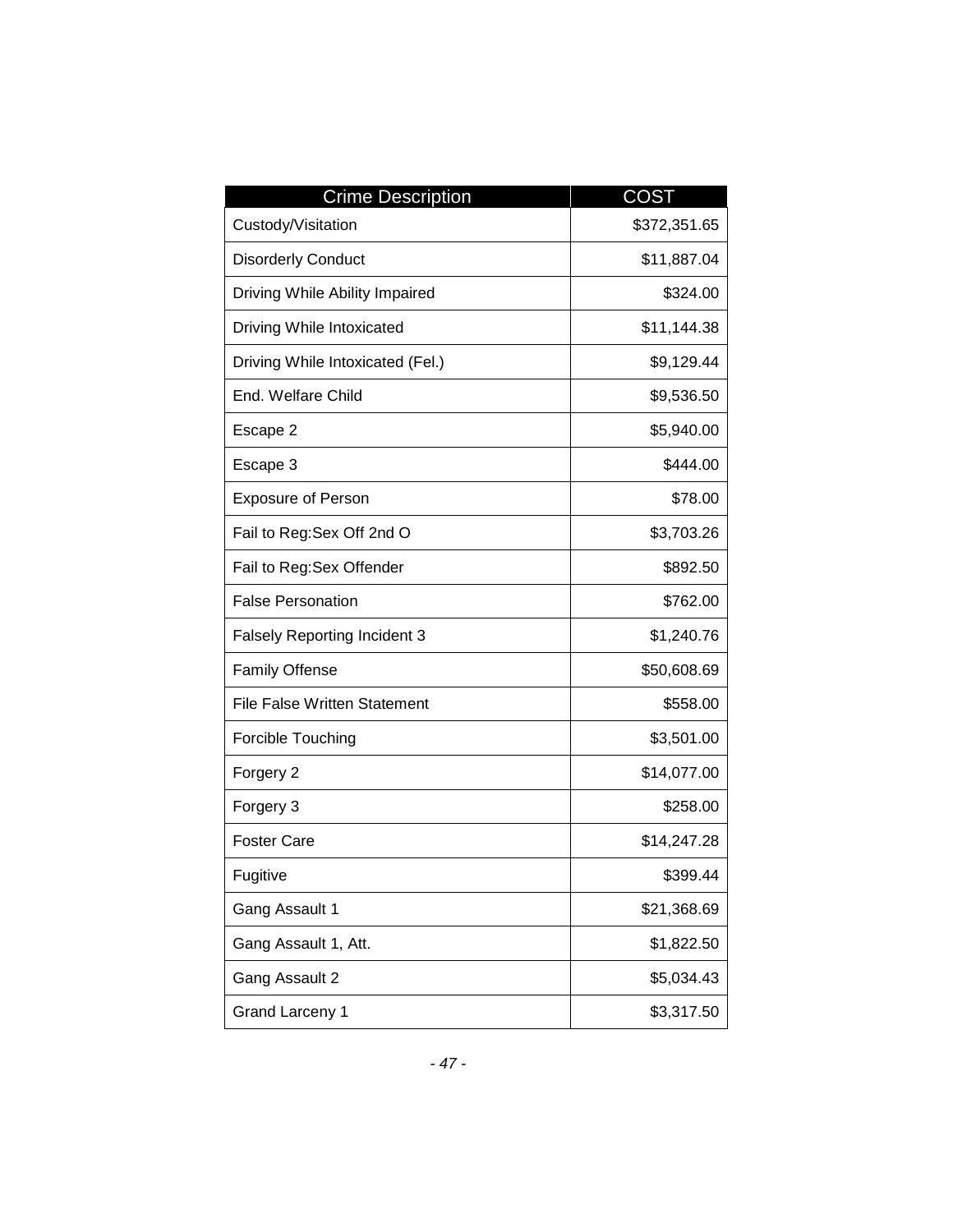| Crime Description | COST |
|---|---|
| Custody/Visitation | $372,351.65 |
| Disorderly Conduct | $11,887.04 |
| Driving While Ability Impaired | $324.00 |
| Driving While Intoxicated | $11,144.38 |
| Driving While Intoxicated (Fel.) | $9,129.44 |
| End. Welfare Child | $9,536.50 |
| Escape 2 | $5,940.00 |
| Escape 3 | $444.00 |
| Exposure of Person | $78.00 |
| Fail to Reg:Sex Off 2nd O | $3,703.26 |
| Fail to Reg:Sex Offender | $892.50 |
| False Personation | $762.00 |
| Falsely Reporting Incident 3 | $1,240.76 |
| Family Offense | $50,608.69 |
| File False Written Statement | $558.00 |
| Forcible Touching | $3,501.00 |
| Forgery 2 | $14,077.00 |
| Forgery 3 | $258.00 |
| Foster Care | $14,247.28 |
| Fugitive | $399.44 |
| Gang Assault 1 | $21,368.69 |
| Gang Assault 1, Att. | $1,822.50 |
| Gang Assault 2 | $5,034.43 |
| Grand Larceny 1 | $3,317.50 |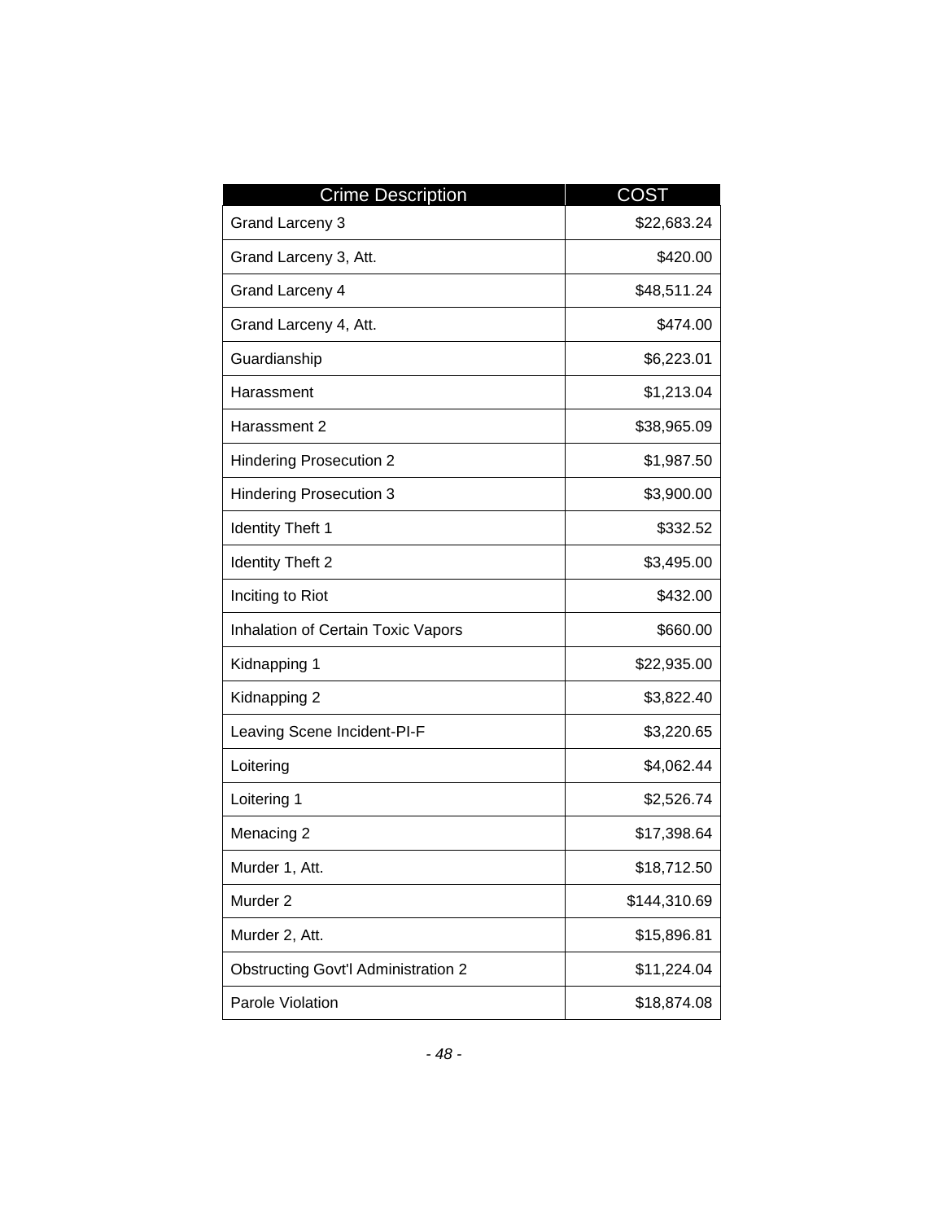| Crime Description | COST |
|---|---|
| Grand Larceny 3 | $22,683.24 |
| Grand Larceny 3, Att. | $420.00 |
| Grand Larceny 4 | $48,511.24 |
| Grand Larceny 4, Att. | $474.00 |
| Guardianship | $6,223.01 |
| Harassment | $1,213.04 |
| Harassment 2 | $38,965.09 |
| Hindering Prosecution 2 | $1,987.50 |
| Hindering Prosecution 3 | $3,900.00 |
| Identity Theft 1 | $332.52 |
| Identity Theft 2 | $3,495.00 |
| Inciting to Riot | $432.00 |
| Inhalation of Certain Toxic Vapors | $660.00 |
| Kidnapping 1 | $22,935.00 |
| Kidnapping 2 | $3,822.40 |
| Leaving Scene Incident-PI-F | $3,220.65 |
| Loitering | $4,062.44 |
| Loitering 1 | $2,526.74 |
| Menacing 2 | $17,398.64 |
| Murder 1, Att. | $18,712.50 |
| Murder 2 | $144,310.69 |
| Murder 2, Att. | $15,896.81 |
| Obstructing Govt'l Administration 2 | $11,224.04 |
| Parole Violation | $18,874.08 |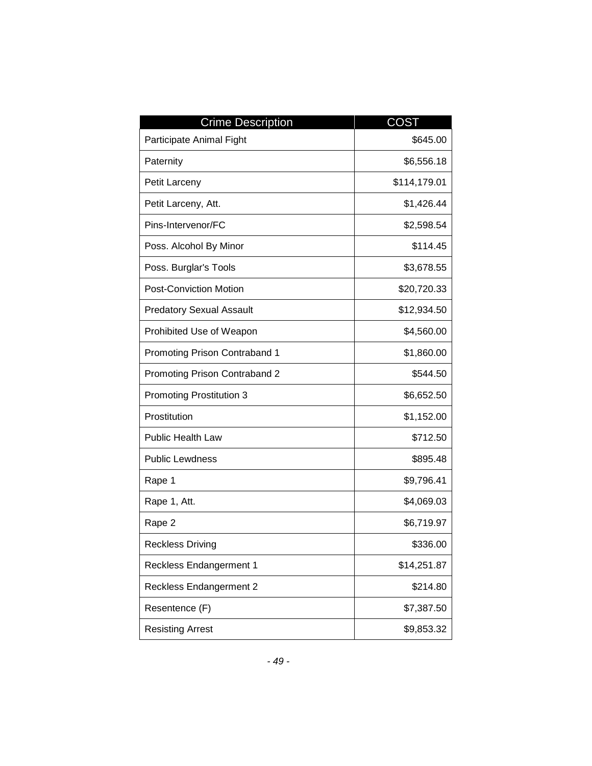| Crime Description | COST |
| --- | --- |
| Participate Animal Fight | $645.00 |
| Paternity | $6,556.18 |
| Petit Larceny | $114,179.01 |
| Petit Larceny, Att. | $1,426.44 |
| Pins-Intervenor/FC | $2,598.54 |
| Poss. Alcohol By Minor | $114.45 |
| Poss. Burglar's Tools | $3,678.55 |
| Post-Conviction Motion | $20,720.33 |
| Predatory Sexual Assault | $12,934.50 |
| Prohibited Use of Weapon | $4,560.00 |
| Promoting Prison Contraband 1 | $1,860.00 |
| Promoting Prison Contraband 2 | $544.50 |
| Promoting Prostitution 3 | $6,652.50 |
| Prostitution | $1,152.00 |
| Public Health Law | $712.50 |
| Public Lewdness | $895.48 |
| Rape 1 | $9,796.41 |
| Rape 1, Att. | $4,069.03 |
| Rape 2 | $6,719.97 |
| Reckless Driving | $336.00 |
| Reckless Endangerment 1 | $14,251.87 |
| Reckless Endangerment 2 | $214.80 |
| Resentence (F) | $7,387.50 |
| Resisting Arrest | $9,853.32 |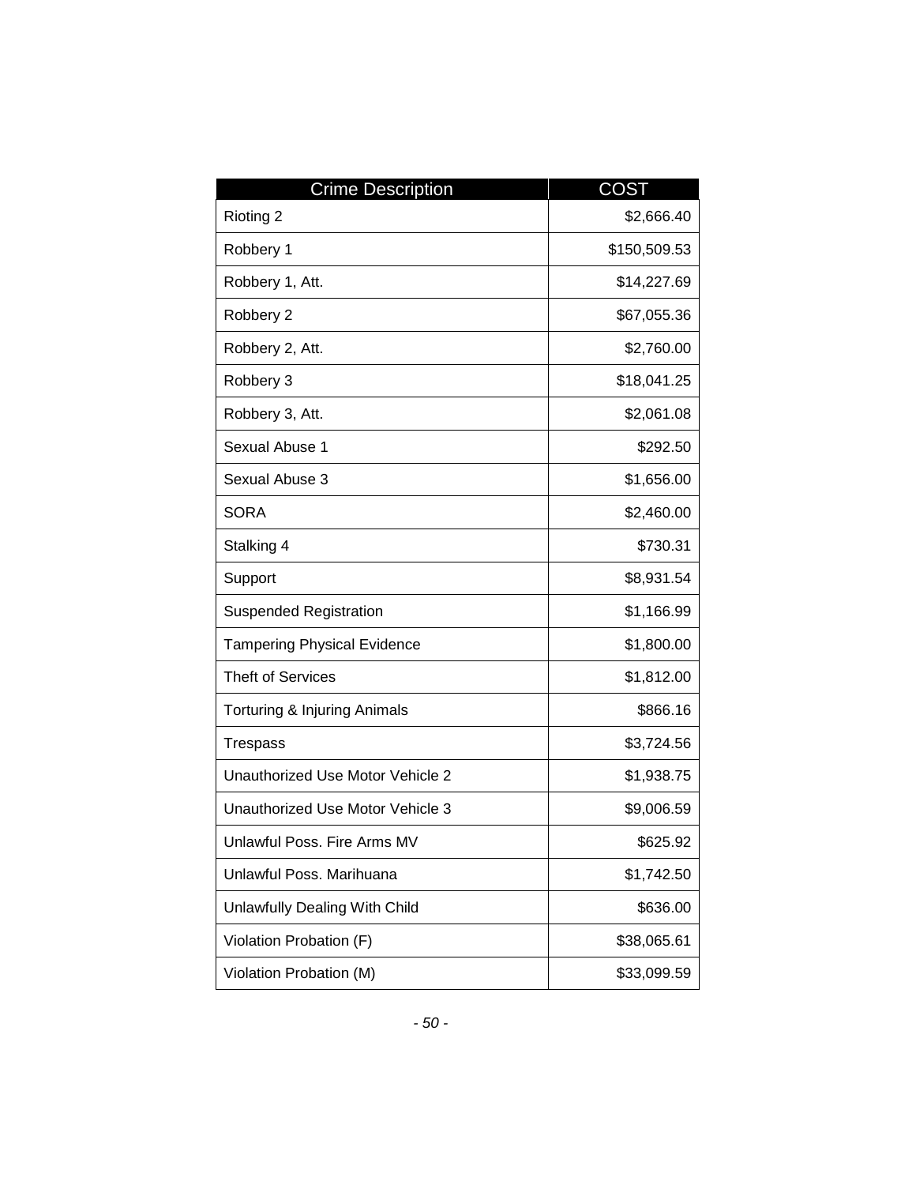| Crime Description | COST |
|---|---|
| Rioting 2 | $2,666.40 |
| Robbery 1 | $150,509.53 |
| Robbery 1, Att. | $14,227.69 |
| Robbery 2 | $67,055.36 |
| Robbery 2, Att. | $2,760.00 |
| Robbery 3 | $18,041.25 |
| Robbery 3, Att. | $2,061.08 |
| Sexual Abuse 1 | $292.50 |
| Sexual Abuse 3 | $1,656.00 |
| SORA | $2,460.00 |
| Stalking 4 | $730.31 |
| Support | $8,931.54 |
| Suspended Registration | $1,166.99 |
| Tampering Physical Evidence | $1,800.00 |
| Theft of Services | $1,812.00 |
| Torturing & Injuring Animals | $866.16 |
| Trespass | $3,724.56 |
| Unauthorized Use Motor Vehicle 2 | $1,938.75 |
| Unauthorized Use Motor Vehicle 3 | $9,006.59 |
| Unlawful Poss. Fire Arms MV | $625.92 |
| Unlawful Poss. Marihuana | $1,742.50 |
| Unlawfully Dealing With Child | $636.00 |
| Violation Probation (F) | $38,065.61 |
| Violation Probation (M) | $33,099.59 |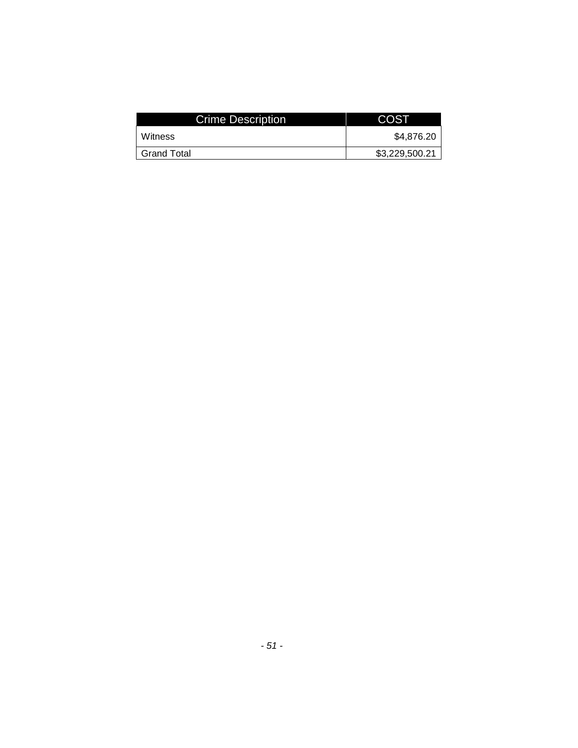| Crime Description | COST |
| --- | --- |
| Witness | $4,876.20 |
| Grand Total | $3,229,500.21 |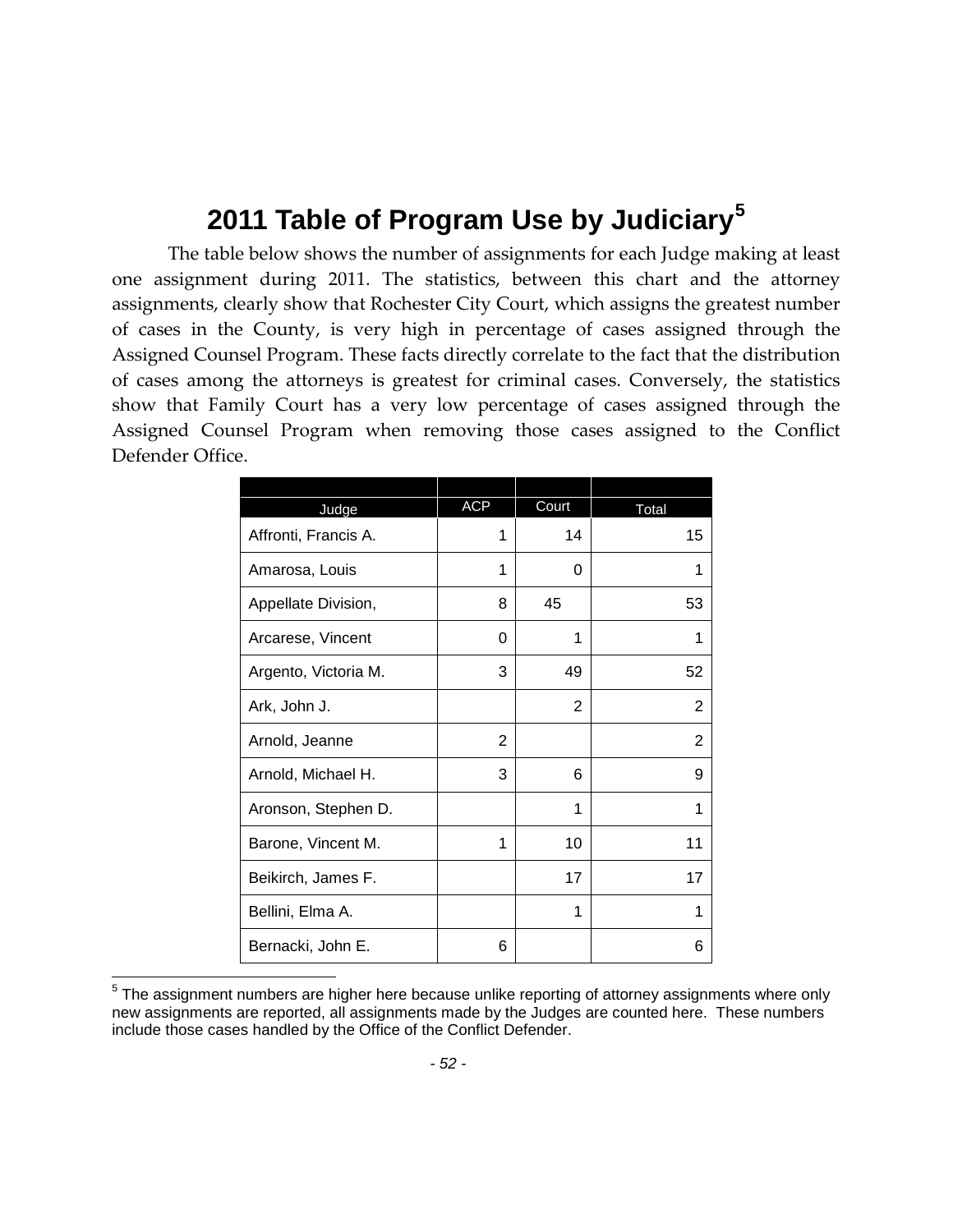# 2011 Table of Program Use by Judiciary[5]

The table below shows the number of assignments for each Judge making at least one assignment during 2011. The statistics, between this chart and the attorney assignments, clearly show that Rochester City Court, which assigns the greatest number of cases in the County, is very high in percentage of cases assigned through the Assigned Counsel Program. These facts directly correlate to the fact that the distribution of cases among the attorneys is greatest for criminal cases. Conversely, the statistics show that Family Court has a very low percentage of cases assigned through the Assigned Counsel Program when removing those cases assigned to the Conflict Defender Office.

| Judge | ACP | Court | Total |
|---|---|---|---|
| Affronti, Francis A. | 1 | 14 | 15 |
| Amarosa, Louis | 1 | 0 | 1 |
| Appellate Division, | 8 | 45 | 53 |
| Arcarese, Vincent | 0 | 1 | 1 |
| Argento, Victoria M. | 3 | 49 | 52 |
| Ark, John J. | | 2 | 2 |
| Arnold, Jeanne | 2 | | 2 |
| Arnold, Michael H. | 3 | 6 | 9 |
| Aronson, Stephen D. | | 1 | 1 |
| Barone, Vincent M. | 1 | 10 | 11 |
| Beikirch, James F. | | 17 | 17 |
| Bellini, Elma A. | | 1 | 1 |
| Bernacki, John E. | 6 | | 6 |

[5] The assignment numbers are higher here because unlike reporting of attorney assignments where only new assignments are reported, all assignments made by the Judges are counted here. These numbers include those cases handled by the Office of the Conflict Defender.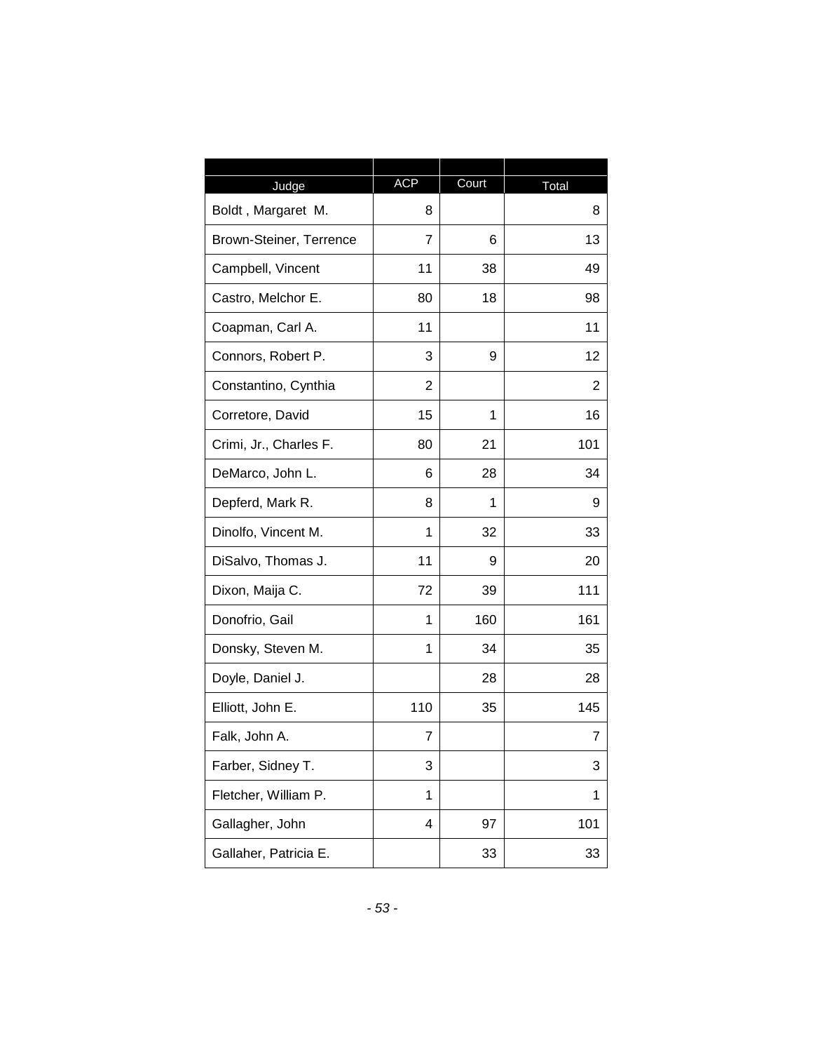| Judge | ACP | Court | Total |
|---|---|---|---|
| Boldt , Margaret M. | 8 | | 8 |
| Brown-Steiner, Terrence | 7 | 6 | 13 |
| Campbell, Vincent | 11 | 38 | 49 |
| Castro, Melchor E. | 80 | 18 | 98 |
| Coapman, Carl A. | 11 | | 11 |
| Connors, Robert P. | 3 | 9 | 12 |
| Constantino, Cynthia | 2 | | 2 |
| Corretore, David | 15 | 1 | 16 |
| Crimi, Jr., Charles F. | 80 | 21 | 101 |
| DeMarco, John L. | 6 | 28 | 34 |
| Depferd, Mark R. | 8 | 1 | 9 |
| Dinolfo, Vincent M. | 1 | 32 | 33 |
| DiSalvo, Thomas J. | 11 | 9 | 20 |
| Dixon, Maija C. | 72 | 39 | 111 |
| Donofrio, Gail | 1 | 160 | 161 |
| Donsky, Steven M. | 1 | 34 | 35 |
| Doyle, Daniel J. | | 28 | 28 |
| Elliott, John E. | 110 | 35 | 145 |
| Falk, John A. | 7 | | 7 |
| Farber, Sidney T. | 3 | | 3 |
| Fletcher, William P. | 1 | | 1 |
| Gallagher, John | 4 | 97 | 101 |
| Gallaher, Patricia E. | | 33 | 33 |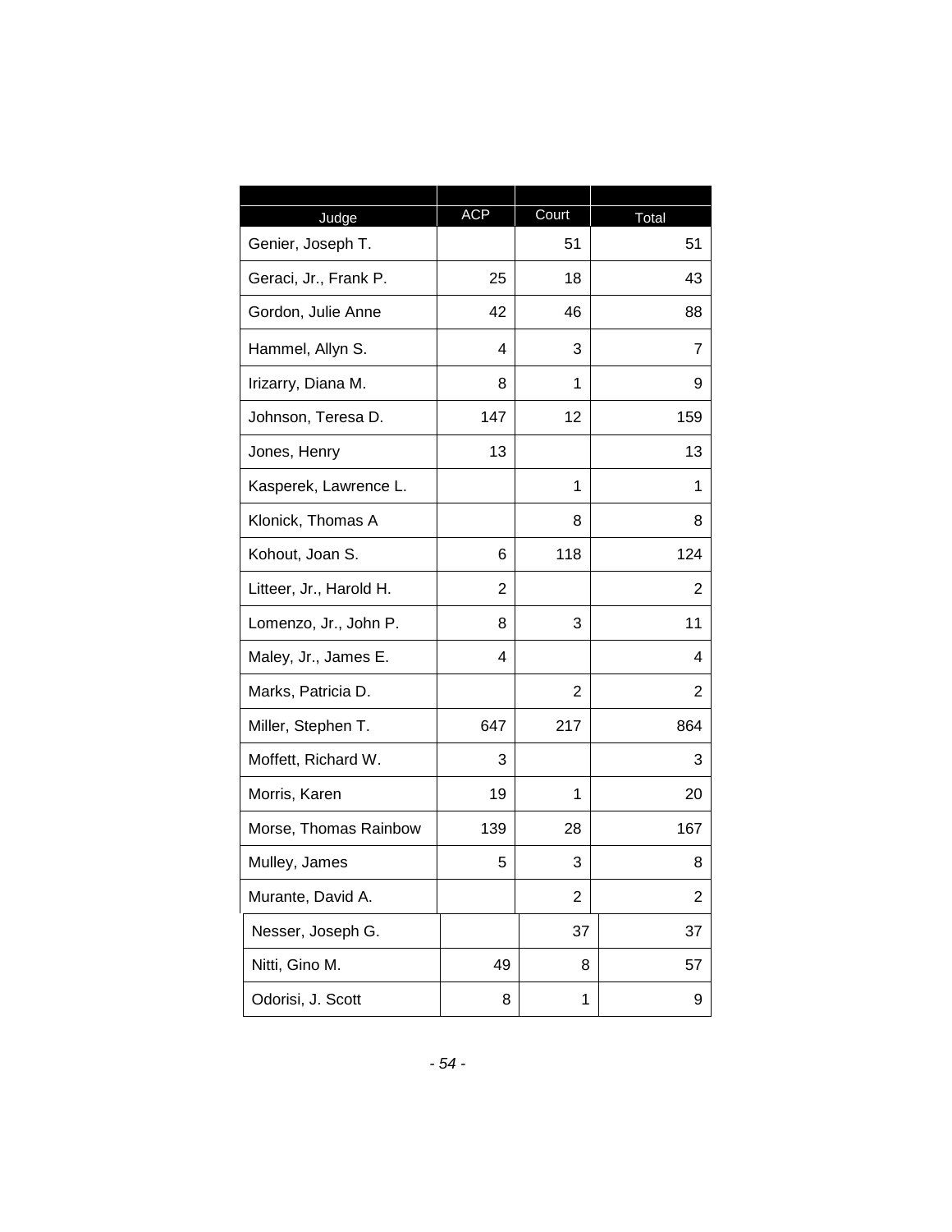| Judge | ACP | Court | Total |
|---|---|---|---|
| Genier, Joseph T. | | 51 | 51 |
| Geraci, Jr., Frank P. | 25 | 18 | 43 |
| Gordon, Julie Anne | 42 | 46 | 88 |
| Hammel, Allyn S. | 4 | 3 | 7 |
| Irizarry, Diana M. | 8 | 1 | 9 |
| Johnson, Teresa D. | 147 | 12 | 159 |
| Jones, Henry | 13 | | 13 |
| Kasperek, Lawrence L. | | 1 | 1 |
| Klonick, Thomas A | | 8 | 8 |
| Kohout, Joan S. | 6 | 118 | 124 |
| Litteer, Jr., Harold H. | 2 | | 2 |
| Lomenzo, Jr., John P. | 8 | 3 | 11 |
| Maley, Jr., James E. | 4 | | 4 |
| Marks, Patricia D. | | 2 | 2 |
| Miller, Stephen T. | 647 | 217 | 864 |
| Moffett, Richard W. | 3 | | 3 |
| Morris, Karen | 19 | 1 | 20 |
| Morse, Thomas Rainbow | 139 | 28 | 167 |
| Mulley, James | 5 | 3 | 8 |
| Murante, David A. | | 2 | 2 |
| Nesser, Joseph G. | | 37 | 37 |
| Nitti, Gino M. | 49 | 8 | 57 |
| Odorisi, J. Scott | 8 | 1 | 9 |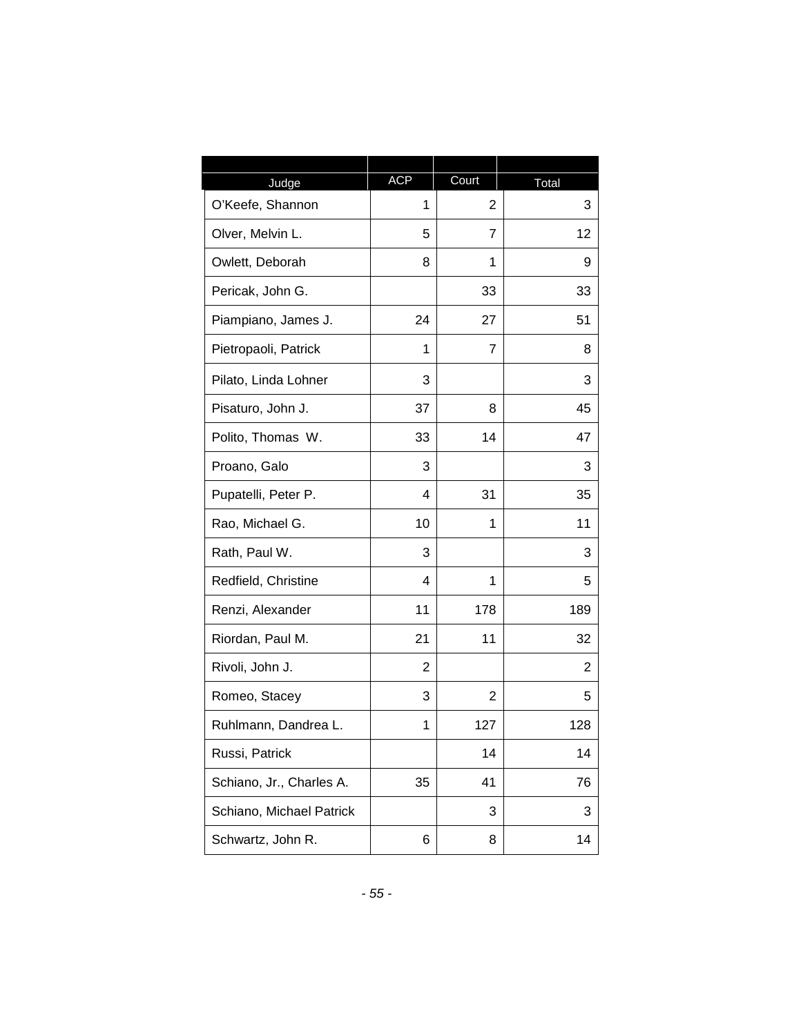| Judge | ACP | Court | Total |
| --- | --- | --- | --- |
| O'Keefe, Shannon | 1 | 2 | 3 |
| Olver, Melvin L. | 5 | 7 | 12 |
| Owlett, Deborah | 8 | 1 | 9 |
| Pericak, John G. | | 33 | 33 |
| Piampiano, James J. | 24 | 27 | 51 |
| Pietropaoli, Patrick | 1 | 7 | 8 |
| Pilato, Linda Lohner | 3 | | 3 |
| Pisaturo, John J. | 37 | 8 | 45 |
| Polito, Thomas W. | 33 | 14 | 47 |
| Proano, Galo | 3 | | 3 |
| Pupatelli, Peter P. | 4 | 31 | 35 |
| Rao, Michael G. | 10 | 1 | 11 |
| Rath, Paul W. | 3 | | 3 |
| Redfield, Christine | 4 | 1 | 5 |
| Renzi, Alexander | 11 | 178 | 189 |
| Riordan, Paul M. | 21 | 11 | 32 |
| Rivoli, John J. | 2 | | 2 |
| Romeo, Stacey | 3 | 2 | 5 |
| Ruhlmann, Dandrea L. | 1 | 127 | 128 |
| Russi, Patrick | | 14 | 14 |
| Schiano, Jr., Charles A. | 35 | 41 | 76 |
| Schiano, Michael Patrick | | 3 | 3 |
| Schwartz, John R. | 6 | 8 | 14 |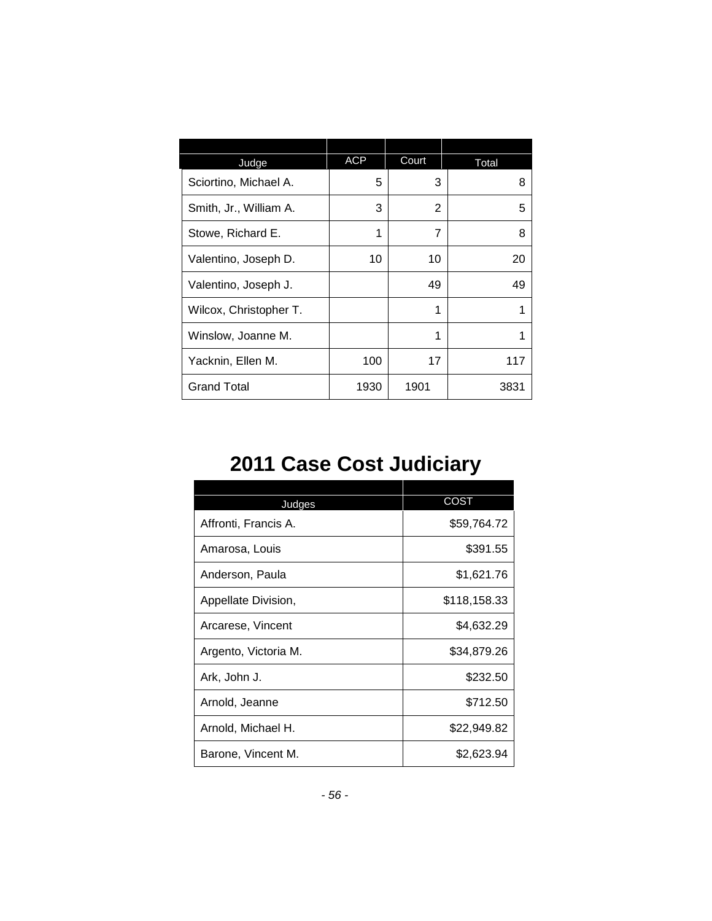| Judge | ACP | Court | Total |
|---|---|---|---|
| Sciortino, Michael A. | 5 | 3 | 8 |
| Smith, Jr., William A. | 3 | 2 | 5 |
| Stowe, Richard E. | 1 | 7 | 8 |
| Valentino, Joseph D. | 10 | 10 | 20 |
| Valentino, Joseph J. | | 49 | 49 |
| Wilcox, Christopher T. | | 1 | 1 |
| Winslow, Joanne M. | | 1 | 1 |
| Yacknin, Ellen M. | 100 | 17 | 117 |
| Grand Total | 1930 | 1901 | 3831 |

# 2011 Case Cost Judiciary

| Judges | COST |
|---|---|
| Affronti, Francis A. | $59,764.72 |
| Amarosa, Louis | $391.55 |
| Anderson, Paula | $1,621.76 |
| Appellate Division, | $118,158.33 |
| Arcarese, Vincent | $4,632.29 |
| Argento, Victoria M. | $34,879.26 |
| Ark, John J. | $232.50 |
| Arnold, Jeanne | $712.50 |
| Arnold, Michael H. | $22,949.82 |
| Barone, Vincent M. | $2,623.94 |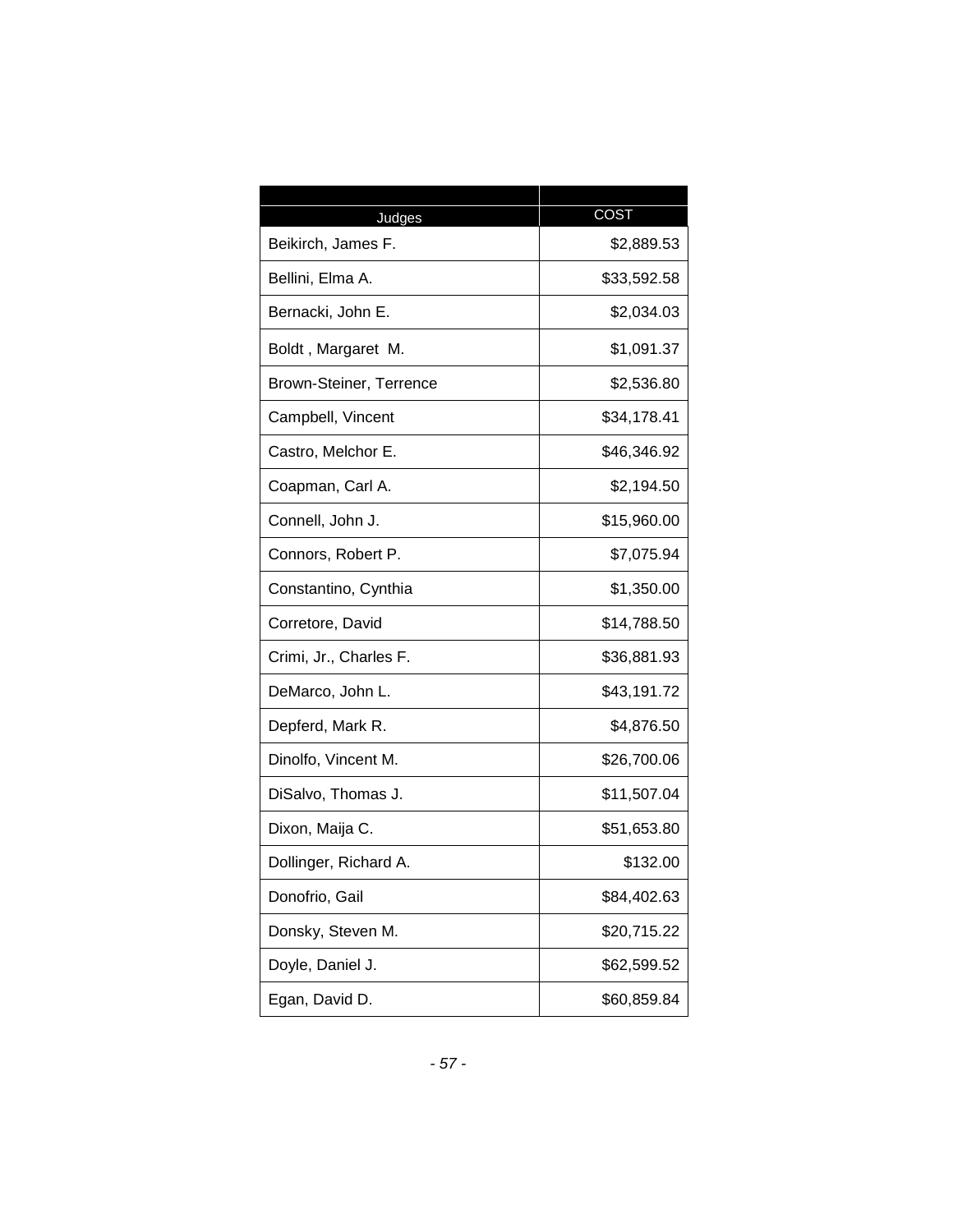| Judges | COST |
| --- | --- |
| Beikirch, James F. | $2,889.53 |
| Bellini, Elma A. | $33,592.58 |
| Bernacki, John E. | $2,034.03 |
| Boldt , Margaret  M. | $1,091.37 |
| Brown-Steiner, Terrence | $2,536.80 |
| Campbell, Vincent | $34,178.41 |
| Castro, Melchor E. | $46,346.92 |
| Coapman, Carl A. | $2,194.50 |
| Connell, John J. | $15,960.00 |
| Connors, Robert P. | $7,075.94 |
| Constantino, Cynthia | $1,350.00 |
| Corretore, David | $14,788.50 |
| Crimi, Jr., Charles F. | $36,881.93 |
| DeMarco, John L. | $43,191.72 |
| Depferd, Mark R. | $4,876.50 |
| Dinolfo, Vincent M. | $26,700.06 |
| DiSalvo, Thomas J. | $11,507.04 |
| Dixon, Maija C. | $51,653.80 |
| Dollinger, Richard A. | $132.00 |
| Donofrio, Gail | $84,402.63 |
| Donsky, Steven M. | $20,715.22 |
| Doyle, Daniel J. | $62,599.52 |
| Egan, David D. | $60,859.84 |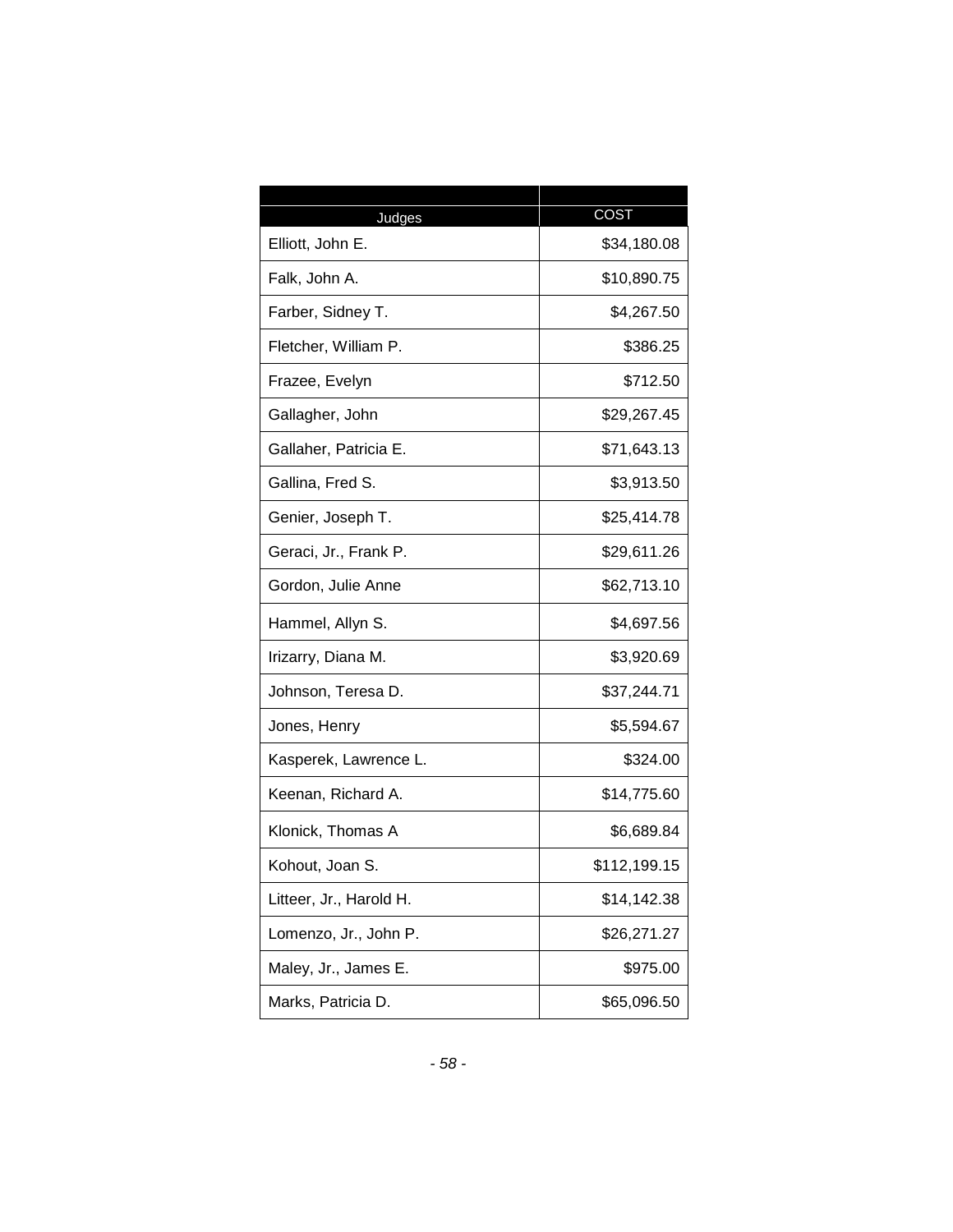| Judges | COST |
| --- | --- |
| Elliott, John E. | $34,180.08 |
| Falk, John A. | $10,890.75 |
| Farber, Sidney T. | $4,267.50 |
| Fletcher, William P. | $386.25 |
| Frazee, Evelyn | $712.50 |
| Gallagher, John | $29,267.45 |
| Gallaher, Patricia E. | $71,643.13 |
| Gallina, Fred S. | $3,913.50 |
| Genier, Joseph T. | $25,414.78 |
| Geraci, Jr., Frank P. | $29,611.26 |
| Gordon, Julie Anne | $62,713.10 |
| Hammel, Allyn S. | $4,697.56 |
| Irizarry, Diana M. | $3,920.69 |
| Johnson, Teresa D. | $37,244.71 |
| Jones, Henry | $5,594.67 |
| Kasperek, Lawrence L. | $324.00 |
| Keenan, Richard A. | $14,775.60 |
| Klonick, Thomas A | $6,689.84 |
| Kohout, Joan S. | $112,199.15 |
| Litteer, Jr., Harold H. | $14,142.38 |
| Lomenzo, Jr., John P. | $26,271.27 |
| Maley, Jr., James E. | $975.00 |
| Marks, Patricia D. | $65,096.50 |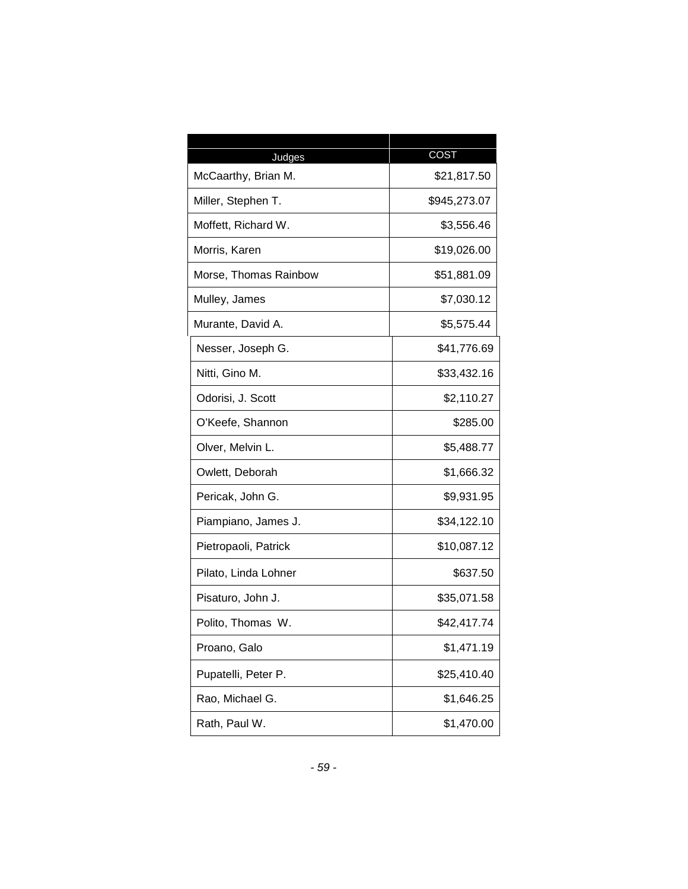| Judges | COST |
|---|---|
| McCaarthy, Brian M. | $21,817.50 |
| Miller, Stephen T. | $945,273.07 |
| Moffett, Richard W. | $3,556.46 |
| Morris, Karen | $19,026.00 |
| Morse, Thomas Rainbow | $51,881.09 |
| Mulley, James | $7,030.12 |
| Murante, David A. | $5,575.44 |
| Nesser, Joseph G. | $41,776.69 |
| Nitti, Gino M. | $33,432.16 |
| Odorisi, J. Scott | $2,110.27 |
| O'Keefe, Shannon | $285.00 |
| Olver, Melvin L. | $5,488.77 |
| Owlett, Deborah | $1,666.32 |
| Pericak, John G. | $9,931.95 |
| Piampiano, James J. | $34,122.10 |
| Pietropaoli, Patrick | $10,087.12 |
| Pilato, Linda Lohner | $637.50 |
| Pisaturo, John J. | $35,071.58 |
| Polito, Thomas W. | $42,417.74 |
| Proano, Galo | $1,471.19 |
| Pupatelli, Peter P. | $25,410.40 |
| Rao, Michael G. | $1,646.25 |
| Rath, Paul W. | $1,470.00 |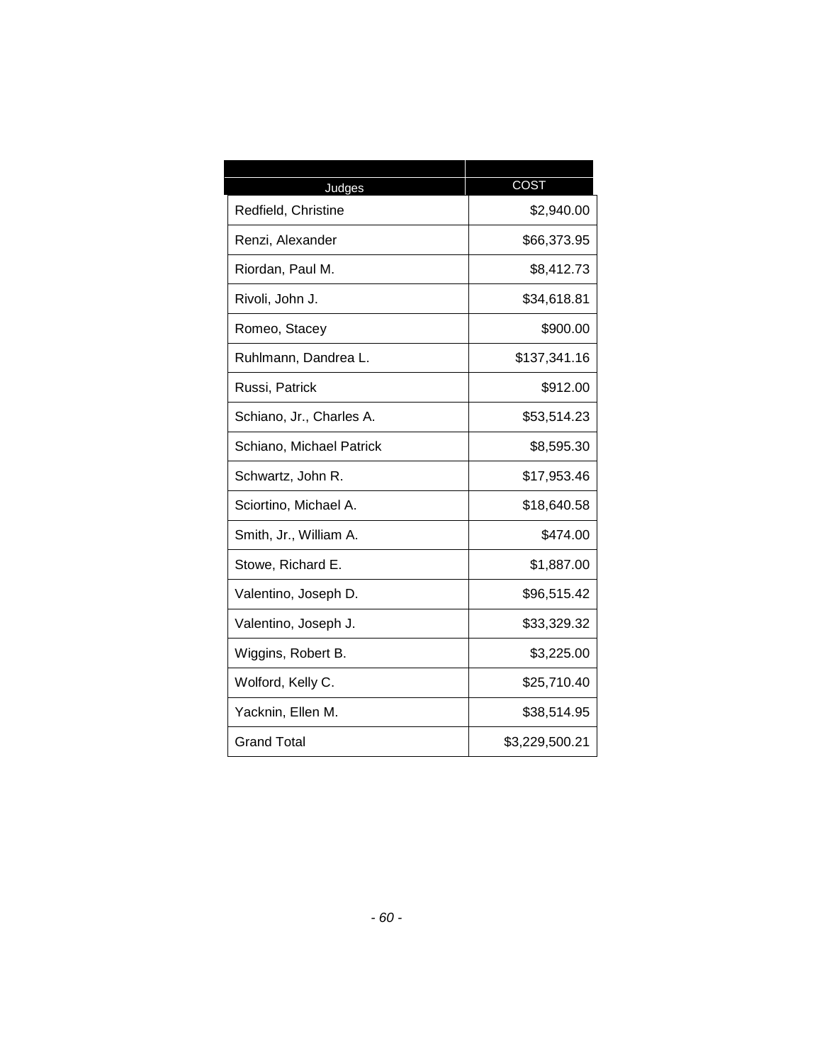| Judges | COST |
| --- | --- |
| Redfield, Christine | $2,940.00 |
| Renzi, Alexander | $66,373.95 |
| Riordan, Paul M. | $8,412.73 |
| Rivoli, John J. | $34,618.81 |
| Romeo, Stacey | $900.00 |
| Ruhlmann, Dandrea L. | $137,341.16 |
| Russi, Patrick | $912.00 |
| Schiano, Jr., Charles A. | $53,514.23 |
| Schiano, Michael Patrick | $8,595.30 |
| Schwartz, John R. | $17,953.46 |
| Sciortino, Michael A. | $18,640.58 |
| Smith, Jr., William A. | $474.00 |
| Stowe, Richard E. | $1,887.00 |
| Valentino, Joseph D. | $96,515.42 |
| Valentino, Joseph J. | $33,329.32 |
| Wiggins, Robert B. | $3,225.00 |
| Wolford, Kelly C. | $25,710.40 |
| Yacknin, Ellen M. | $38,514.95 |
| Grand Total | $3,229,500.21 |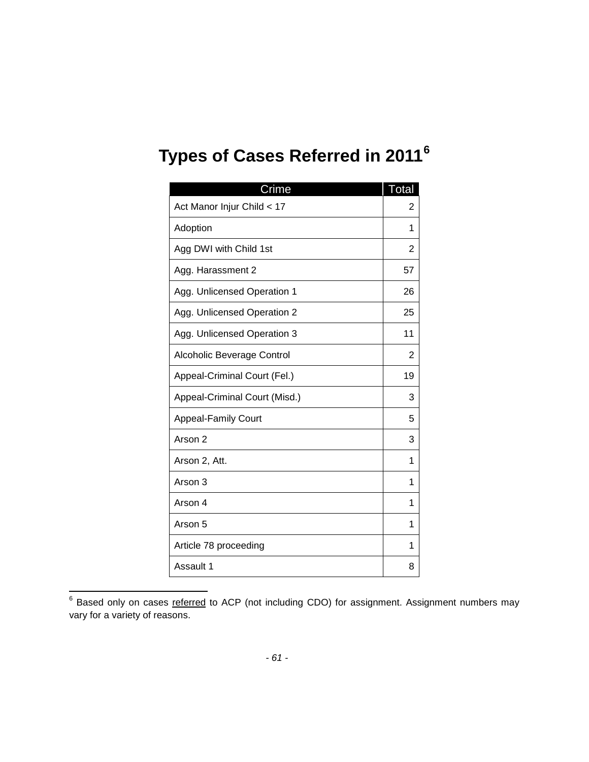# Types of Cases Referred in 2011[6]

| Crime | Total |
|---|---|
| Act Manor Injur Child < 17 | 2 |
| Adoption | 1 |
| Agg DWI with Child 1st | 2 |
| Agg. Harassment 2 | 57 |
| Agg. Unlicensed Operation 1 | 26 |
| Agg. Unlicensed Operation 2 | 25 |
| Agg. Unlicensed Operation 3 | 11 |
| Alcoholic Beverage Control | 2 |
| Appeal-Criminal Court (Fel.) | 19 |
| Appeal-Criminal Court (Misd.) | 3 |
| Appeal-Family Court | 5 |
| Arson 2 | 3 |
| Arson 2, Att. | 1 |
| Arson 3 | 1 |
| Arson 4 | 1 |
| Arson 5 | 1 |
| Article 78 proceeding | 1 |
| Assault 1 | 8 |

[6] Based only on cases referred to ACP (not including CDO) for assignment. Assignment numbers may vary for a variety of reasons.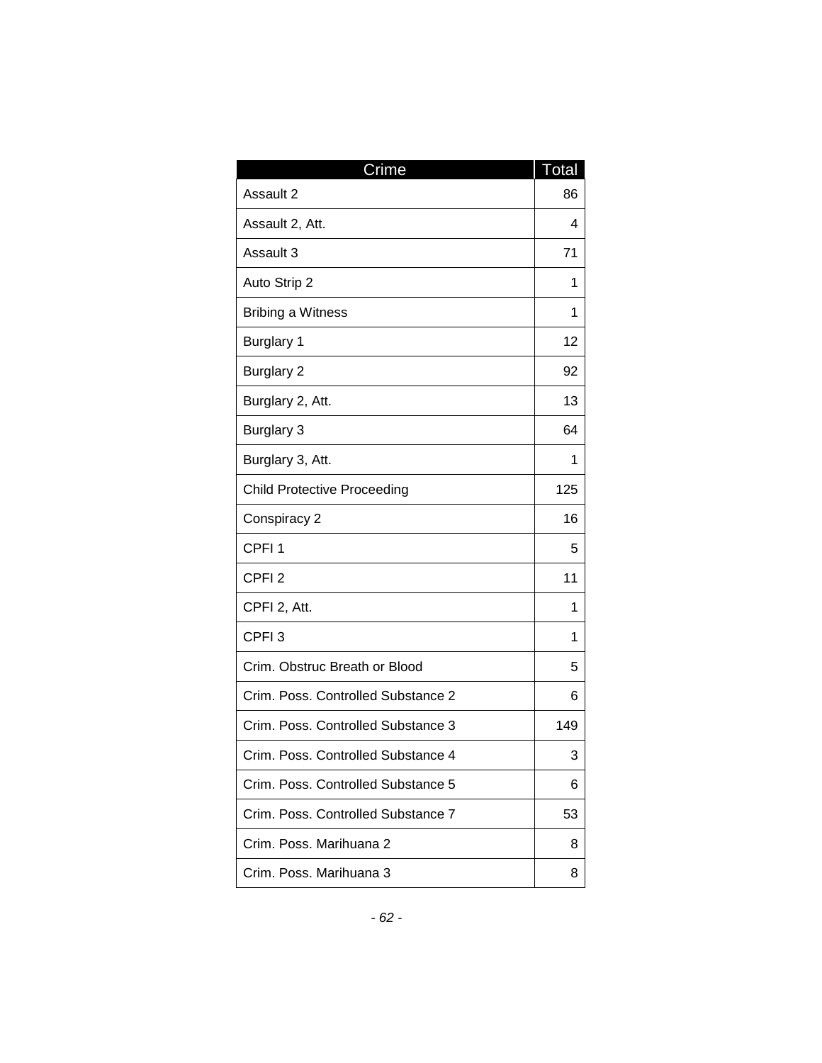| Crime | Total |
|---|---|
| Assault 2 | 86 |
| Assault 2, Att. | 4 |
| Assault 3 | 71 |
| Auto Strip 2 | 1 |
| Bribing a Witness | 1 |
| Burglary 1 | 12 |
| Burglary 2 | 92 |
| Burglary 2, Att. | 13 |
| Burglary 3 | 64 |
| Burglary 3, Att. | 1 |
| Child Protective Proceeding | 125 |
| Conspiracy 2 | 16 |
| CPFI 1 | 5 |
| CPFI 2 | 11 |
| CPFI 2, Att. | 1 |
| CPFI 3 | 1 |
| Crim. Obstruc Breath or Blood | 5 |
| Crim. Poss. Controlled Substance 2 | 6 |
| Crim. Poss. Controlled Substance 3 | 149 |
| Crim. Poss. Controlled Substance 4 | 3 |
| Crim. Poss. Controlled Substance 5 | 6 |
| Crim. Poss. Controlled Substance 7 | 53 |
| Crim. Poss. Marihuana 2 | 8 |
| Crim. Poss. Marihuana 3 | 8 |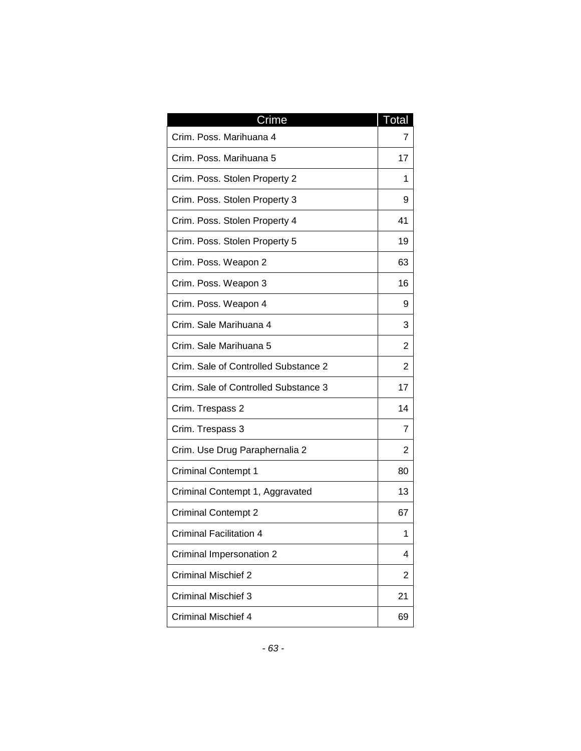| Crime | Total |
| --- | --- |
| Crim. Poss. Marihuana 4 | 7 |
| Crim. Poss. Marihuana 5 | 17 |
| Crim. Poss. Stolen Property 2 | 1 |
| Crim. Poss. Stolen Property 3 | 9 |
| Crim. Poss. Stolen Property 4 | 41 |
| Crim. Poss. Stolen Property 5 | 19 |
| Crim. Poss. Weapon 2 | 63 |
| Crim. Poss. Weapon 3 | 16 |
| Crim. Poss. Weapon 4 | 9 |
| Crim. Sale Marihuana 4 | 3 |
| Crim. Sale Marihuana 5 | 2 |
| Crim. Sale of Controlled Substance 2 | 2 |
| Crim. Sale of Controlled Substance 3 | 17 |
| Crim. Trespass 2 | 14 |
| Crim. Trespass 3 | 7 |
| Crim. Use Drug Paraphernalia 2 | 2 |
| Criminal Contempt 1 | 80 |
| Criminal Contempt 1, Aggravated | 13 |
| Criminal Contempt 2 | 67 |
| Criminal Facilitation 4 | 1 |
| Criminal Impersonation 2 | 4 |
| Criminal Mischief 2 | 2 |
| Criminal Mischief 3 | 21 |
| Criminal Mischief 4 | 69 |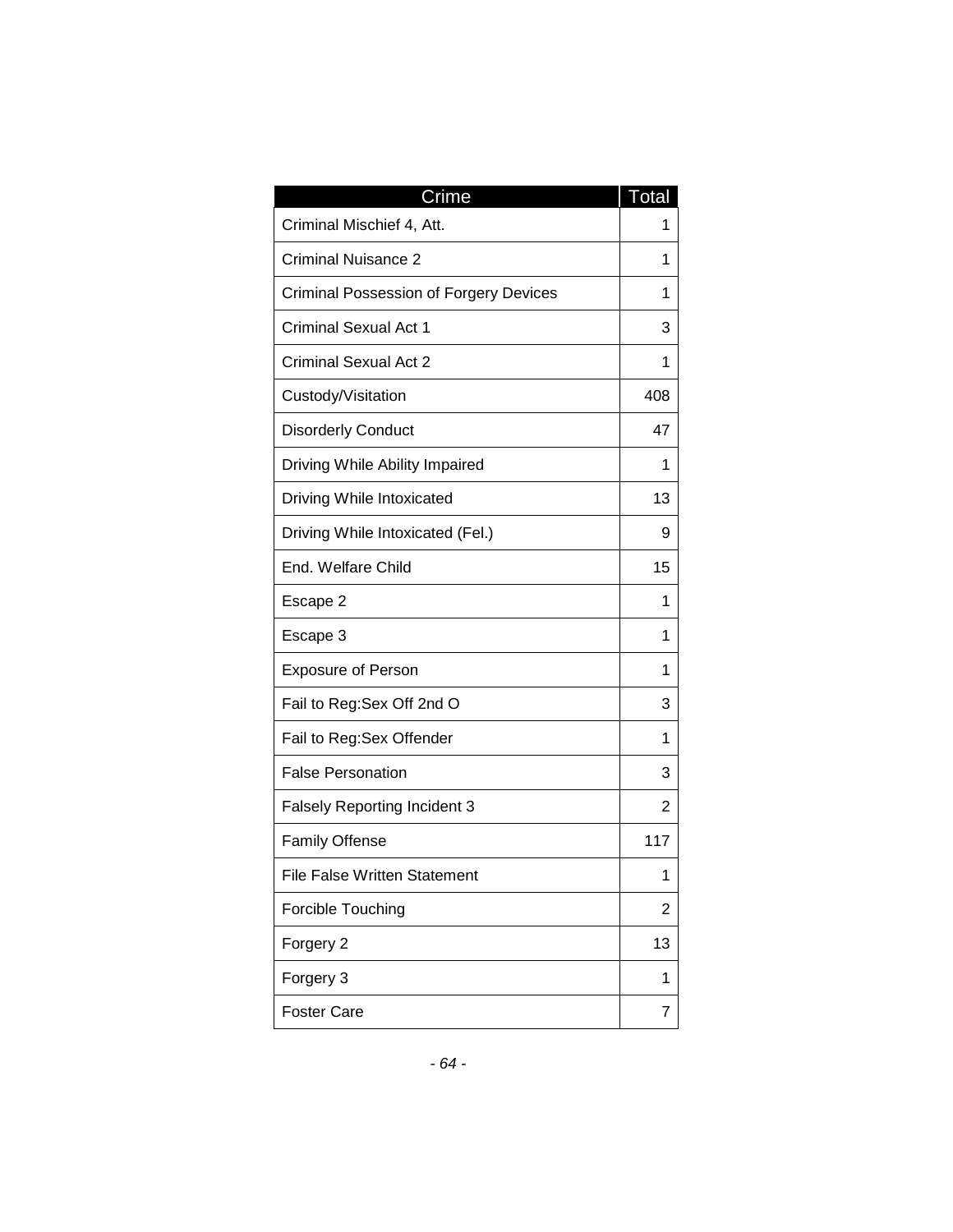| Crime | Total |
| --- | --- |
| Criminal Mischief 4, Att. | 1 |
| Criminal Nuisance 2 | 1 |
| Criminal Possession of Forgery Devices | 1 |
| Criminal Sexual Act 1 | 3 |
| Criminal Sexual Act 2 | 1 |
| Custody/Visitation | 408 |
| Disorderly Conduct | 47 |
| Driving While Ability Impaired | 1 |
| Driving While Intoxicated | 13 |
| Driving While Intoxicated (Fel.) | 9 |
| End. Welfare Child | 15 |
| Escape 2 | 1 |
| Escape 3 | 1 |
| Exposure of Person | 1 |
| Fail to Reg:Sex Off 2nd O | 3 |
| Fail to Reg:Sex Offender | 1 |
| False Personation | 3 |
| Falsely Reporting Incident 3 | 2 |
| Family Offense | 117 |
| File False Written Statement | 1 |
| Forcible Touching | 2 |
| Forgery 2 | 13 |
| Forgery 3 | 1 |
| Foster Care | 7 |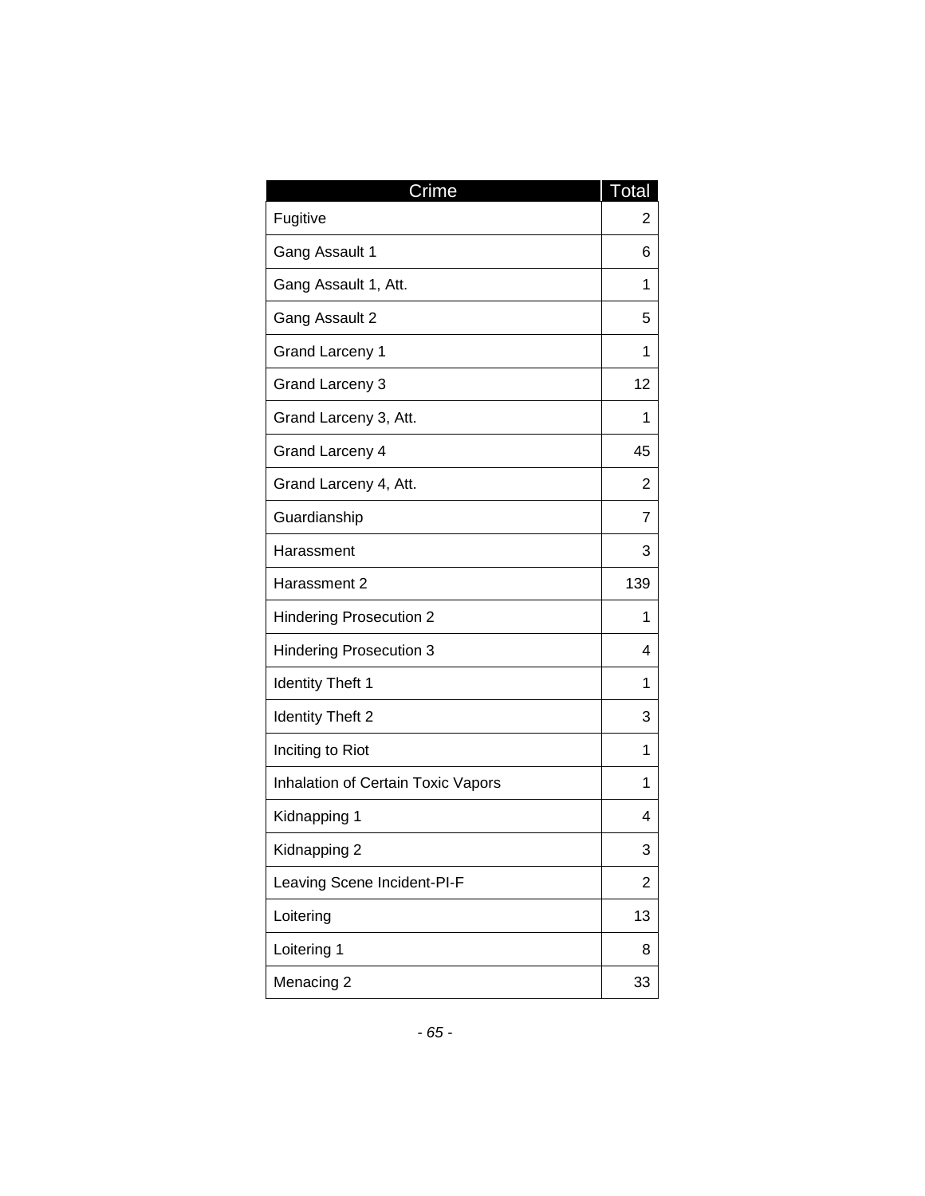| Crime | Total |
| --- | --- |
| Fugitive | 2 |
| Gang Assault 1 | 6 |
| Gang Assault 1, Att. | 1 |
| Gang Assault 2 | 5 |
| Grand Larceny 1 | 1 |
| Grand Larceny 3 | 12 |
| Grand Larceny 3, Att. | 1 |
| Grand Larceny 4 | 45 |
| Grand Larceny 4, Att. | 2 |
| Guardianship | 7 |
| Harassment | 3 |
| Harassment 2 | 139 |
| Hindering Prosecution 2 | 1 |
| Hindering Prosecution 3 | 4 |
| Identity Theft 1 | 1 |
| Identity Theft 2 | 3 |
| Inciting to Riot | 1 |
| Inhalation of Certain Toxic Vapors | 1 |
| Kidnapping 1 | 4 |
| Kidnapping 2 | 3 |
| Leaving Scene Incident-PI-F | 2 |
| Loitering | 13 |
| Loitering 1 | 8 |
| Menacing 2 | 33 |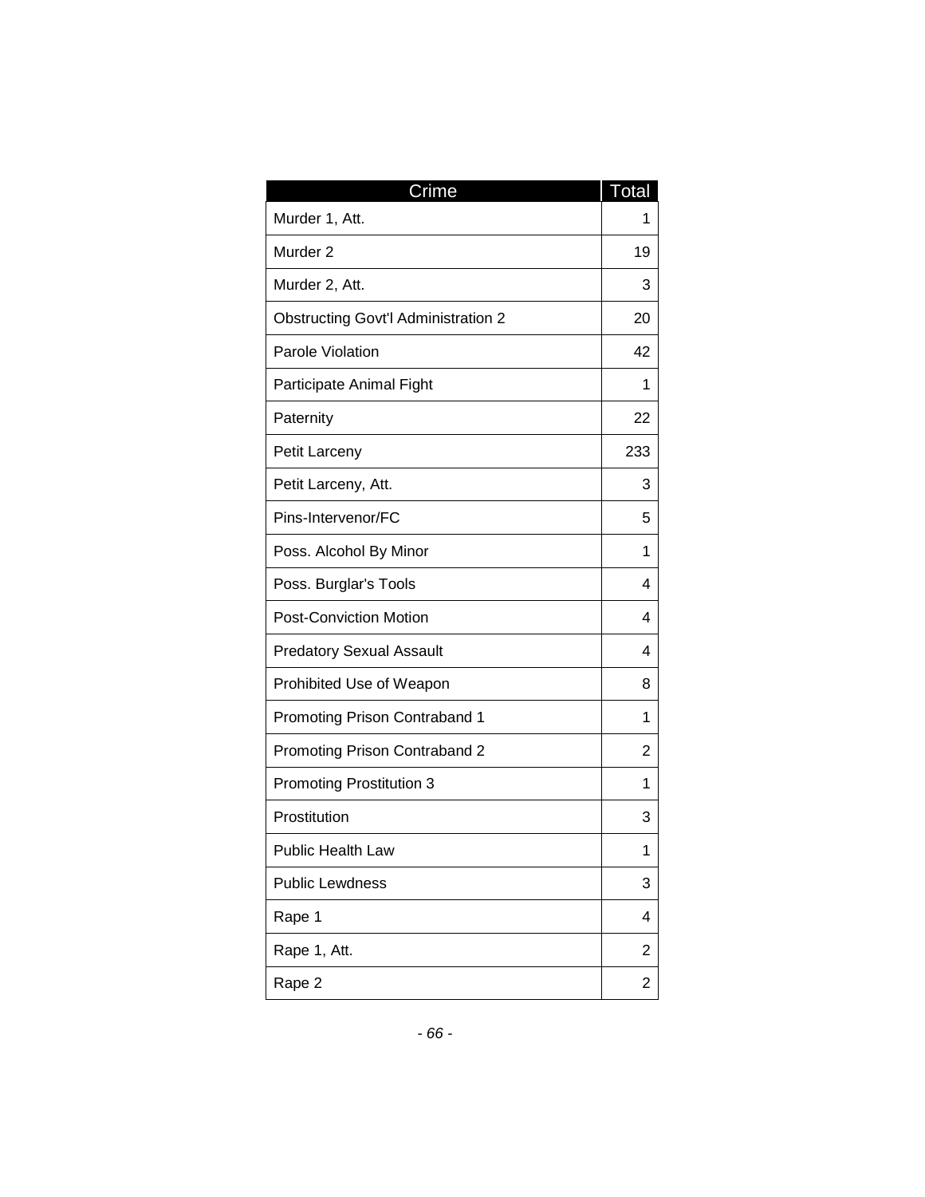| Crime | Total |
|---|---|
| Murder 1, Att. | 1 |
| Murder 2 | 19 |
| Murder 2, Att. | 3 |
| Obstructing Govt'l Administration 2 | 20 |
| Parole Violation | 42 |
| Participate Animal Fight | 1 |
| Paternity | 22 |
| Petit Larceny | 233 |
| Petit Larceny, Att. | 3 |
| Pins-Intervenor/FC | 5 |
| Poss. Alcohol By Minor | 1 |
| Poss. Burglar's Tools | 4 |
| Post-Conviction Motion | 4 |
| Predatory Sexual Assault | 4 |
| Prohibited Use of Weapon | 8 |
| Promoting Prison Contraband 1 | 1 |
| Promoting Prison Contraband 2 | 2 |
| Promoting Prostitution 3 | 1 |
| Prostitution | 3 |
| Public Health Law | 1 |
| Public Lewdness | 3 |
| Rape 1 | 4 |
| Rape 1, Att. | 2 |
| Rape 2 | 2 |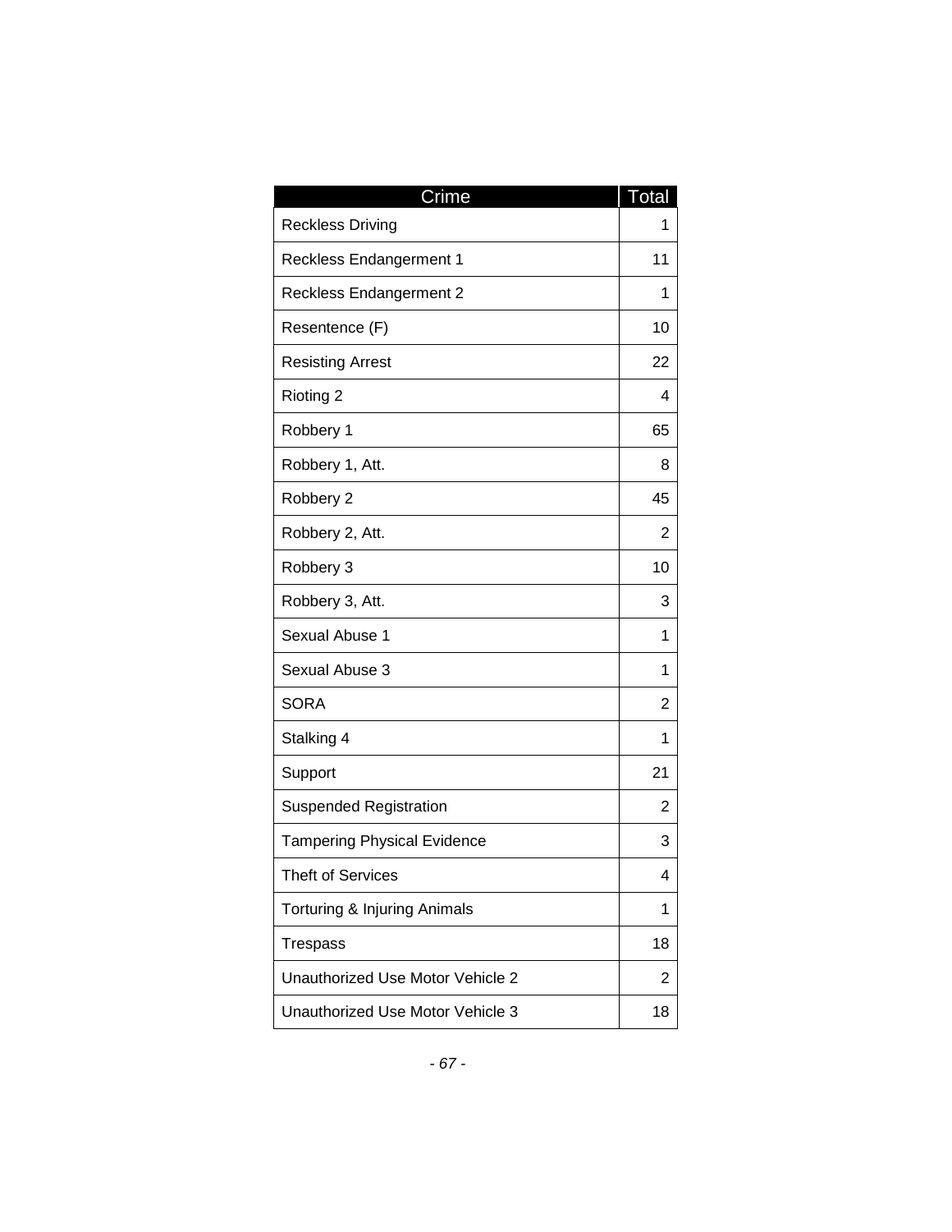| Crime | Total |
|---|---|
| Reckless Driving | 1 |
| Reckless Endangerment 1 | 11 |
| Reckless Endangerment 2 | 1 |
| Resentence (F) | 10 |
| Resisting Arrest | 22 |
| Rioting 2 | 4 |
| Robbery 1 | 65 |
| Robbery 1, Att. | 8 |
| Robbery 2 | 45 |
| Robbery 2, Att. | 2 |
| Robbery 3 | 10 |
| Robbery 3, Att. | 3 |
| Sexual Abuse 1 | 1 |
| Sexual Abuse 3 | 1 |
| SORA | 2 |
| Stalking 4 | 1 |
| Support | 21 |
| Suspended Registration | 2 |
| Tampering Physical Evidence | 3 |
| Theft of Services | 4 |
| Torturing & Injuring Animals | 1 |
| Trespass | 18 |
| Unauthorized Use Motor Vehicle 2 | 2 |
| Unauthorized Use Motor Vehicle 3 | 18 |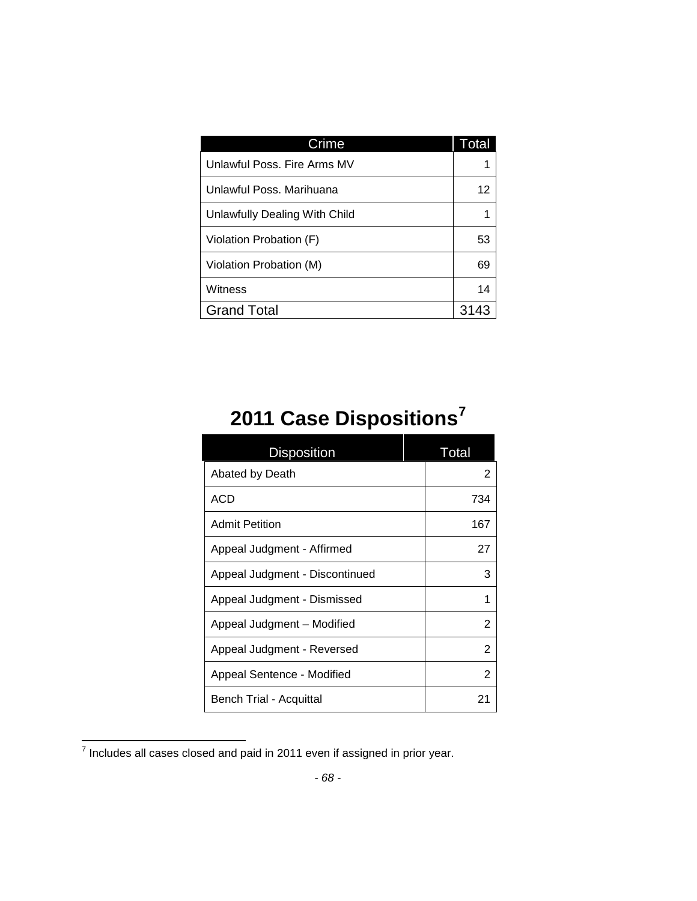| Crime | Total |
|---|---|
| Unlawful Poss. Fire Arms MV | 1 |
| Unlawful Poss. Marihuana | 12 |
| Unlawfully Dealing With Child | 1 |
| Violation Probation (F) | 53 |
| Violation Probation (M) | 69 |
| Witness | 14 |
| Grand Total | 3143 |

## 2011 Case Dispositions[7]

| Disposition | Total |
|---|---|
| Abated by Death | 2 |
| ACD | 734 |
| Admit Petition | 167 |
| Appeal Judgment - Affirmed | 27 |
| Appeal Judgment - Discontinued | 3 |
| Appeal Judgment - Dismissed | 1 |
| Appeal Judgment – Modified | 2 |
| Appeal Judgment - Reversed | 2 |
| Appeal Sentence - Modified | 2 |
| Bench Trial - Acquittal | 21 |

[7] Includes all cases closed and paid in 2011 even if assigned in prior year.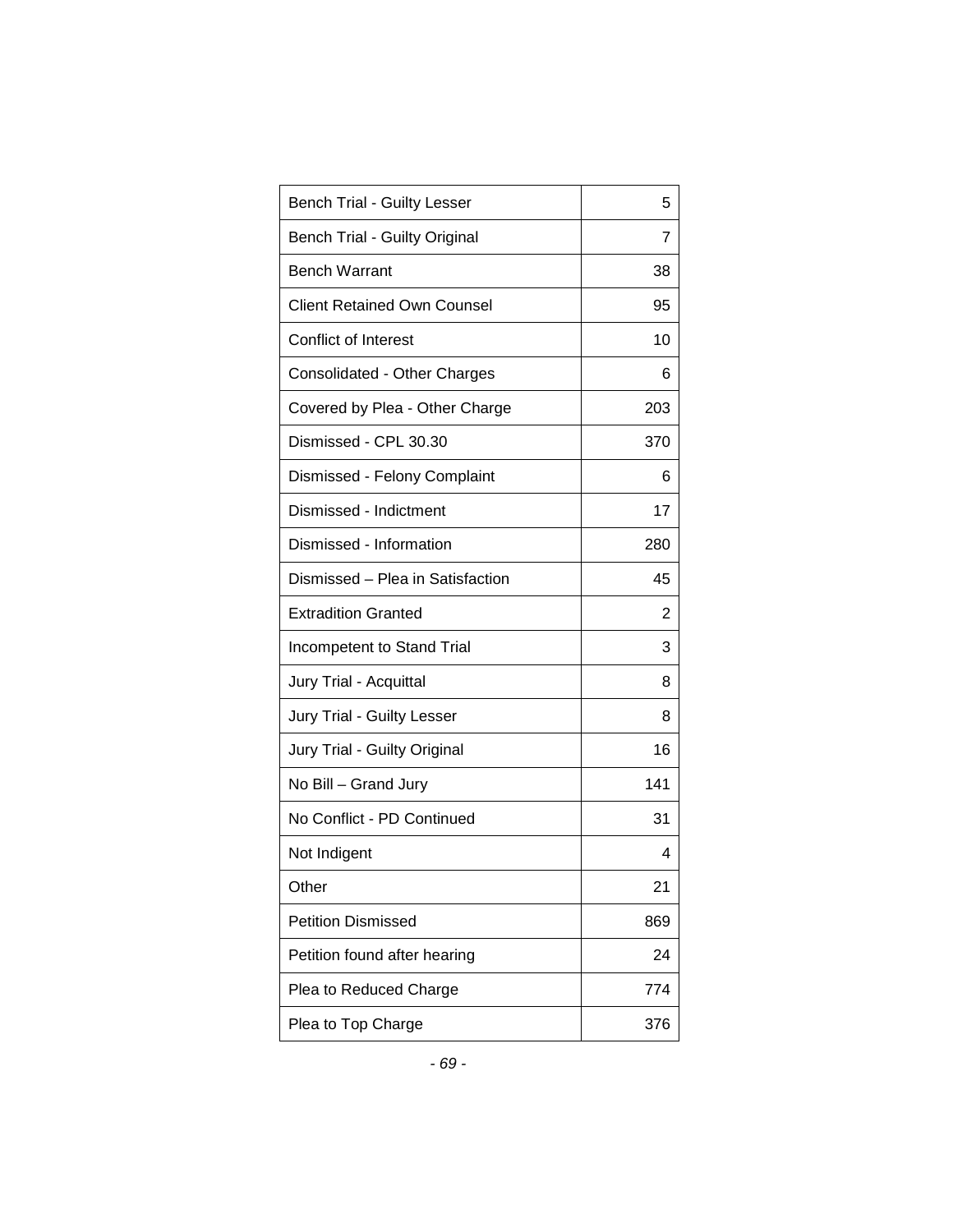| | |
|---|---|
| Bench Trial - Guilty Lesser | 5 |
| Bench Trial - Guilty Original | 7 |
| Bench Warrant | 38 |
| Client Retained Own Counsel | 95 |
| Conflict of Interest | 10 |
| Consolidated - Other Charges | 6 |
| Covered by Plea - Other Charge | 203 |
| Dismissed - CPL 30.30 | 370 |
| Dismissed - Felony Complaint | 6 |
| Dismissed - Indictment | 17 |
| Dismissed - Information | 280 |
| Dismissed – Plea in Satisfaction | 45 |
| Extradition Granted | 2 |
| Incompetent to Stand Trial | 3 |
| Jury Trial - Acquittal | 8 |
| Jury Trial - Guilty Lesser | 8 |
| Jury Trial - Guilty Original | 16 |
| No Bill – Grand Jury | 141 |
| No Conflict - PD Continued | 31 |
| Not Indigent | 4 |
| Other | 21 |
| Petition Dismissed | 869 |
| Petition found after hearing | 24 |
| Plea to Reduced Charge | 774 |
| Plea to Top Charge | 376 |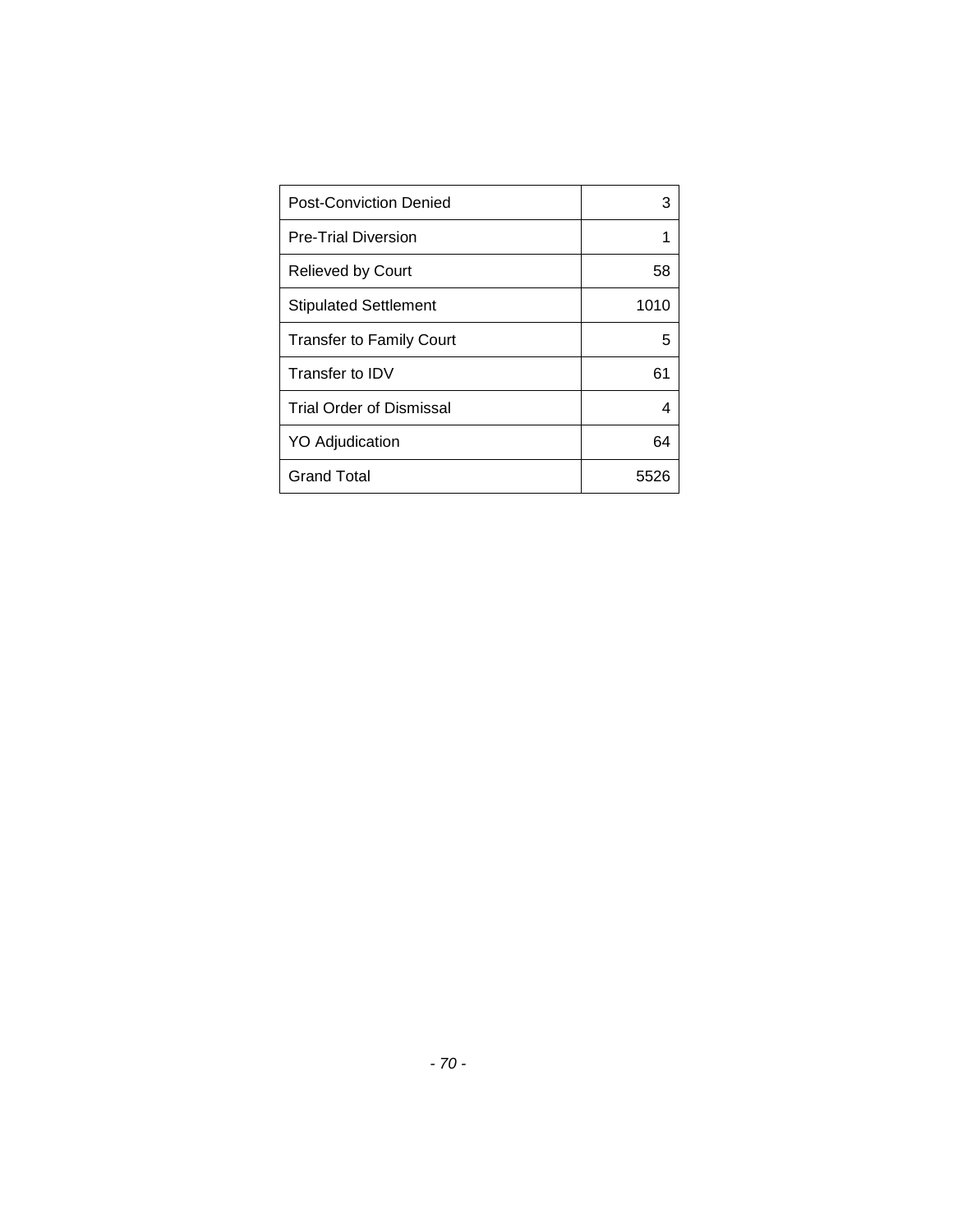| | |
|---|---|
| Post-Conviction Denied | 3 |
| Pre-Trial Diversion | 1 |
| Relieved by Court | 58 |
| Stipulated Settlement | 1010 |
| Transfer to Family Court | 5 |
| Transfer to IDV | 61 |
| Trial Order of Dismissal | 4 |
| YO Adjudication | 64 |
| Grand Total | 5526 |